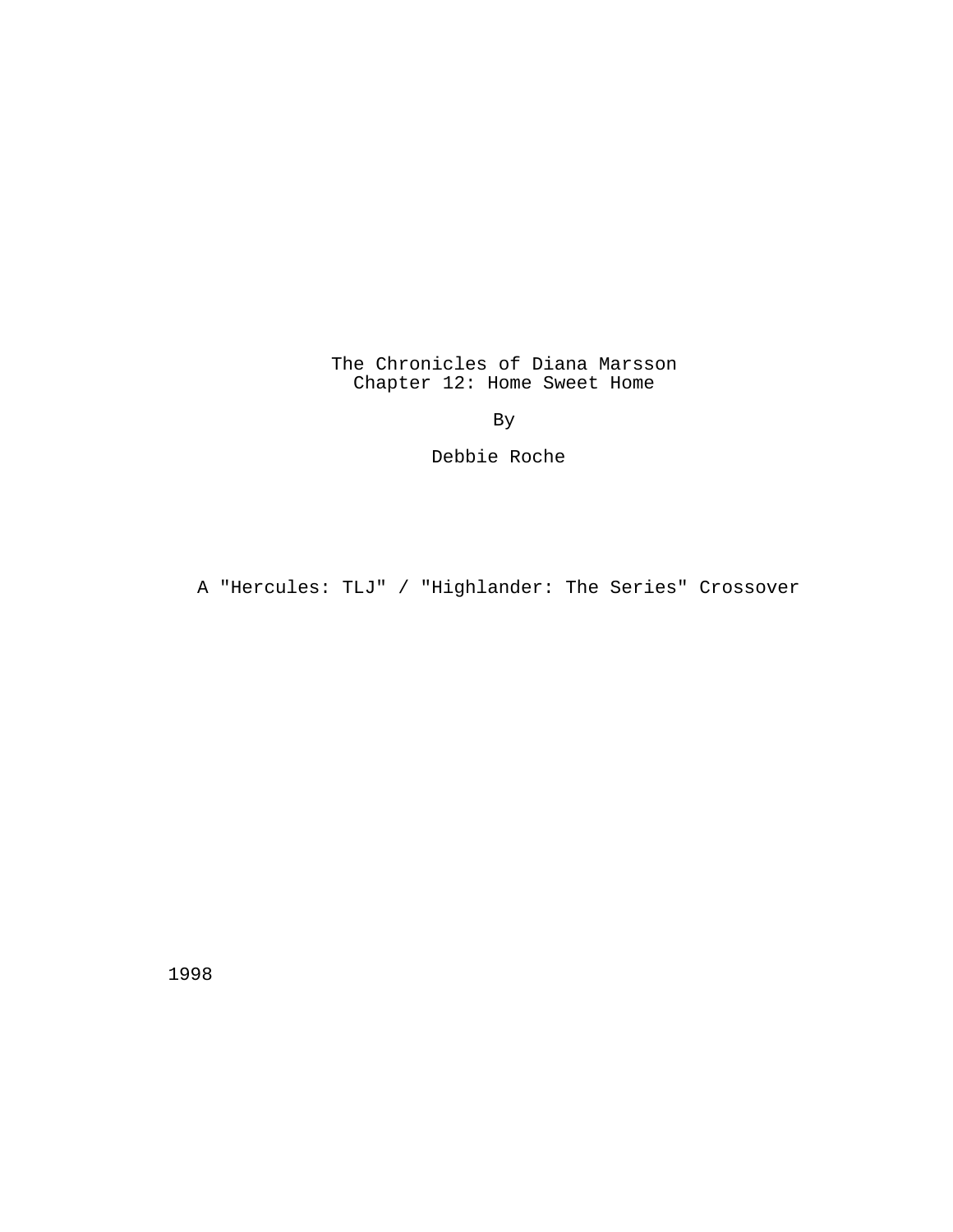# The Chronicles of Diana Marsson
## Chapter 12: Home Sweet Home

By

Debbie Roche

A "Hercules: TLJ" / "Highlander: The Series" Crossover

1998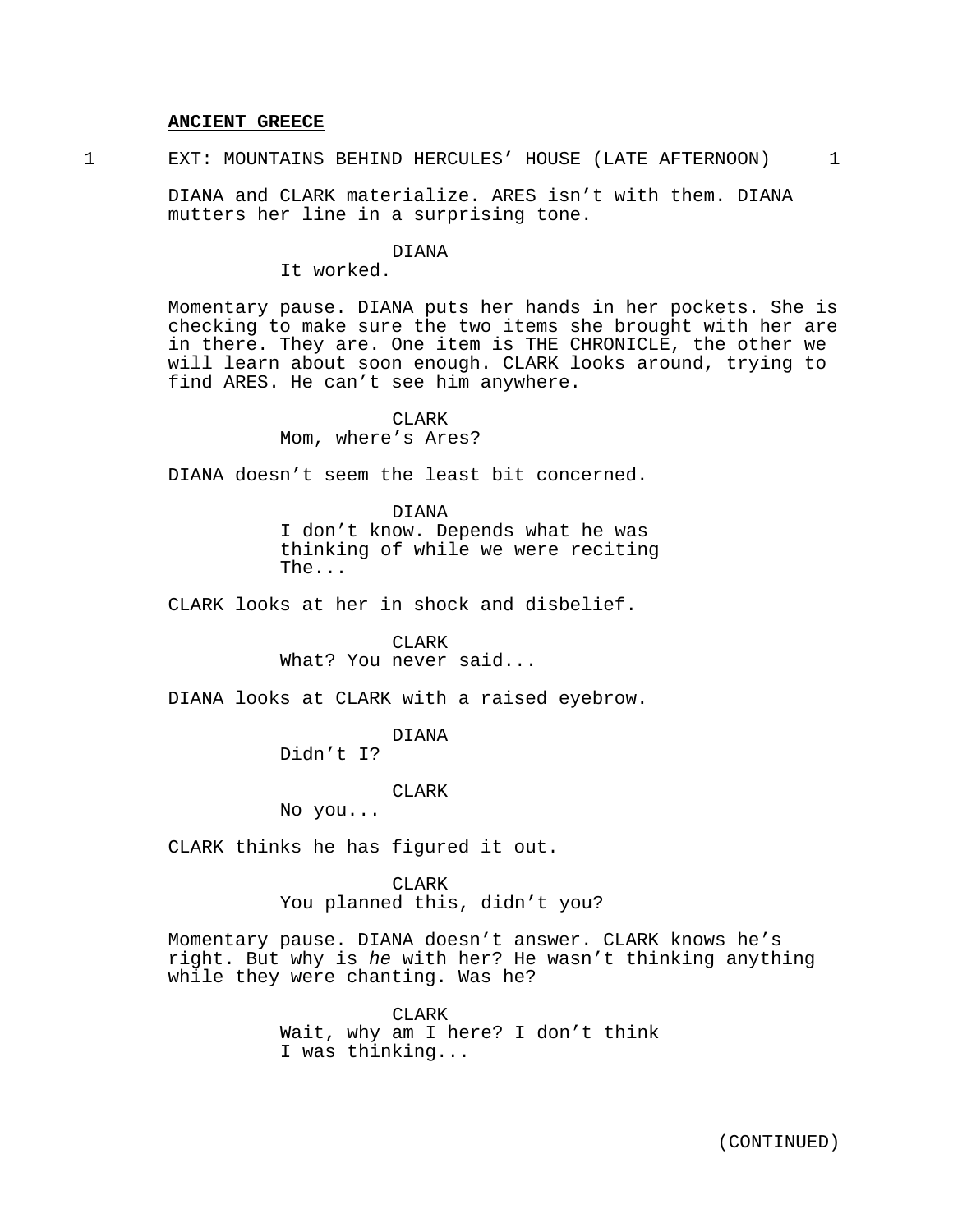**ANCIENT GREECE**

1 EXT: MOUNTAINS BEHIND HERCULES' HOUSE (LATE AFTERNOON) 1

DIANA and CLARK materialize. ARES isn't with them. DIANA mutters her line in a surprising tone.

DIANA
It worked.

Momentary pause. DIANA puts her hands in her pockets. She is checking to make sure the two items she brought with her are in there. They are. One item is THE CHRONICLE, the other we will learn about soon enough. CLARK looks around, trying to find ARES. He can't see him anywhere.

CLARK
Mom, where's Ares?

DIANA doesn't seem the least bit concerned.

DIANA
I don't know. Depends what he was thinking of while we were reciting The...

CLARK looks at her in shock and disbelief.

CLARK
What? You never said...

DIANA looks at CLARK with a raised eyebrow.

DIANA
Didn't I?

CLARK
No you...

CLARK thinks he has figured it out.

CLARK
You planned this, didn't you?

Momentary pause. DIANA doesn't answer. CLARK knows he's right. But why is *he* with her? He wasn't thinking anything while they were chanting. Was he?

CLARK
Wait, why am I here? I don't think I was thinking...

(CONTINUED)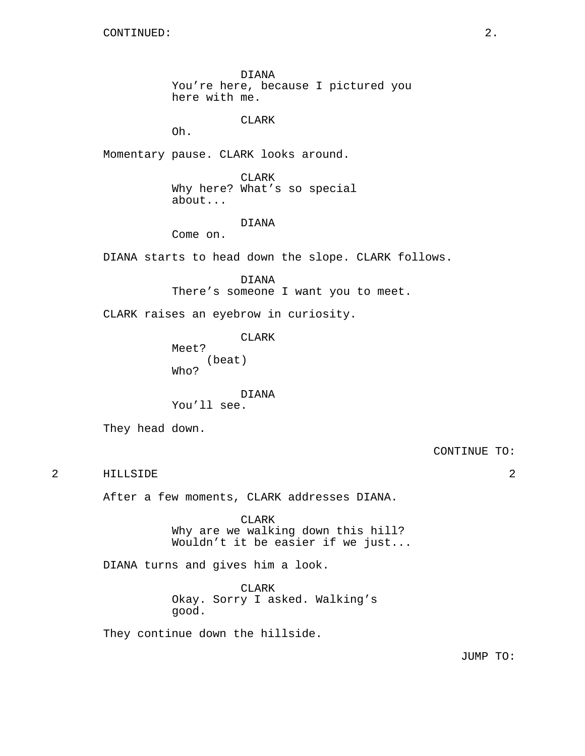CONTINUED:

DIANA
You're here, because I pictured you here with me.

CLARK
Oh.

Momentary pause. CLARK looks around.

CLARK
Why here? What's so special about...

DIANA
Come on.

DIANA starts to head down the slope. CLARK follows.

DIANA
There's someone I want you to meet.

CLARK raises an eyebrow in curiosity.

CLARK
Meet?
(beat)
Who?

DIANA
You'll see.

They head down.

CONTINUE TO:

2 HILLSIDE 2

After a few moments, CLARK addresses DIANA.

CLARK
Why are we walking down this hill? Wouldn't it be easier if we just...

DIANA turns and gives him a look.

CLARK
Okay. Sorry I asked. Walking's good.

They continue down the hillside.

JUMP TO: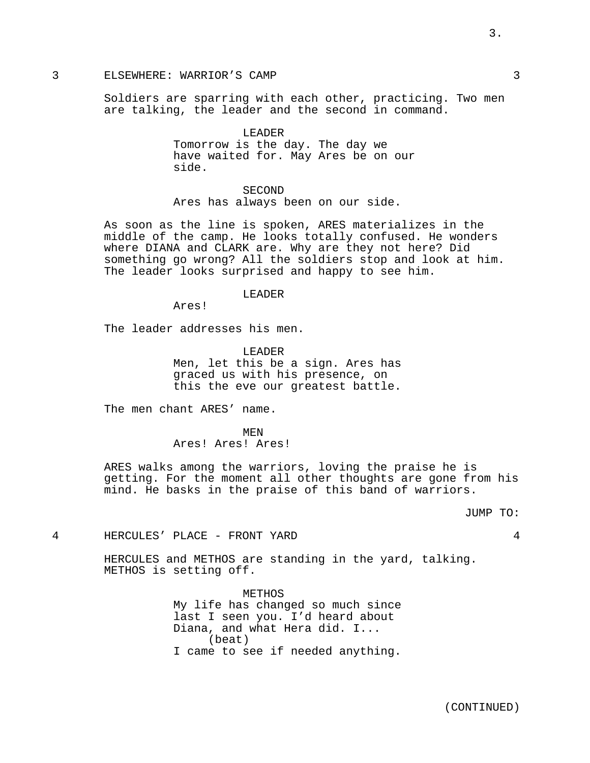### 3 ELSEWHERE: WARRIOR'S CAMP 3

Soldiers are sparring with each other, practicing. Two men are talking, the leader and the second in command.

LEADER
Tomorrow is the day. The day we have waited for. May Ares be on our side.

SECOND
Ares has always been on our side.

As soon as the line is spoken, ARES materializes in the middle of the camp. He looks totally confused. He wonders where DIANA and CLARK are. Why are they not here? Did something go wrong? All the soldiers stop and look at him. The leader looks surprised and happy to see him.

LEADER
Ares!

The leader addresses his men.

LEADER
Men, let this be a sign. Ares has graced us with his presence, on this the eve our greatest battle.

The men chant ARES' name.

MEN
Ares! Ares! Ares!

ARES walks among the warriors, loving the praise he is getting. For the moment all other thoughts are gone from his mind. He basks in the praise of this band of warriors.

JUMP TO:

### 4 HERCULES' PLACE - FRONT YARD 4

HERCULES and METHOS are standing in the yard, talking. METHOS is setting off.

METHOS
My life has changed so much since last I seen you. I'd heard about Diana, and what Hera did. I...
(beat)
I came to see if needed anything.

(CONTINUED)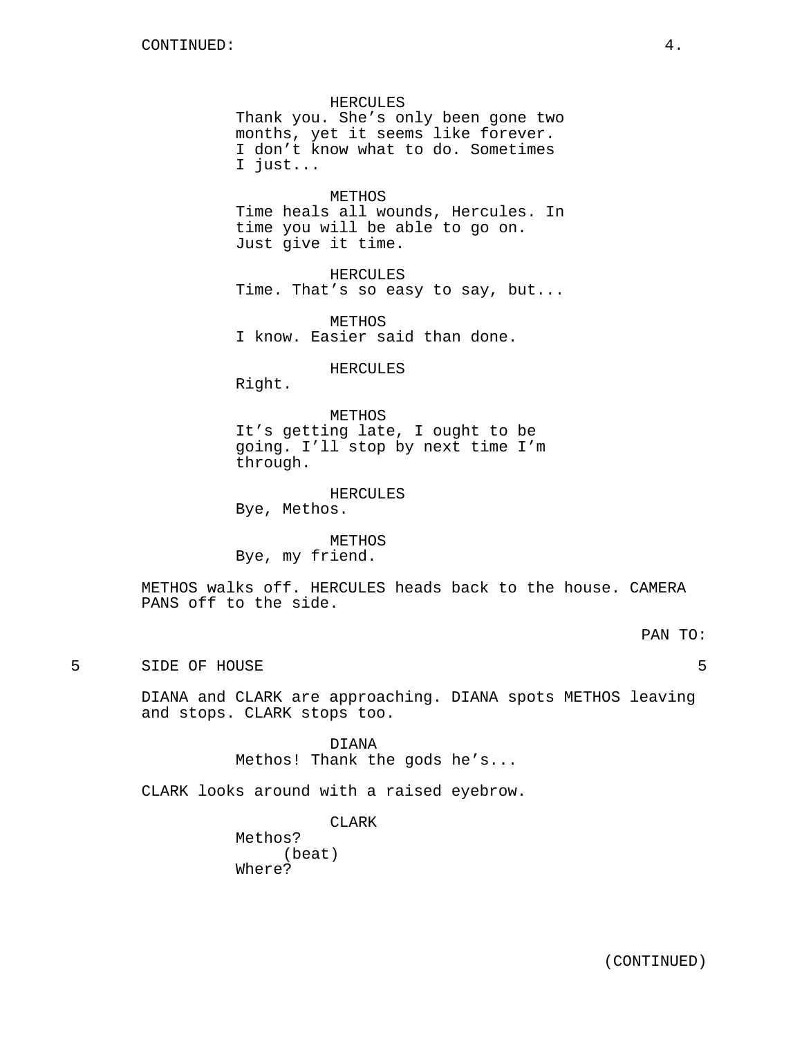HERCULES
Thank you. She's only been gone two months, yet it seems like forever. I don't know what to do. Sometimes I just...

METHOS
Time heals all wounds, Hercules. In time you will be able to go on. Just give it time.

HERCULES
Time. That's so easy to say, but...

METHOS
I know. Easier said than done.

HERCULES
Right.

METHOS
It's getting late, I ought to be going. I'll stop by next time I'm through.

HERCULES
Bye, Methos.

METHOS
Bye, my friend.

METHOS walks off. HERCULES heads back to the house. CAMERA PANS off to the side.

PAN TO:

5 SIDE OF HOUSE 5

DIANA and CLARK are approaching. DIANA spots METHOS leaving and stops. CLARK stops too.

DIANA
Methos! Thank the gods he's...

CLARK looks around with a raised eyebrow.

CLARK
Methos?
(beat)
Where?

(CONTINUED)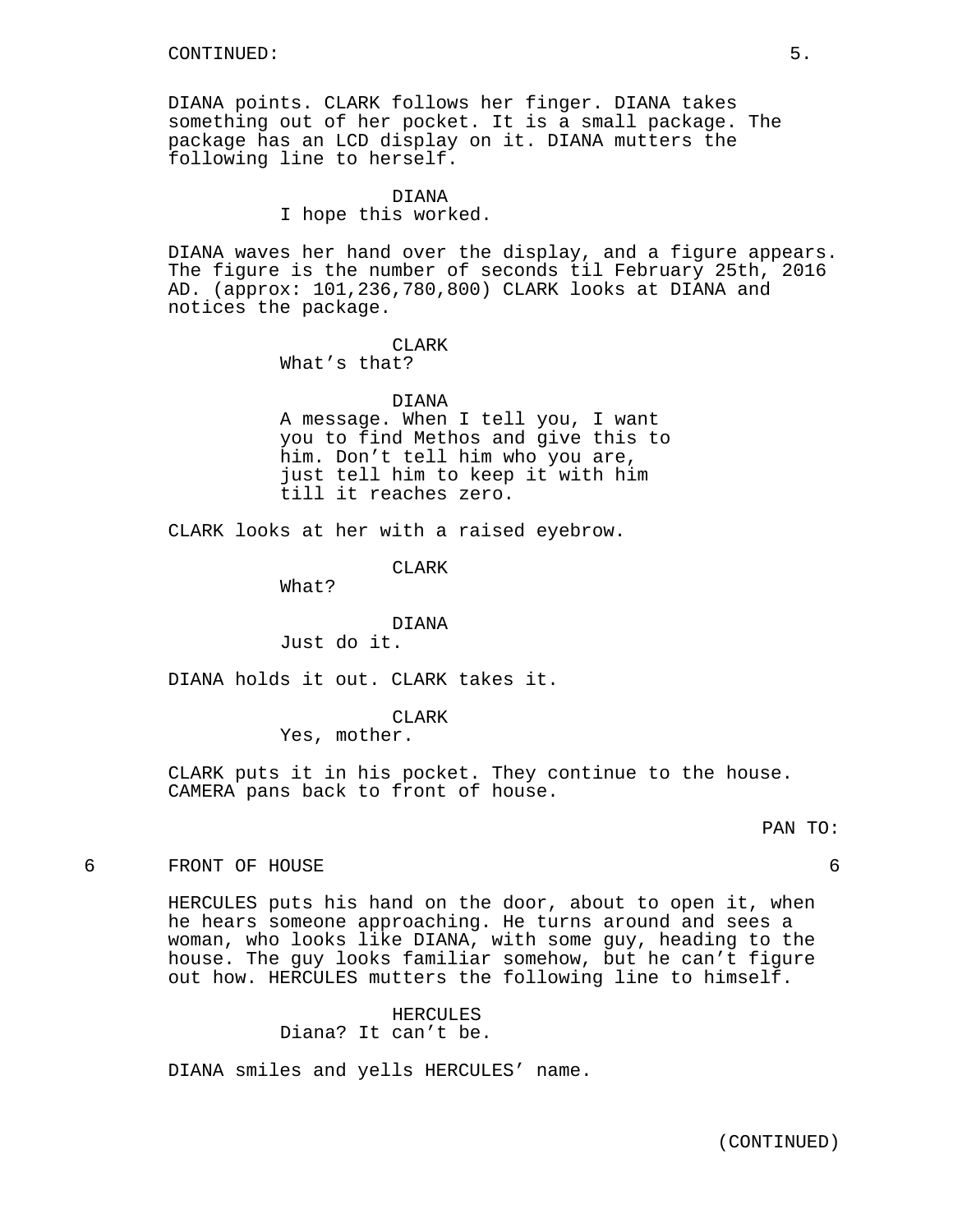CONTINUED:

DIANA points. CLARK follows her finger. DIANA takes something out of her pocket. It is a small package. The package has an LCD display on it. DIANA mutters the following line to herself.

DIANA
I hope this worked.

DIANA waves her hand over the display, and a figure appears. The figure is the number of seconds til February 25th, 2016 AD. (approx: 101,236,780,800) CLARK looks at DIANA and notices the package.

CLARK
What's that?

DIANA
A message. When I tell you, I want you to find Methos and give this to him. Don't tell him who you are, just tell him to keep it with him till it reaches zero.

CLARK looks at her with a raised eyebrow.

CLARK
What?

DIANA
Just do it.

DIANA holds it out. CLARK takes it.

CLARK
Yes, mother.

CLARK puts it in his pocket. They continue to the house. CAMERA pans back to front of house.

PAN TO:

6 FRONT OF HOUSE 6

HERCULES puts his hand on the door, about to open it, when he hears someone approaching. He turns around and sees a woman, who looks like DIANA, with some guy, heading to the house. The guy looks familiar somehow, but he can't figure out how. HERCULES mutters the following line to himself.

HERCULES
Diana? It can't be.

DIANA smiles and yells HERCULES' name.

(CONTINUED)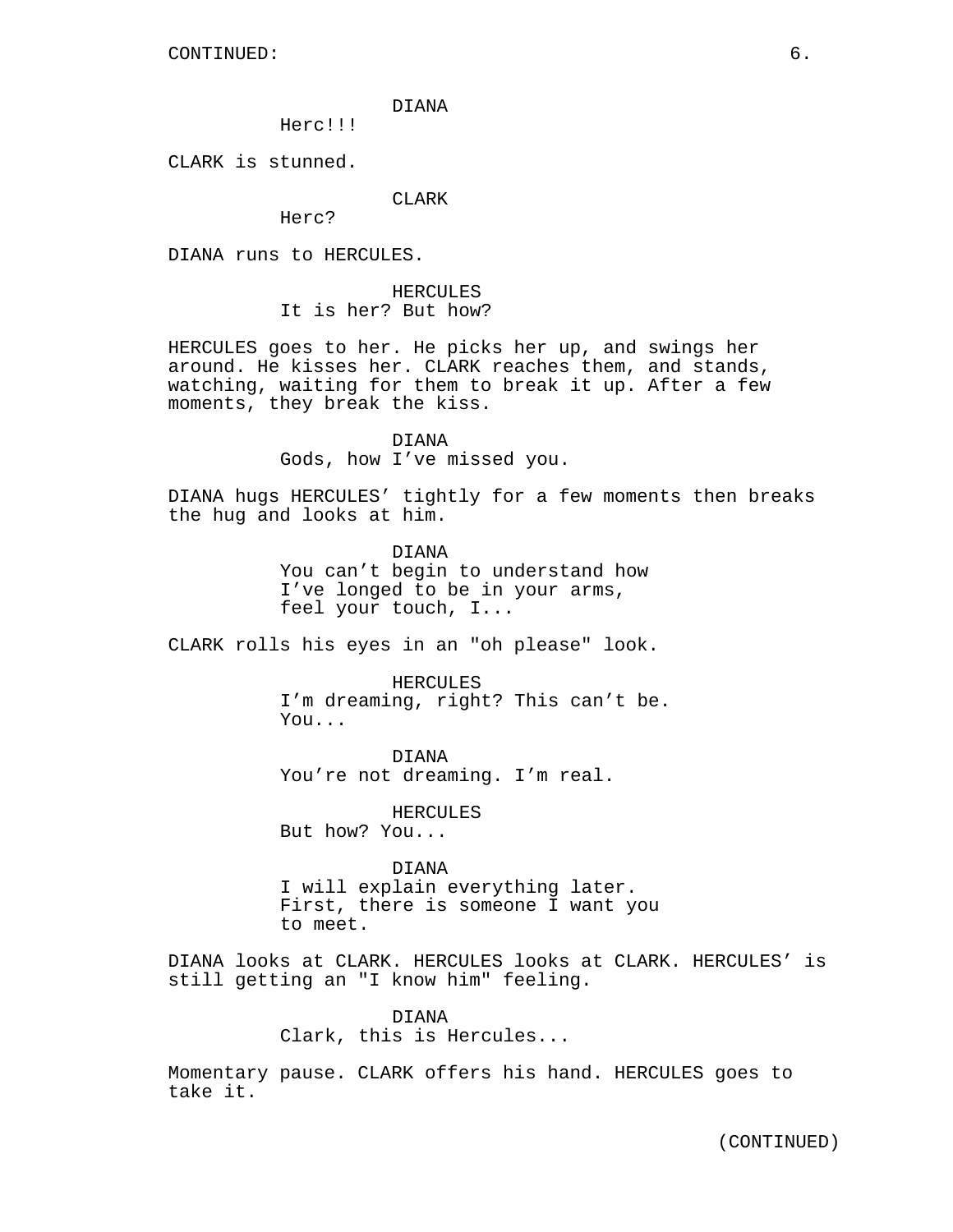CONTINUED:

DIANA
Herc!!!

CLARK is stunned.

CLARK
Herc?

DIANA runs to HERCULES.

HERCULES
It is her? But how?

HERCULES goes to her. He picks her up, and swings her around. He kisses her. CLARK reaches them, and stands, watching, waiting for them to break it up. After a few moments, they break the kiss.

DIANA
Gods, how I've missed you.

DIANA hugs HERCULES' tightly for a few moments then breaks the hug and looks at him.

DIANA
You can't begin to understand how I've longed to be in your arms, feel your touch, I...

CLARK rolls his eyes in an "oh please" look.

HERCULES
I'm dreaming, right? This can't be. You...

DIANA
You're not dreaming. I'm real.

HERCULES
But how? You...

DIANA
I will explain everything later. First, there is someone I want you to meet.

DIANA looks at CLARK. HERCULES looks at CLARK. HERCULES' is still getting an "I know him" feeling.

DIANA
Clark, this is Hercules...

Momentary pause. CLARK offers his hand. HERCULES goes to take it.

(CONTINUED)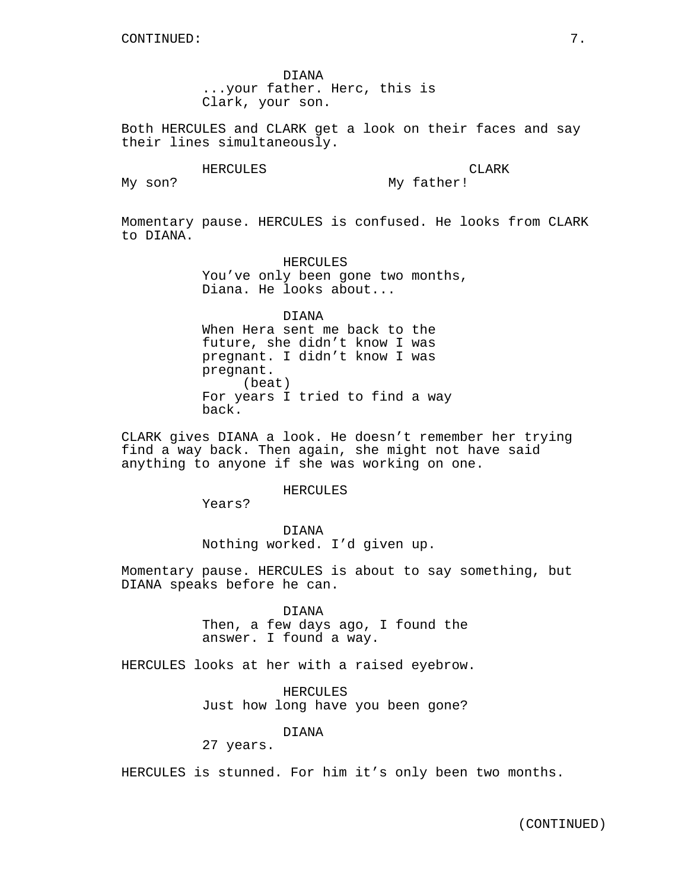DIANA
...your father. Herc, this is Clark, your son.

Both HERCULES and CLARK get a look on their faces and say their lines simultaneously.

HERCULES
My son?

CLARK
My father!

Momentary pause. HERCULES is confused. He looks from CLARK to DIANA.

HERCULES
You've only been gone two months, Diana. He looks about...

DIANA
When Hera sent me back to the future, she didn't know I was pregnant. I didn't know I was pregnant.
(beat)
For years I tried to find a way back.

CLARK gives DIANA a look. He doesn't remember her trying find a way back. Then again, she might not have said anything to anyone if she was working on one.

HERCULES
Years?

DIANA
Nothing worked. I'd given up.

Momentary pause. HERCULES is about to say something, but DIANA speaks before he can.

DIANA
Then, a few days ago, I found the answer. I found a way.

HERCULES looks at her with a raised eyebrow.

HERCULES
Just how long have you been gone?

DIANA
27 years.

HERCULES is stunned. For him it's only been two months.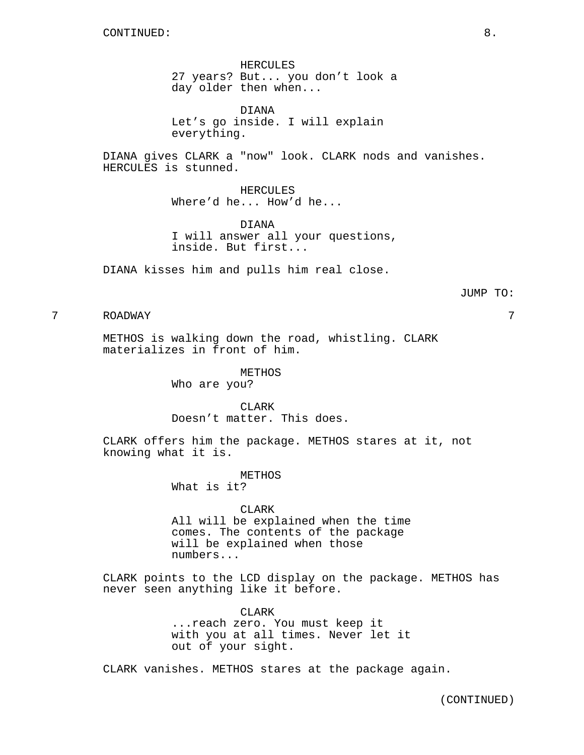CONTINUED:

HERCULES
27 years? But... you don't look a day older then when...

DIANA
Let's go inside. I will explain everything.

DIANA gives CLARK a "now" look. CLARK nods and vanishes. HERCULES is stunned.

HERCULES
Where'd he... How'd he...

DIANA
I will answer all your questions, inside. But first...

DIANA kisses him and pulls him real close.

JUMP TO:

7 ROADWAY 7

METHOS is walking down the road, whistling. CLARK materializes in front of him.

METHOS
Who are you?

CLARK
Doesn't matter. This does.

CLARK offers him the package. METHOS stares at it, not knowing what it is.

METHOS
What is it?

CLARK
All will be explained when the time comes. The contents of the package will be explained when those numbers...

CLARK points to the LCD display on the package. METHOS has never seen anything like it before.

CLARK
...reach zero. You must keep it with you at all times. Never let it out of your sight.

CLARK vanishes. METHOS stares at the package again.

(CONTINUED)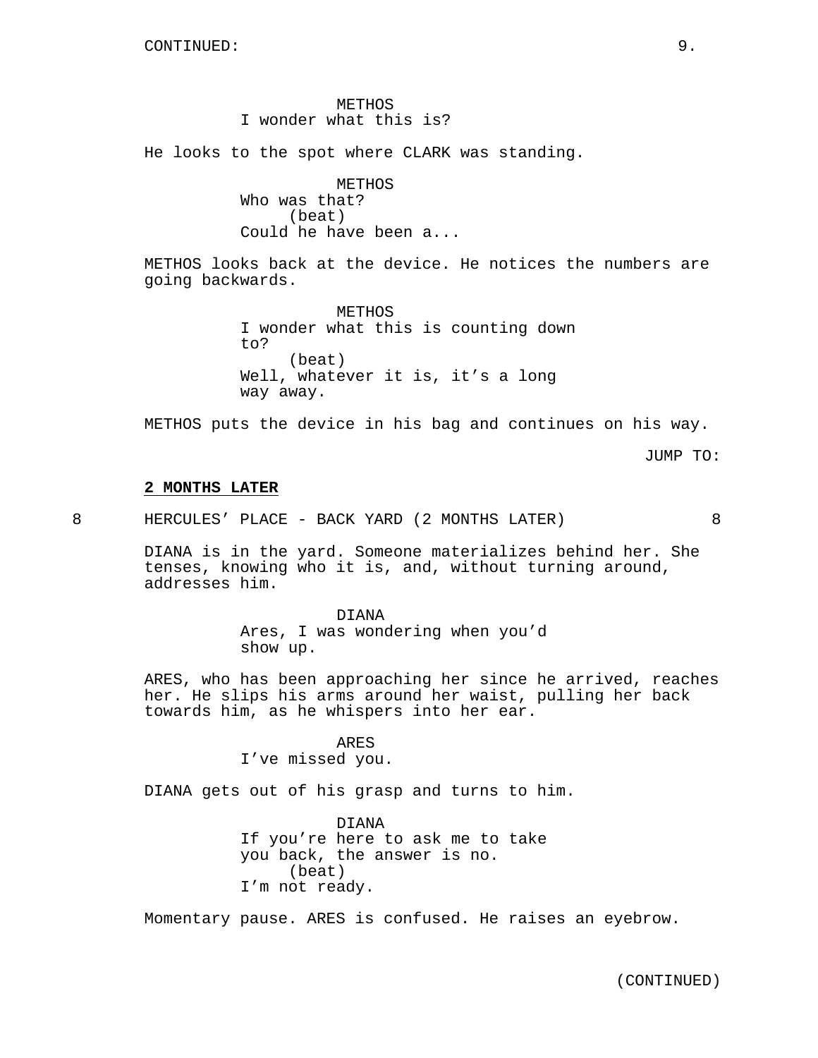CONTINUED:

METHOS
I wonder what this is?

He looks to the spot where CLARK was standing.

METHOS
Who was that?
(beat)
Could he have been a...

METHOS looks back at the device. He notices the numbers are going backwards.

METHOS
I wonder what this is counting down to?
(beat)
Well, whatever it is, it's a long way away.

METHOS puts the device in his bag and continues on his way.

JUMP TO:

**2 MONTHS LATER**

8 HERCULES' PLACE - BACK YARD (2 MONTHS LATER) 8

DIANA is in the yard. Someone materializes behind her. She tenses, knowing who it is, and, without turning around, addresses him.

DIANA
Ares, I was wondering when you'd show up.

ARES, who has been approaching her since he arrived, reaches her. He slips his arms around her waist, pulling her back towards him, as he whispers into her ear.

ARES
I've missed you.

DIANA gets out of his grasp and turns to him.

DIANA
If you're here to ask me to take you back, the answer is no.
(beat)
I'm not ready.

Momentary pause. ARES is confused. He raises an eyebrow.

(CONTINUED)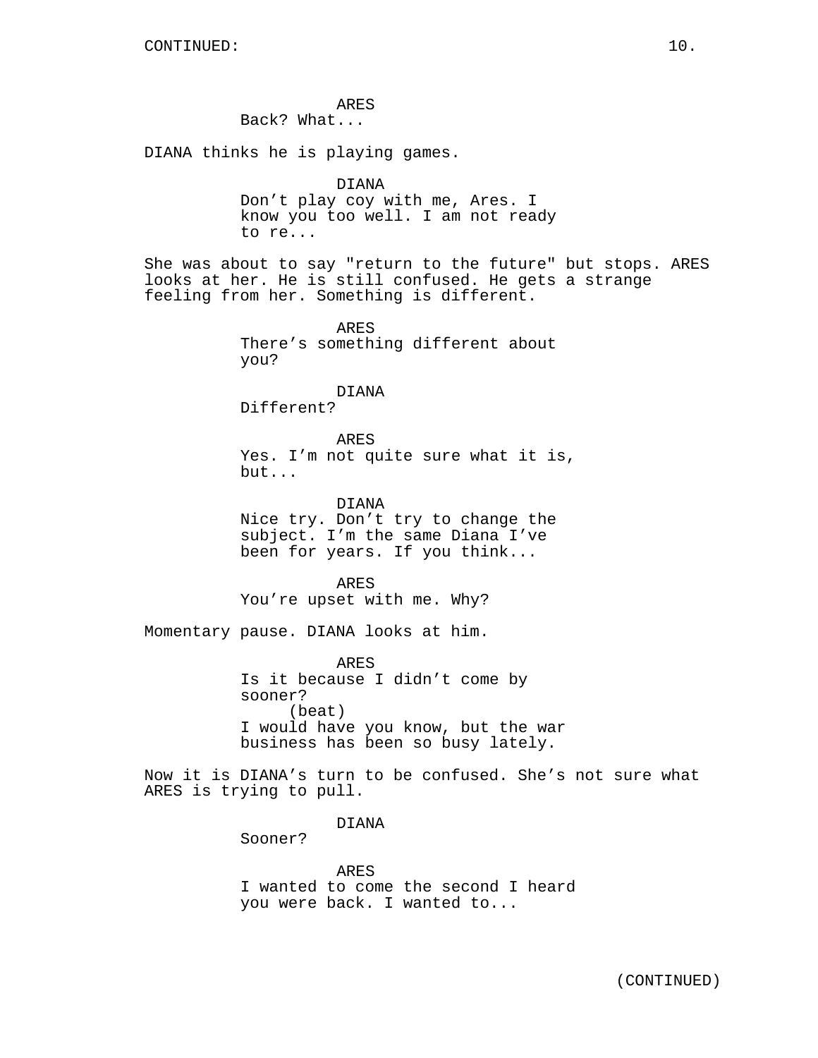ARES
Back? What...

DIANA thinks he is playing games.

DIANA
Don’t play coy with me, Ares. I know you too well. I am not ready to re...

She was about to say "return to the future" but stops. ARES looks at her. He is still confused. He gets a strange feeling from her. Something is different.

ARES
There’s something different about you?

DIANA
Different?

ARES
Yes. I’m not quite sure what it is, but...

DIANA
Nice try. Don’t try to change the subject. I’m the same Diana I’ve been for years. If you think...

ARES
You’re upset with me. Why?

Momentary pause. DIANA looks at him.

ARES
Is it because I didn’t come by sooner?
(beat)
I would have you know, but the war business has been so busy lately.

Now it is DIANA’s turn to be confused. She’s not sure what ARES is trying to pull.

DIANA
Sooner?

ARES
I wanted to come the second I heard you were back. I wanted to...

(CONTINUED)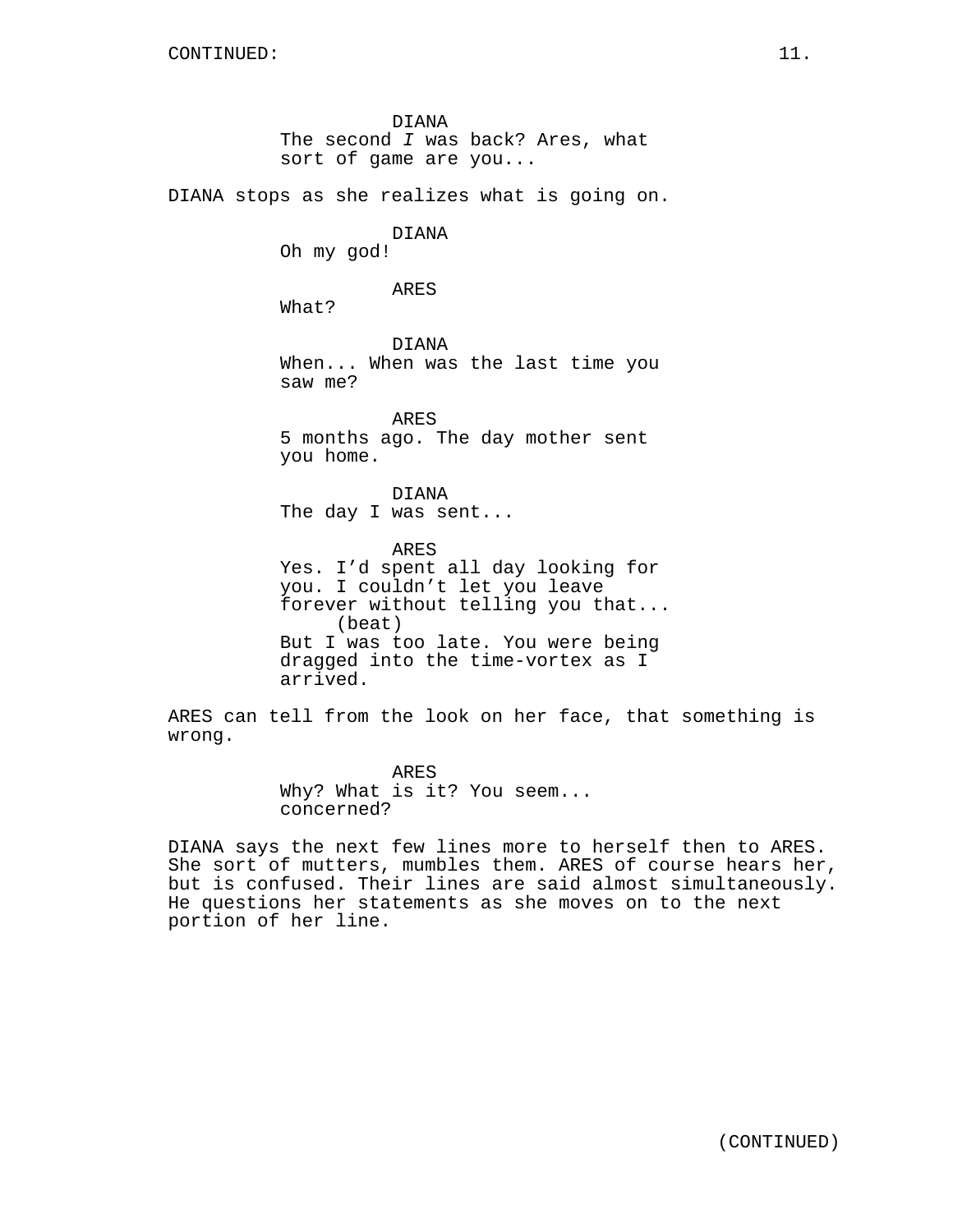DIANA
The second *I* was back? Ares, what sort of game are you...

DIANA stops as she realizes what is going on.

DIANA
Oh my god!

ARES
What?

DIANA
When... When was the last time you saw me?

ARES
5 months ago. The day mother sent you home.

DIANA
The day I was sent...

ARES
Yes. I'd spent all day looking for you. I couldn't let you leave forever without telling you that...
(beat)
But I was too late. You were being dragged into the time-vortex as I arrived.

ARES can tell from the look on her face, that something is wrong.

ARES
Why? What is it? You seem... concerned?

DIANA says the next few lines more to herself then to ARES. She sort of mutters, mumbles them. ARES of course hears her, but is confused. Their lines are said almost simultaneously. He questions her statements as she moves on to the next portion of her line.

(CONTINUED)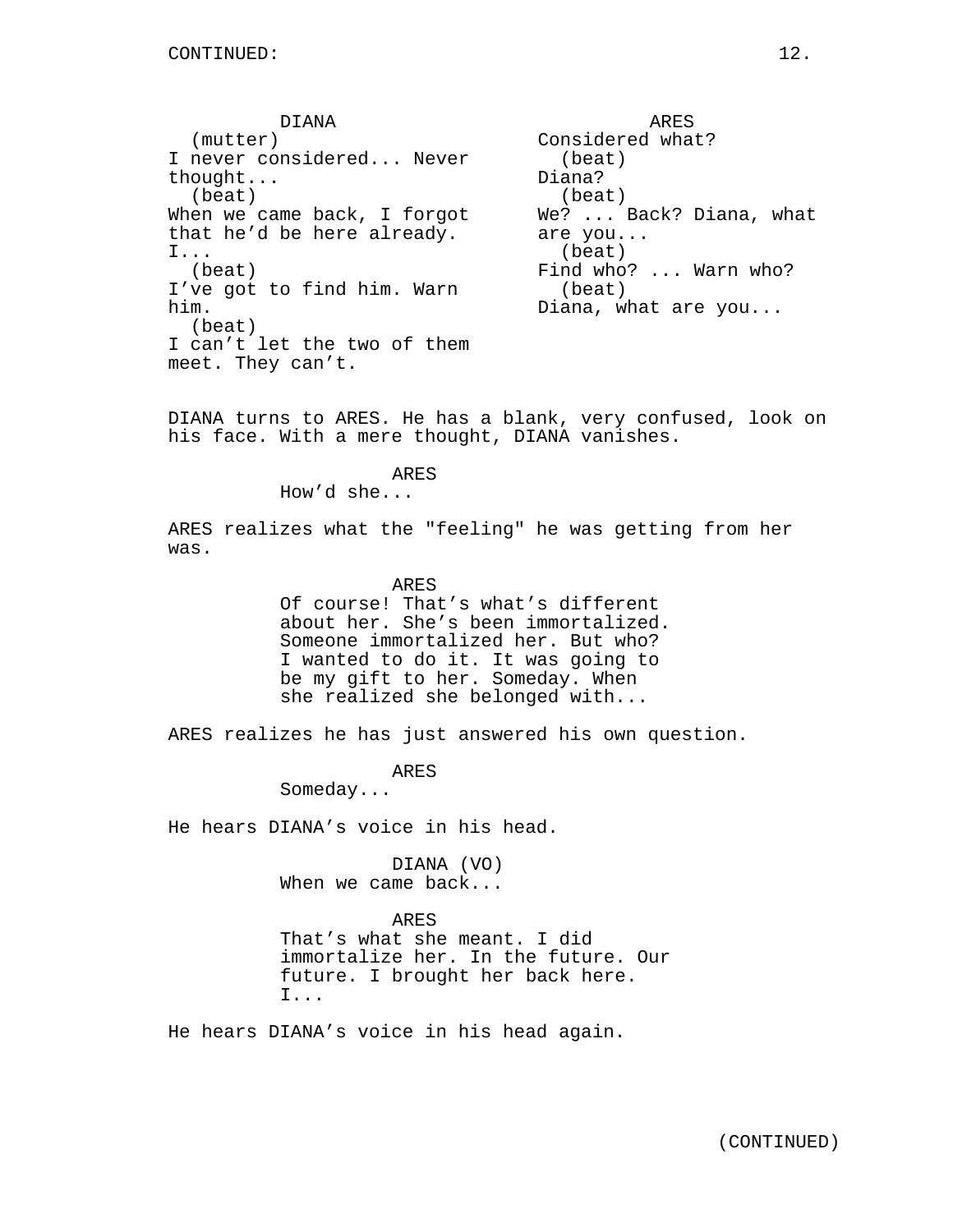CONTINUED:

| DIANA | ARES |
| --- | --- |
| (mutter)<br>I never considered... Never thought...<br>(beat)<br>When we came back, I forgot that he'd be here already. I...<br>(beat)<br>I've got to find him. Warn him.<br>(beat)<br>I can't let the two of them meet. They can't. | Considered what?<br>(beat)<br>Diana?<br>(beat)<br>We? ... Back? Diana, what are you...<br>(beat)<br>Find who? ... Warn who?<br>(beat)<br>Diana, what are you... |

DIANA turns to ARES. He has a blank, very confused, look on his face. With a mere thought, DIANA vanishes.

ARES
How'd she...

ARES realizes what the "feeling" he was getting from her was.

ARES
Of course! That's what's different about her. She's been immortalized. Someone immortalized her. But who? I wanted to do it. It was going to be my gift to her. Someday. When she realized she belonged with...

ARES realizes he has just answered his own question.

ARES
Someday...

He hears DIANA's voice in his head.

DIANA (VO)
When we came back...

ARES
That's what she meant. I did immortalize her. In the future. Our future. I brought her back here. I...

He hears DIANA's voice in his head again.

(CONTINUED)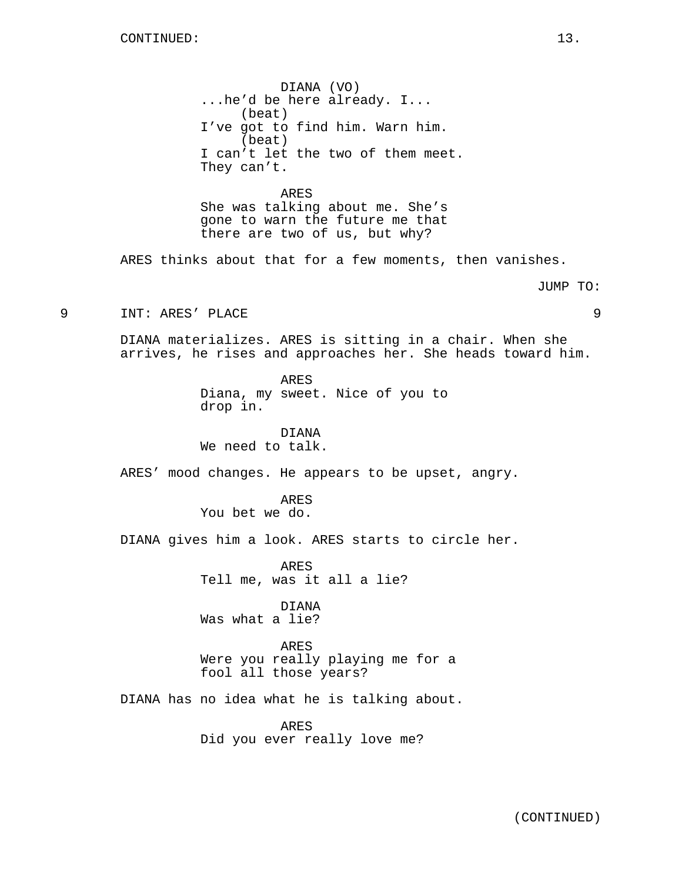CONTINUED:

DIANA (VO)
...he'd be here already. I...
(beat)
I've got to find him. Warn him.
(beat)
I can't let the two of them meet.
They can't.

ARES
She was talking about me. She's
gone to warn the future me that
there are two of us, but why?

ARES thinks about that for a few moments, then vanishes.

JUMP TO:

9 INT: ARES' PLACE 9

DIANA materializes. ARES is sitting in a chair. When she arrives, he rises and approaches her. She heads toward him.

ARES
Diana, my sweet. Nice of you to
drop in.

DIANA
We need to talk.

ARES' mood changes. He appears to be upset, angry.

ARES
You bet we do.

DIANA gives him a look. ARES starts to circle her.

ARES
Tell me, was it all a lie?

DIANA
Was what a lie?

ARES
Were you really playing me for a
fool all those years?

DIANA has no idea what he is talking about.

ARES
Did you ever really love me?

(CONTINUED)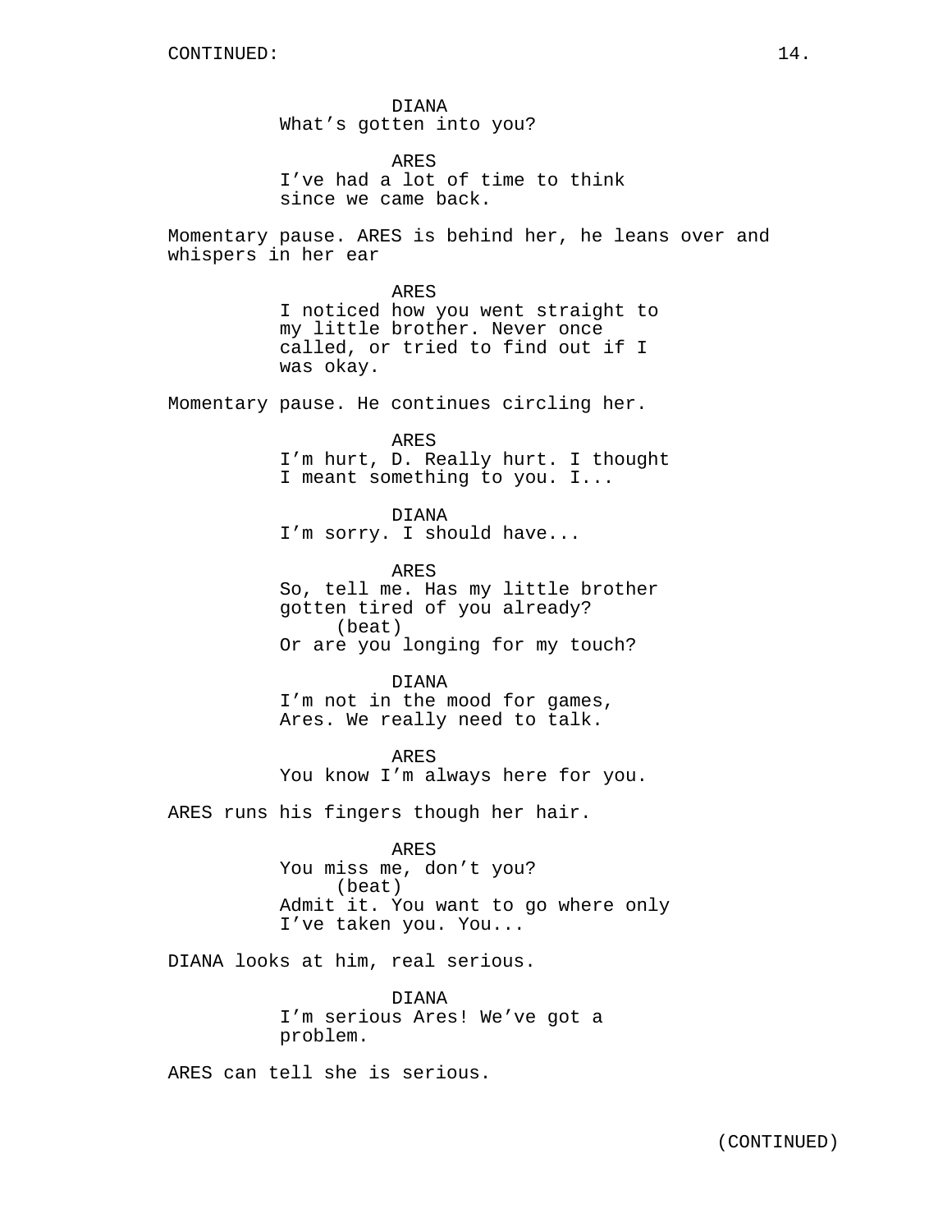CONTINUED:

DIANA
What's gotten into you?

ARES
I've had a lot of time to think since we came back.

Momentary pause. ARES is behind her, he leans over and whispers in her ear

ARES
I noticed how you went straight to my little brother. Never once called, or tried to find out if I was okay.

Momentary pause. He continues circling her.

ARES
I'm hurt, D. Really hurt. I thought I meant something to you. I...

DIANA
I'm sorry. I should have...

ARES
So, tell me. Has my little brother gotten tired of you already?
(beat)
Or are you longing for my touch?

DIANA
I'm not in the mood for games, Ares. We really need to talk.

ARES
You know I'm always here for you.

ARES runs his fingers though her hair.

ARES
You miss me, don't you?
(beat)
Admit it. You want to go where only I've taken you. You...

DIANA looks at him, real serious.

DIANA
I'm serious Ares! We've got a problem.

ARES can tell she is serious.

(CONTINUED)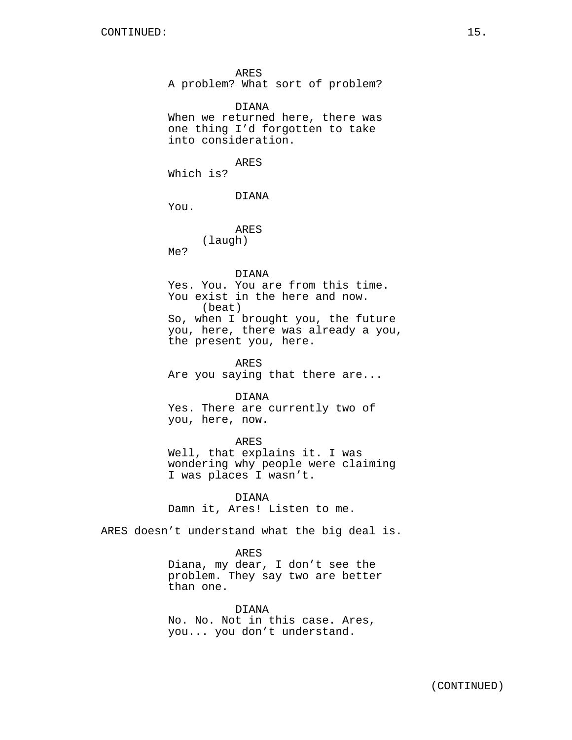ARES
A problem? What sort of problem?

DIANA
When we returned here, there was one thing I'd forgotten to take into consideration.

ARES
Which is?

DIANA
You.

ARES
(laugh)
Me?

DIANA
Yes. You. You are from this time. You exist in the here and now.
(beat)
So, when I brought you, the future you, here, there was already a you, the present you, here.

ARES
Are you saying that there are...

DIANA
Yes. There are currently two of you, here, now.

ARES
Well, that explains it. I was wondering why people were claiming I was places I wasn't.

DIANA
Damn it, Ares! Listen to me.

ARES doesn't understand what the big deal is.

ARES
Diana, my dear, I don't see the problem. They say two are better than one.

DIANA
No. No. Not in this case. Ares, you... you don't understand.

(CONTINUED)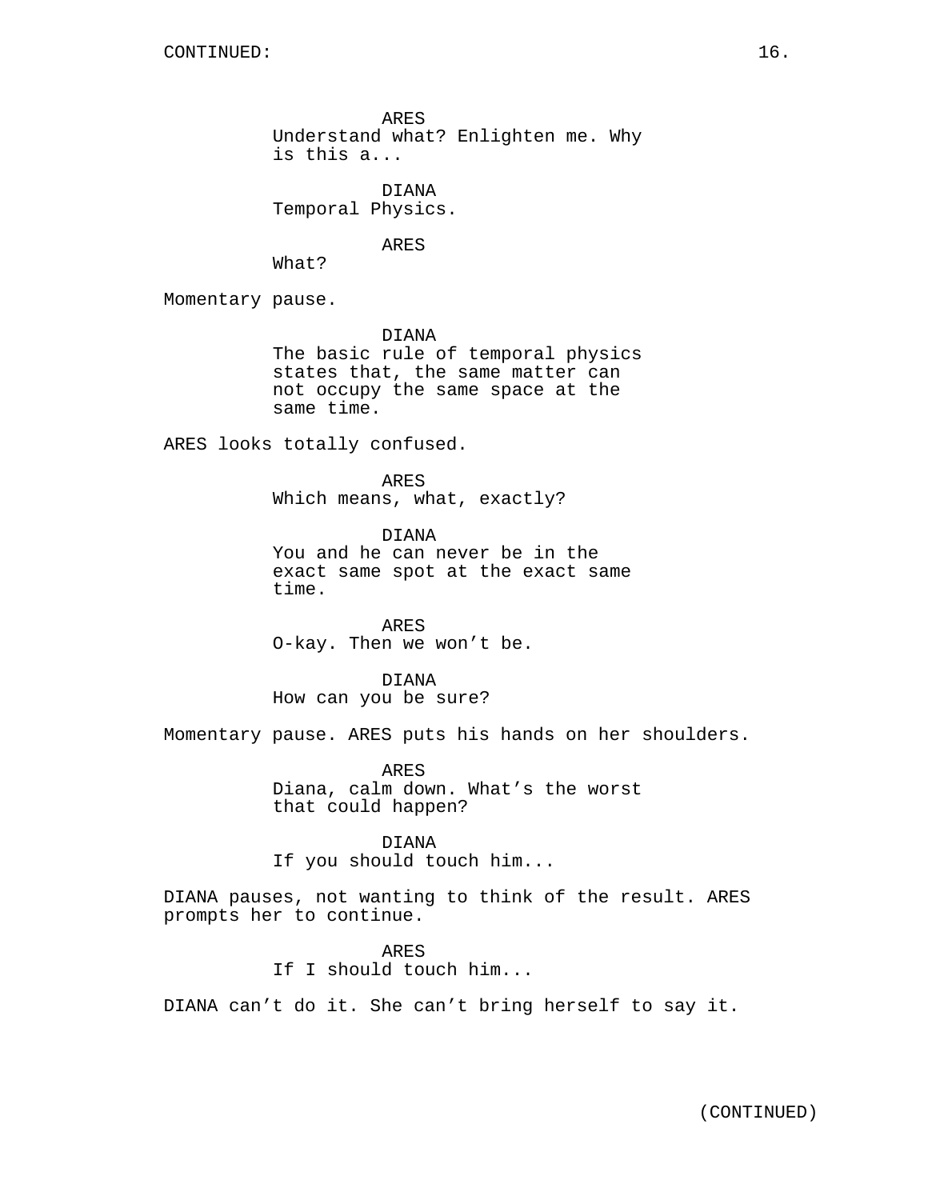CONTINUED:

ARES
Understand what? Enlighten me. Why is this a...

DIANA
Temporal Physics.

ARES
What?

Momentary pause.

DIANA
The basic rule of temporal physics states that, the same matter can not occupy the same space at the same time.

ARES looks totally confused.

ARES
Which means, what, exactly?

DIANA
You and he can never be in the exact same spot at the exact same time.

ARES
O-kay. Then we won't be.

DIANA
How can you be sure?

Momentary pause. ARES puts his hands on her shoulders.

ARES
Diana, calm down. What's the worst that could happen?

DIANA
If you should touch him...

DIANA pauses, not wanting to think of the result. ARES prompts her to continue.

ARES
If I should touch him...

DIANA can't do it. She can't bring herself to say it.

(CONTINUED)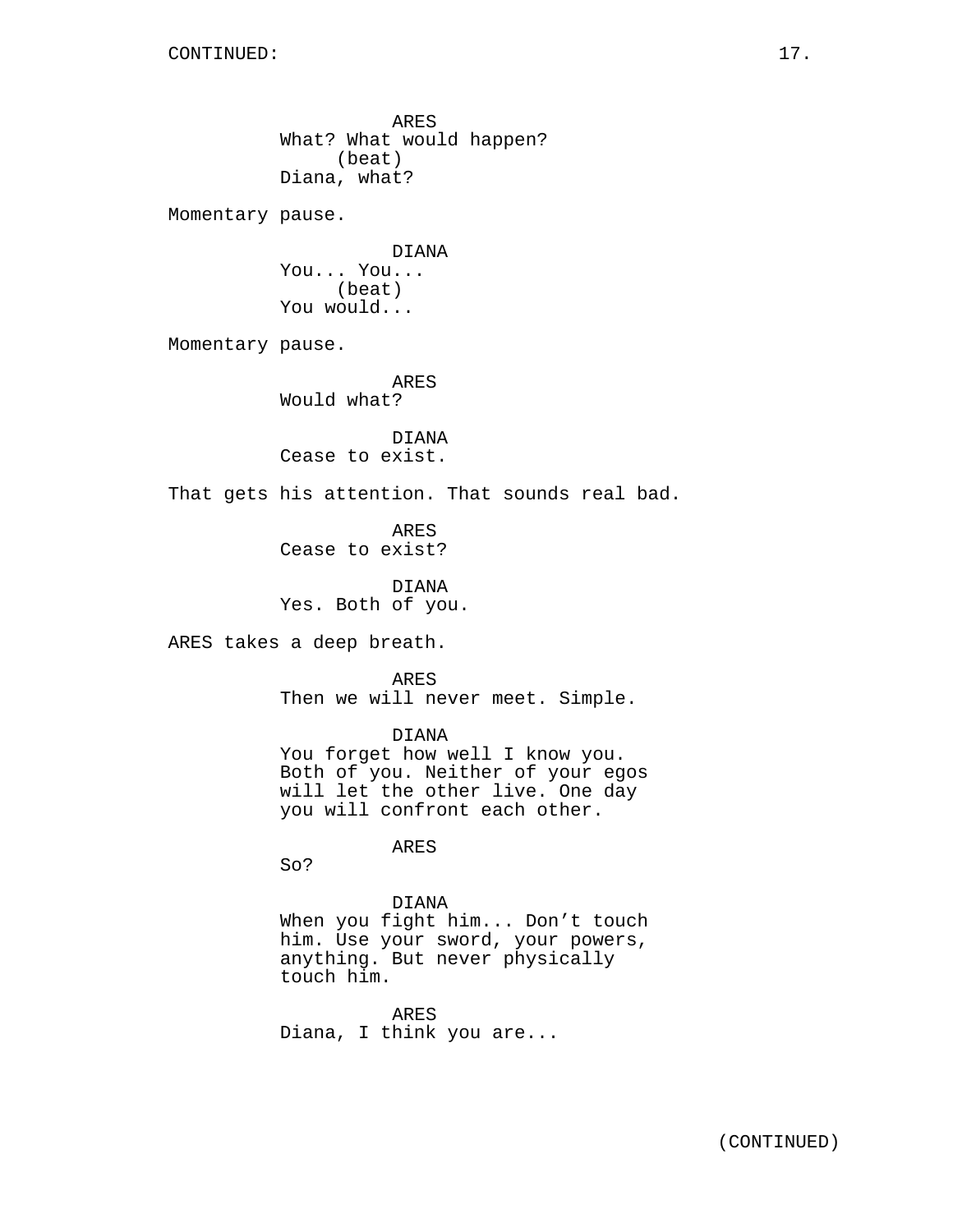ARES
What? What would happen?
(beat)
Diana, what?

Momentary pause.

DIANA
You... You...
(beat)
You would...

Momentary pause.

ARES
Would what?

DIANA
Cease to exist.

That gets his attention. That sounds real bad.

ARES
Cease to exist?

DIANA
Yes. Both of you.

ARES takes a deep breath.

ARES
Then we will never meet. Simple.

DIANA
You forget how well I know you. Both of you. Neither of your egos will let the other live. One day you will confront each other.

ARES
So?

DIANA
When you fight him... Don't touch him. Use your sword, your powers, anything. But never physically touch him.

ARES
Diana, I think you are...

(CONTINUED)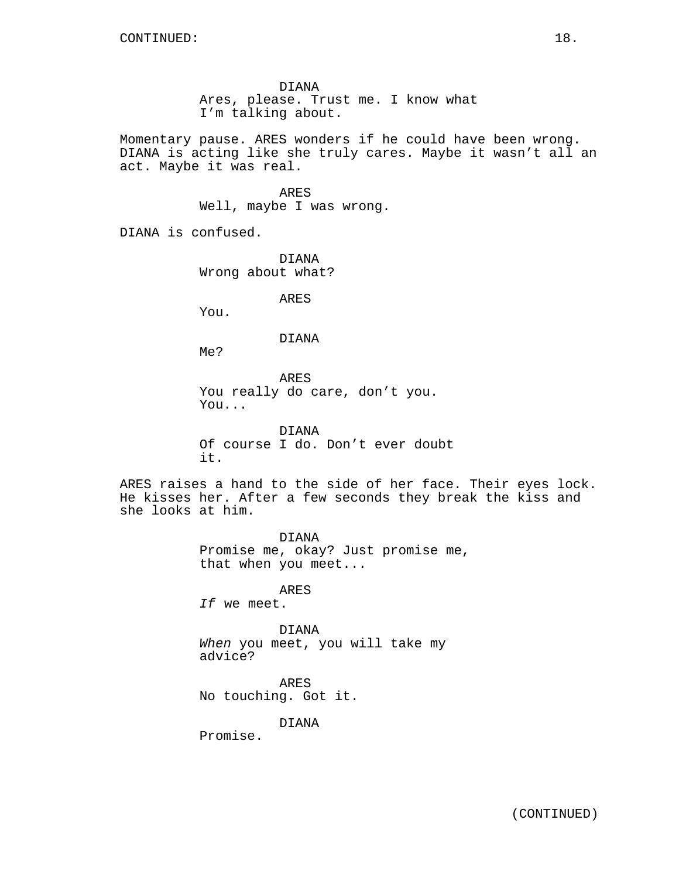DIANA
Ares, please. Trust me. I know what I'm talking about.

Momentary pause. ARES wonders if he could have been wrong. DIANA is acting like she truly cares. Maybe it wasn't all an act. Maybe it was real.

ARES
Well, maybe I was wrong.

DIANA is confused.

DIANA
Wrong about what?

ARES
You.

DIANA
Me?

ARES
You really do care, don't you. You...

DIANA
Of course I do. Don't ever doubt it.

ARES raises a hand to the side of her face. Their eyes lock. He kisses her. After a few seconds they break the kiss and she looks at him.

DIANA
Promise me, okay? Just promise me, that when you meet...

ARES
*If* we meet.

DIANA
*When* you meet, you will take my advice?

ARES
No touching. Got it.

DIANA
Promise.

(CONTINUED)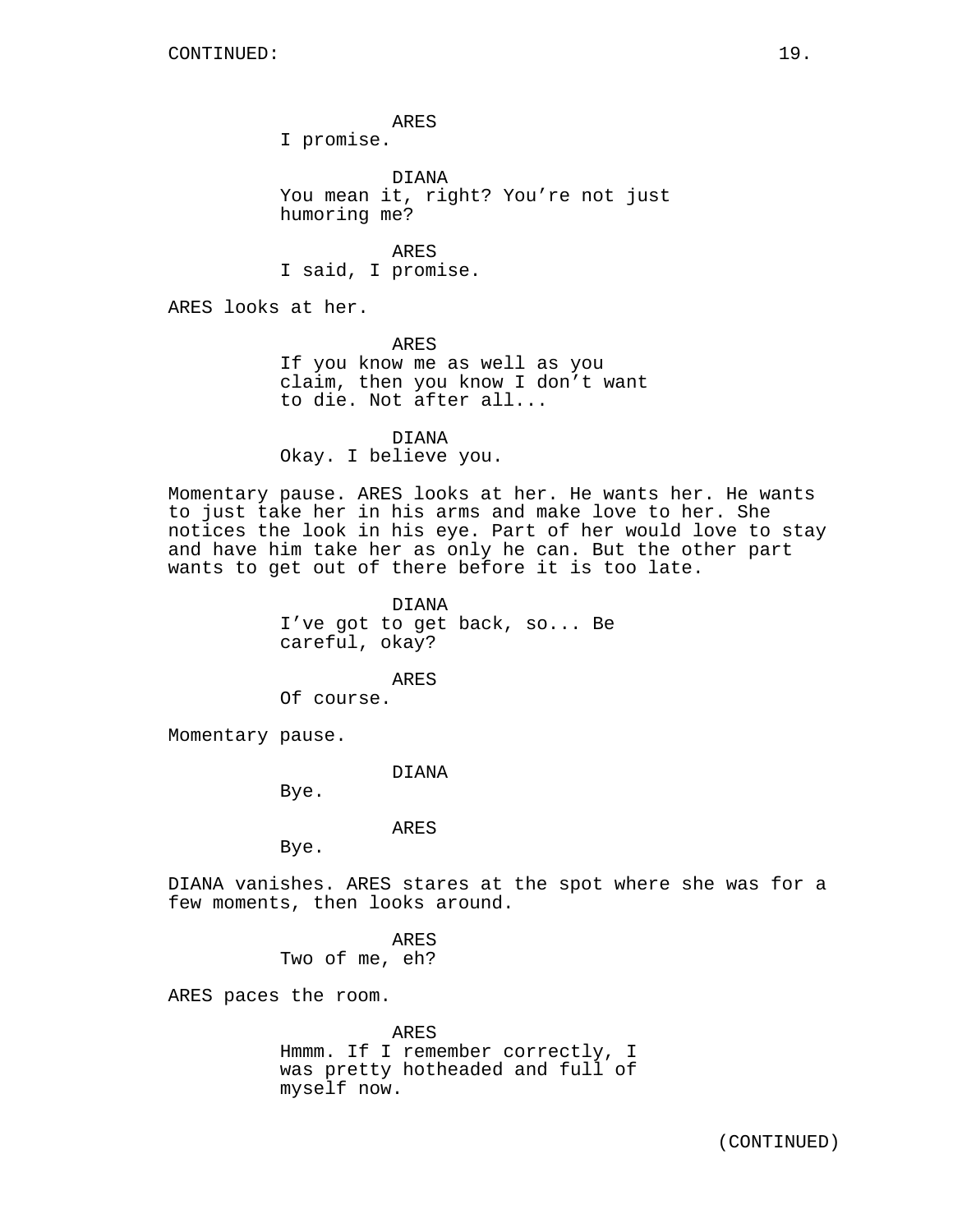CONTINUED:

ARES
I promise.

DIANA
You mean it, right? You're not just humoring me?

ARES
I said, I promise.

ARES looks at her.

ARES
If you know me as well as you claim, then you know I don't want to die. Not after all...

DIANA
Okay. I believe you.

Momentary pause. ARES looks at her. He wants her. He wants to just take her in his arms and make love to her. She notices the look in his eye. Part of her would love to stay and have him take her as only he can. But the other part wants to get out of there before it is too late.

DIANA
I've got to get back, so... Be careful, okay?

ARES
Of course.

Momentary pause.

DIANA
Bye.

ARES
Bye.

DIANA vanishes. ARES stares at the spot where she was for a few moments, then looks around.

ARES
Two of me, eh?

ARES paces the room.

ARES
Hmmm. If I remember correctly, I was pretty hotheaded and full of myself now.

(CONTINUED)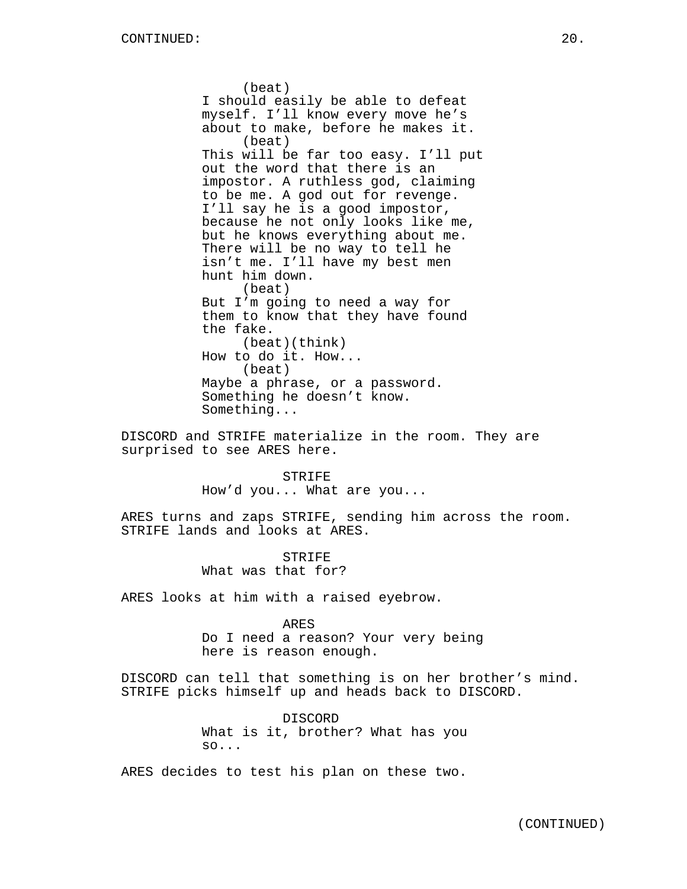CONTINUED:

(beat)
I should easily be able to defeat myself. I'll know every move he's about to make, before he makes it.
(beat)
This will be far too easy. I'll put out the word that there is an impostor. A ruthless god, claiming to be me. A god out for revenge. I'll say he is a good impostor, because he not only looks like me, but he knows everything about me. There will be no way to tell he isn't me. I'll have my best men hunt him down.
(beat)
But I'm going to need a way for them to know that they have found the fake.
(beat)(think)
How to do it. How...
(beat)
Maybe a phrase, or a password. Something he doesn't know. Something...

DISCORD and STRIFE materialize in the room. They are surprised to see ARES here.

STRIFE
How'd you... What are you...

ARES turns and zaps STRIFE, sending him across the room. STRIFE lands and looks at ARES.

STRIFE
What was that for?

ARES looks at him with a raised eyebrow.

ARES
Do I need a reason? Your very being here is reason enough.

DISCORD can tell that something is on her brother's mind. STRIFE picks himself up and heads back to DISCORD.

DISCORD
What is it, brother? What has you so...

ARES decides to test his plan on these two.

(CONTINUED)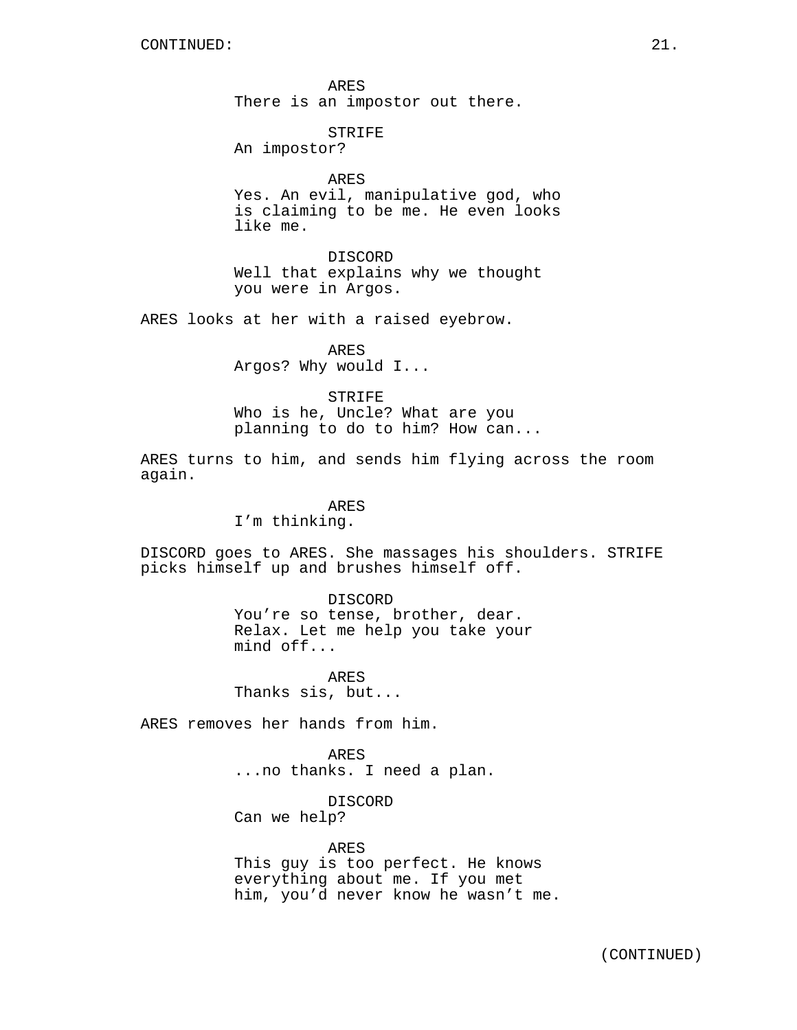CONTINUED:

ARES
There is an impostor out there.

STRIFE
An impostor?

ARES
Yes. An evil, manipulative god, who is claiming to be me. He even looks like me.

DISCORD
Well that explains why we thought you were in Argos.

ARES looks at her with a raised eyebrow.

ARES
Argos? Why would I...

STRIFE
Who is he, Uncle? What are you planning to do to him? How can...

ARES turns to him, and sends him flying across the room again.

ARES
I'm thinking.

DISCORD goes to ARES. She massages his shoulders. STRIFE picks himself up and brushes himself off.

DISCORD
You're so tense, brother, dear. Relax. Let me help you take your mind off...

ARES
Thanks sis, but...

ARES removes her hands from him.

ARES
...no thanks. I need a plan.

DISCORD
Can we help?

ARES
This guy is too perfect. He knows everything about me. If you met him, you'd never know he wasn't me.

(CONTINUED)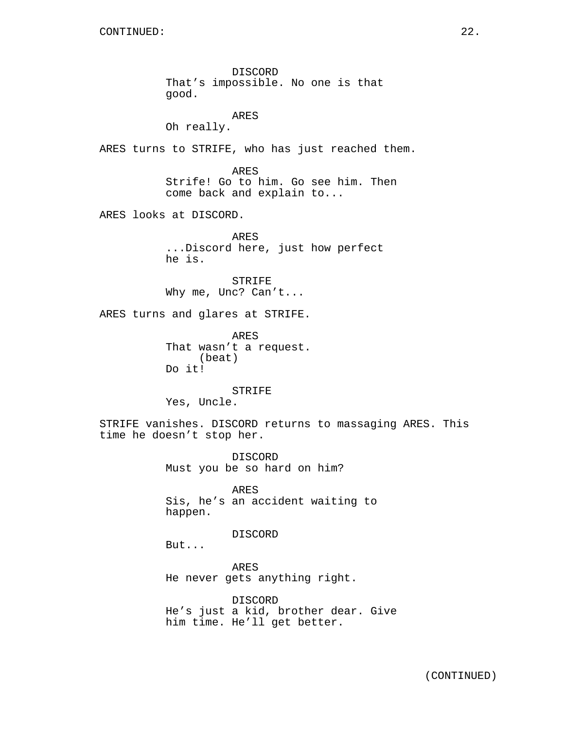DISCORD
That’s impossible. No one is that good.

ARES
Oh really.

ARES turns to STRIFE, who has just reached them.

ARES
Strife! Go to him. Go see him. Then come back and explain to...

ARES looks at DISCORD.

ARES
...Discord here, just how perfect he is.

STRIFE
Why me, Unc? Can’t...

ARES turns and glares at STRIFE.

ARES
That wasn’t a request.
(beat)
Do it!

STRIFE
Yes, Uncle.

STRIFE vanishes. DISCORD returns to massaging ARES. This time he doesn’t stop her.

DISCORD
Must you be so hard on him?

ARES
Sis, he’s an accident waiting to happen.

DISCORD
But...

ARES
He never gets anything right.

DISCORD
He’s just a kid, brother dear. Give him time. He’ll get better.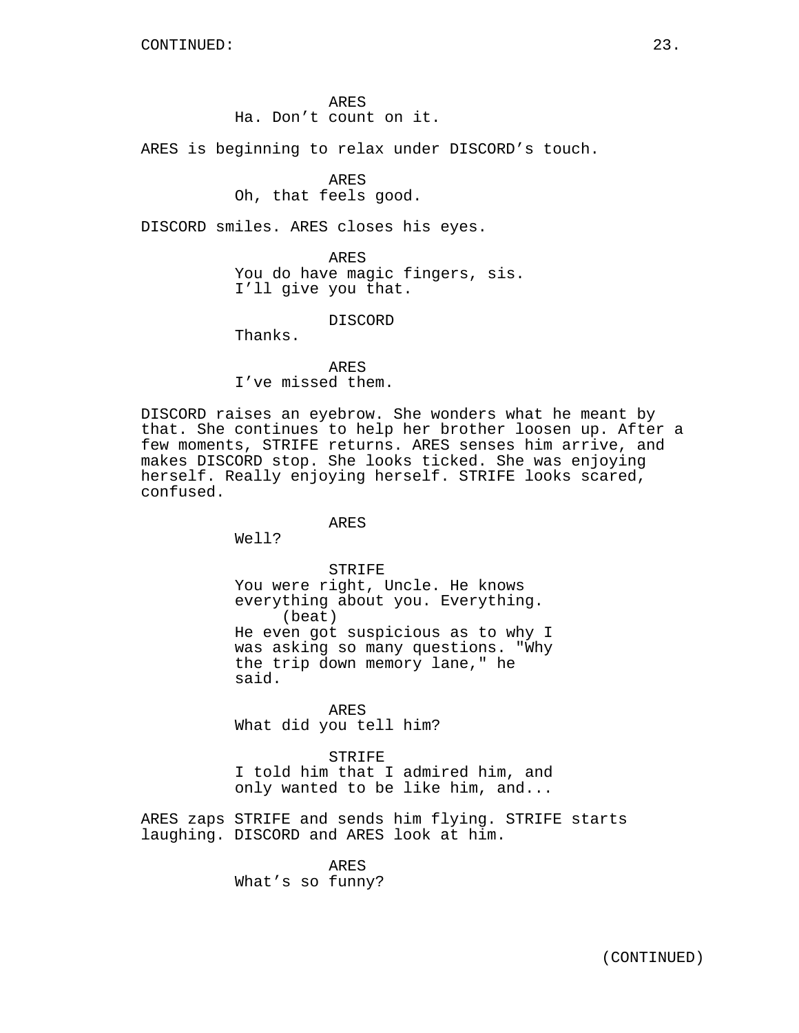CONTINUED:

ARES
Ha. Don't count on it.

ARES is beginning to relax under DISCORD's touch.

ARES
Oh, that feels good.

DISCORD smiles. ARES closes his eyes.

ARES
You do have magic fingers, sis.
I'll give you that.

DISCORD
Thanks.

ARES
I've missed them.

DISCORD raises an eyebrow. She wonders what he meant by that. She continues to help her brother loosen up. After a few moments, STRIFE returns. ARES senses him arrive, and makes DISCORD stop. She looks ticked. She was enjoying herself. Really enjoying herself. STRIFE looks scared, confused.

ARES
Well?

STRIFE
You were right, Uncle. He knows everything about you. Everything.
(beat)
He even got suspicious as to why I was asking so many questions. "Why the trip down memory lane," he said.

ARES
What did you tell him?

STRIFE
I told him that I admired him, and only wanted to be like him, and...

ARES zaps STRIFE and sends him flying. STRIFE starts laughing. DISCORD and ARES look at him.

ARES
What's so funny?

(CONTINUED)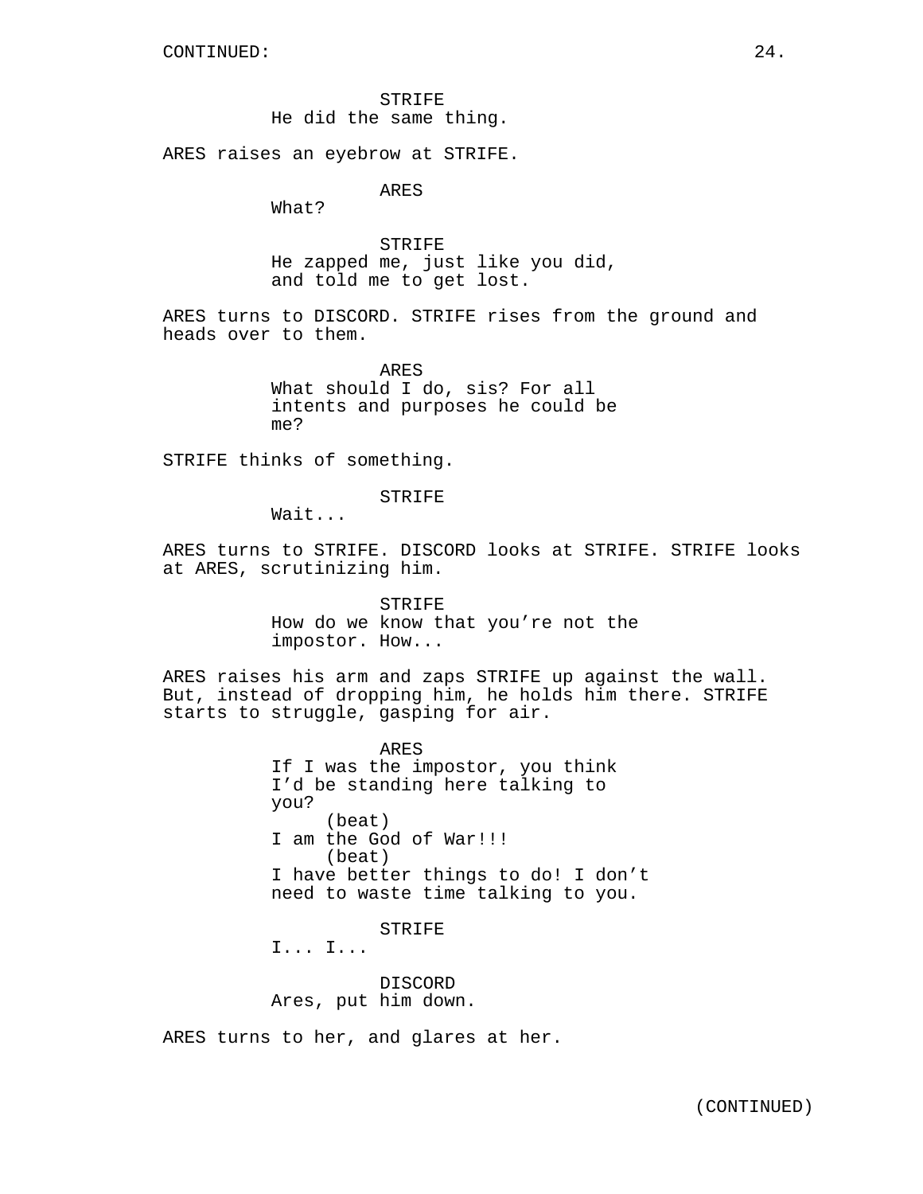CONTINUED:

STRIFE
He did the same thing.

ARES raises an eyebrow at STRIFE.

ARES
What?

STRIFE
He zapped me, just like you did, and told me to get lost.

ARES turns to DISCORD. STRIFE rises from the ground and heads over to them.

ARES
What should I do, sis? For all intents and purposes he could be me?

STRIFE thinks of something.

STRIFE
Wait...

ARES turns to STRIFE. DISCORD looks at STRIFE. STRIFE looks at ARES, scrutinizing him.

STRIFE
How do we know that you're not the impostor. How...

ARES raises his arm and zaps STRIFE up against the wall. But, instead of dropping him, he holds him there. STRIFE starts to struggle, gasping for air.

ARES
If I was the impostor, you think I'd be standing here talking to you?
(beat)
I am the God of War!!!
(beat)
I have better things to do! I don't need to waste time talking to you.

STRIFE
I... I...

DISCORD
Ares, put him down.

ARES turns to her, and glares at her.

(CONTINUED)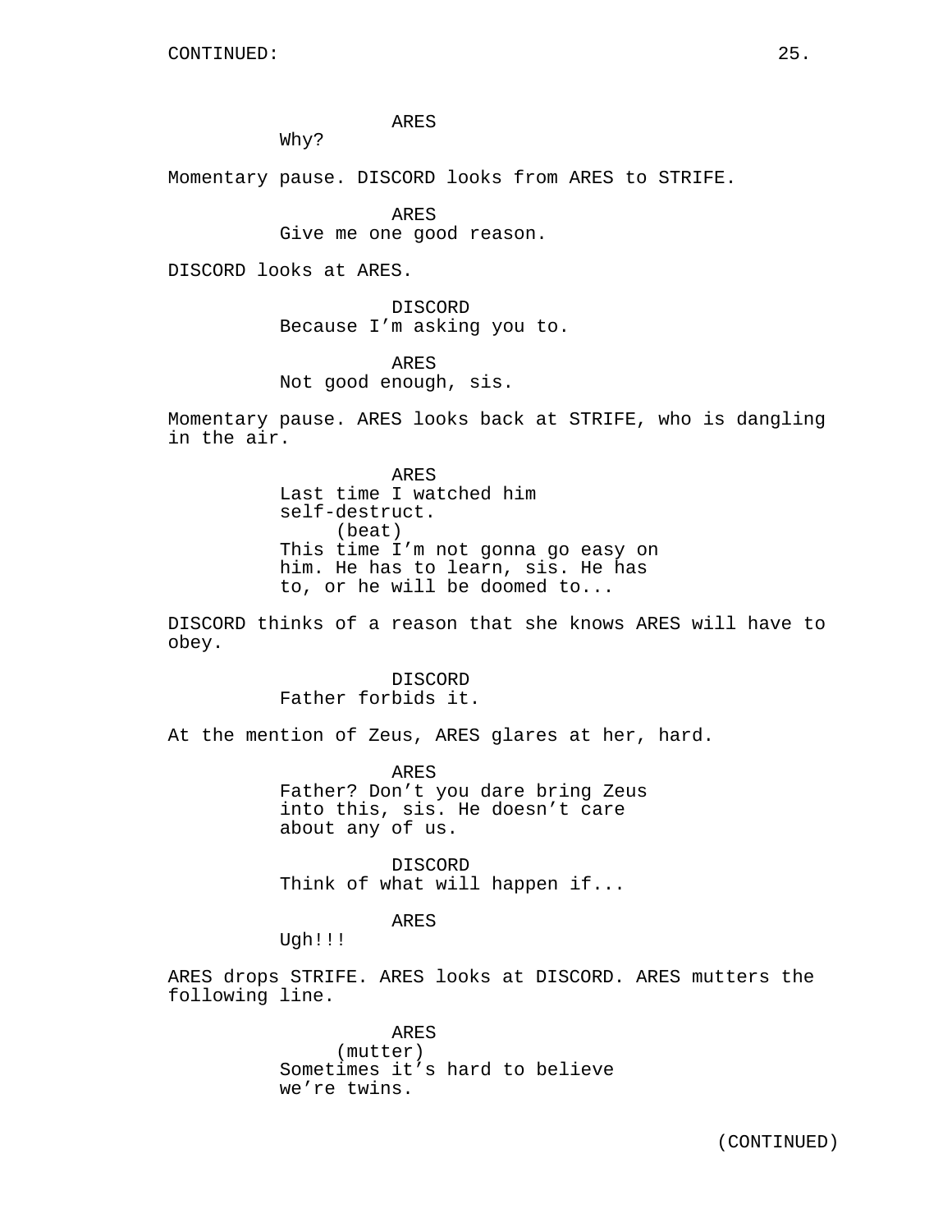CONTINUED:

ARES
Why?

Momentary pause. DISCORD looks from ARES to STRIFE.

ARES
Give me one good reason.

DISCORD looks at ARES.

DISCORD
Because I'm asking you to.

ARES
Not good enough, sis.

Momentary pause. ARES looks back at STRIFE, who is dangling in the air.

ARES
Last time I watched him self-destruct.
(beat)
This time I'm not gonna go easy on him. He has to learn, sis. He has to, or he will be doomed to...

DISCORD thinks of a reason that she knows ARES will have to obey.

DISCORD
Father forbids it.

At the mention of Zeus, ARES glares at her, hard.

ARES
Father? Don't you dare bring Zeus into this, sis. He doesn't care about any of us.

DISCORD
Think of what will happen if...

ARES
Ugh!!!

ARES drops STRIFE. ARES looks at DISCORD. ARES mutters the following line.

ARES
(mutter)
Sometimes it's hard to believe we're twins.

(CONTINUED)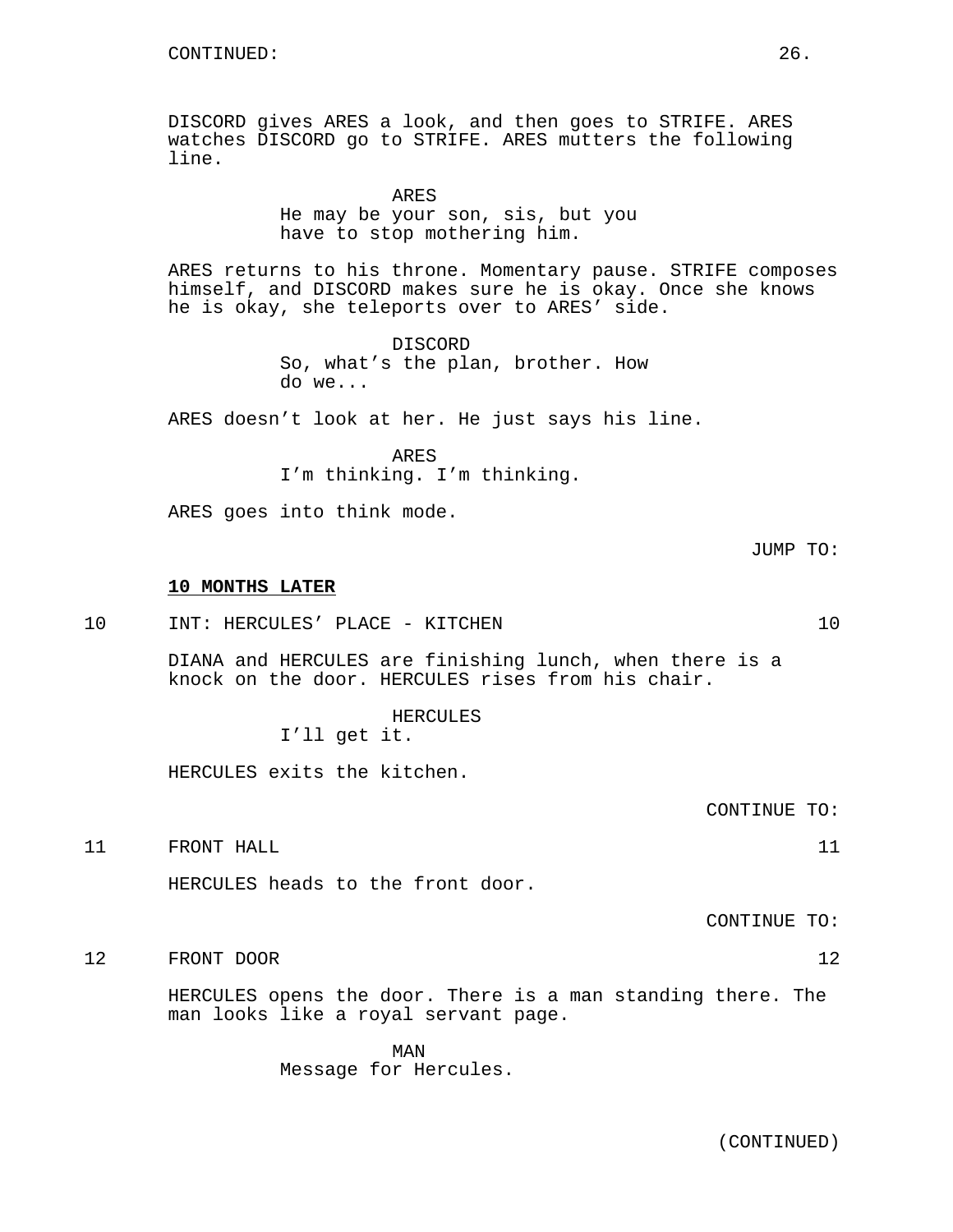CONTINUED:

DISCORD gives ARES a look, and then goes to STRIFE. ARES watches DISCORD go to STRIFE. ARES mutters the following line.

ARES
He may be your son, sis, but you have to stop mothering him.

ARES returns to his throne. Momentary pause. STRIFE composes himself, and DISCORD makes sure he is okay. Once she knows he is okay, she teleports over to ARES' side.

DISCORD
So, what's the plan, brother. How do we...

ARES doesn't look at her. He just says his line.

ARES
I'm thinking. I'm thinking.

ARES goes into think mode.

JUMP TO:

**10 MONTHS LATER**

10 INT: HERCULES' PLACE - KITCHEN 10

DIANA and HERCULES are finishing lunch, when there is a knock on the door. HERCULES rises from his chair.

HERCULES
I'll get it.

HERCULES exits the kitchen.

CONTINUE TO:

11 FRONT HALL 11

HERCULES heads to the front door.

CONTINUE TO:

12 FRONT DOOR 12

HERCULES opens the door. There is a man standing there. The man looks like a royal servant page.

MAN
Message for Hercules.

(CONTINUED)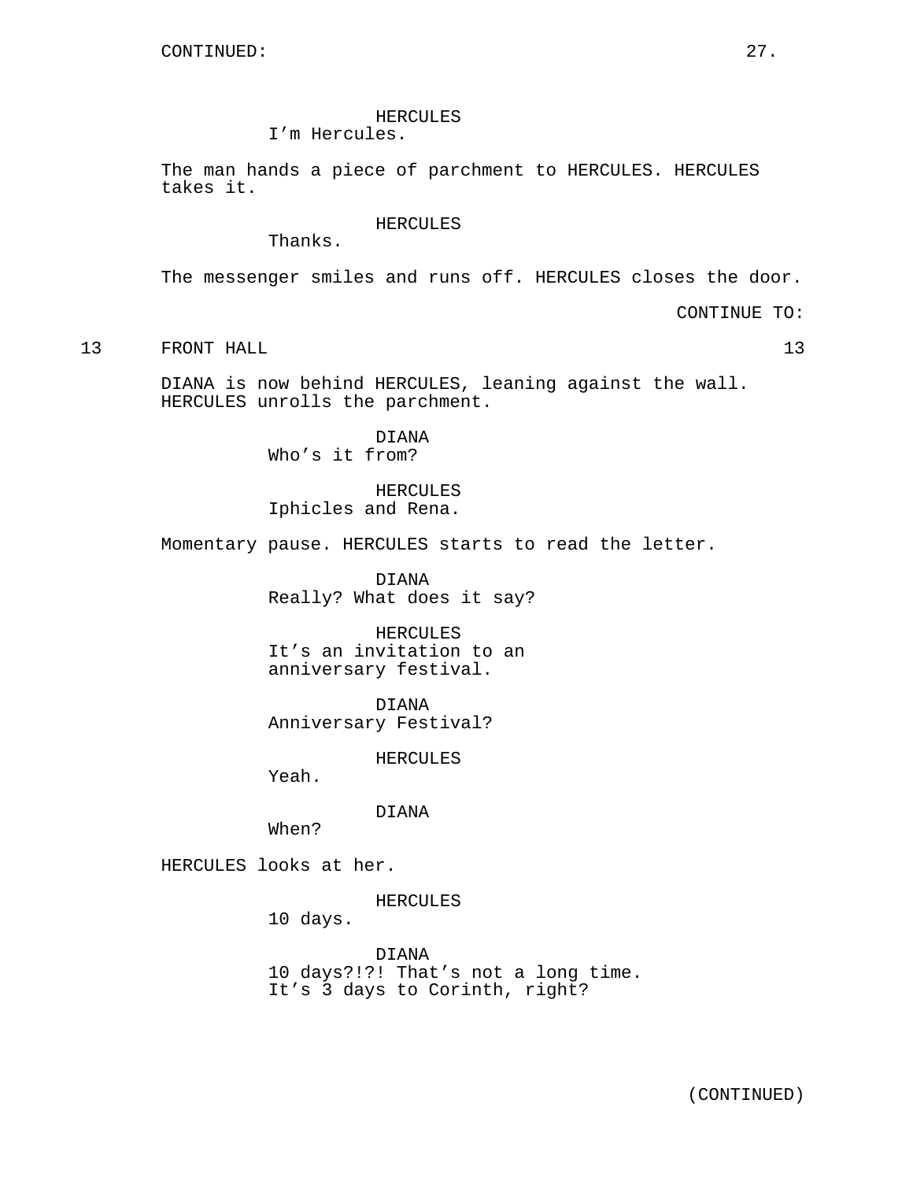CONTINUED:

HERCULES
I'm Hercules.

The man hands a piece of parchment to HERCULES. HERCULES takes it.

HERCULES
Thanks.

The messenger smiles and runs off. HERCULES closes the door.

CONTINUE TO:

13 FRONT HALL 13

DIANA is now behind HERCULES, leaning against the wall. HERCULES unrolls the parchment.

DIANA
Who's it from?

HERCULES
Iphicles and Rena.

Momentary pause. HERCULES starts to read the letter.

DIANA
Really? What does it say?

HERCULES
It's an invitation to an anniversary festival.

DIANA
Anniversary Festival?

HERCULES
Yeah.

DIANA
When?

HERCULES looks at her.

HERCULES
10 days.

DIANA
10 days?!?! That's not a long time. It's 3 days to Corinth, right?

(CONTINUED)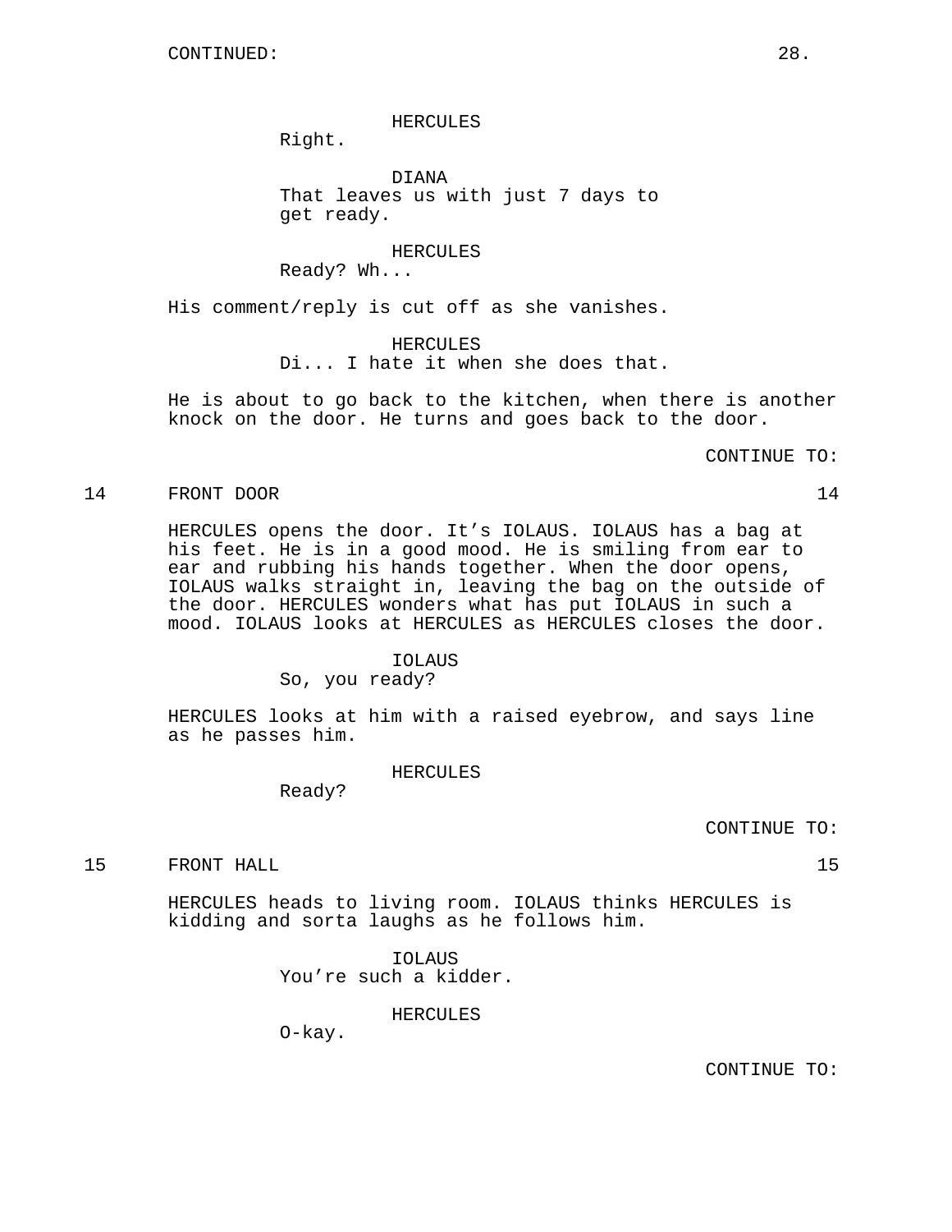CONTINUED:

HERCULES
Right.

DIANA
That leaves us with just 7 days to get ready.

HERCULES
Ready? Wh...

His comment/reply is cut off as she vanishes.

HERCULES
Di... I hate it when she does that.

He is about to go back to the kitchen, when there is another knock on the door. He turns and goes back to the door.

CONTINUE TO:

14 FRONT DOOR 14

HERCULES opens the door. It's IOLAUS. IOLAUS has a bag at his feet. He is in a good mood. He is smiling from ear to ear and rubbing his hands together. When the door opens, IOLAUS walks straight in, leaving the bag on the outside of the door. HERCULES wonders what has put IOLAUS in such a mood. IOLAUS looks at HERCULES as HERCULES closes the door.

IOLAUS
So, you ready?

HERCULES looks at him with a raised eyebrow, and says line as he passes him.

HERCULES
Ready?

CONTINUE TO:

15 FRONT HALL 15

HERCULES heads to living room. IOLAUS thinks HERCULES is kidding and sorta laughs as he follows him.

IOLAUS
You're such a kidder.

HERCULES
O-kay.

CONTINUE TO: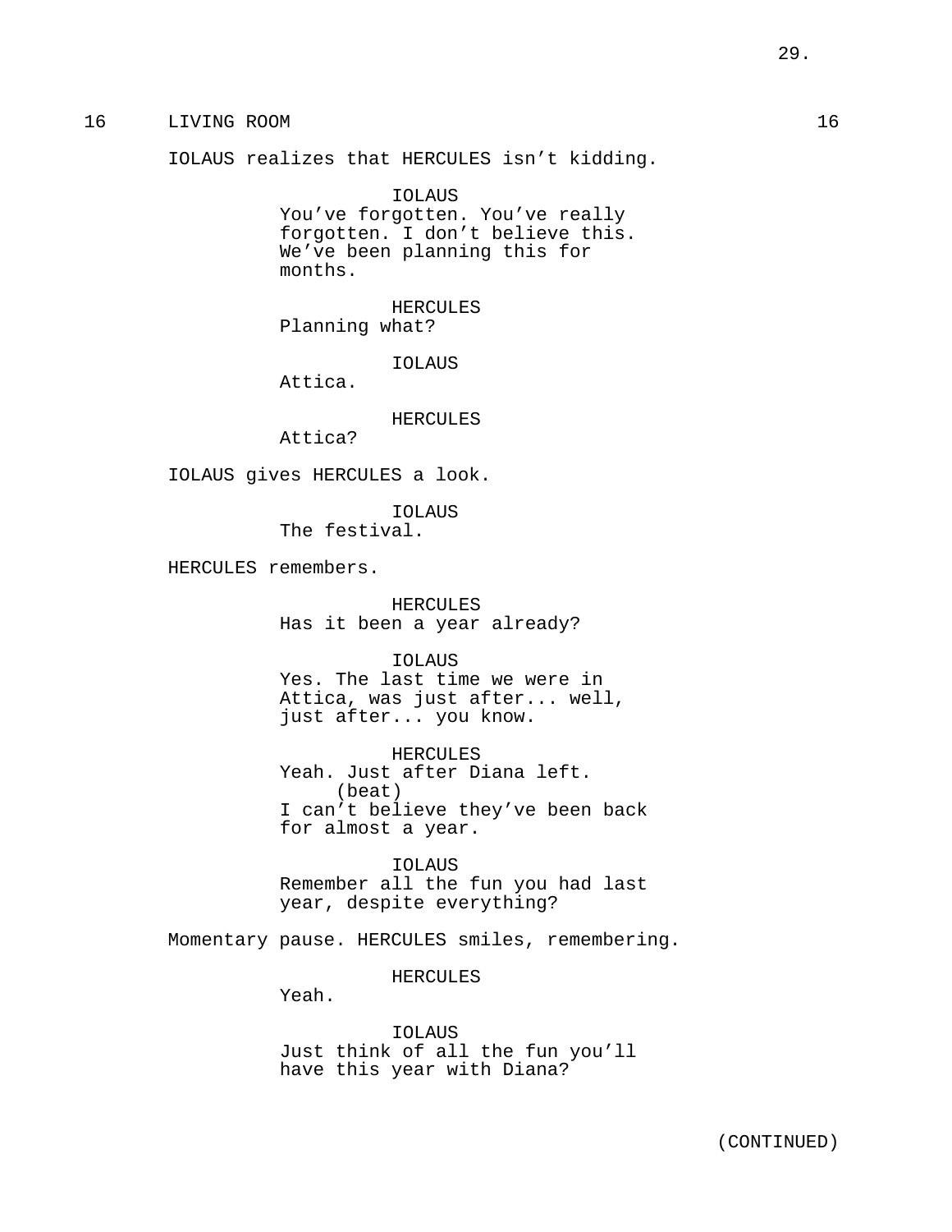16 LIVING ROOM 16

IOLAUS realizes that HERCULES isn't kidding.

IOLAUS
You've forgotten. You've really forgotten. I don't believe this. We've been planning this for months.

HERCULES
Planning what?

IOLAUS
Attica.

HERCULES
Attica?

IOLAUS gives HERCULES a look.

IOLAUS
The festival.

HERCULES remembers.

HERCULES
Has it been a year already?

IOLAUS
Yes. The last time we were in Attica, was just after... well, just after... you know.

HERCULES
Yeah. Just after Diana left.
(beat)
I can't believe they've been back for almost a year.

IOLAUS
Remember all the fun you had last year, despite everything?

Momentary pause. HERCULES smiles, remembering.

HERCULES
Yeah.

IOLAUS
Just think of all the fun you'll have this year with Diana?

(CONTINUED)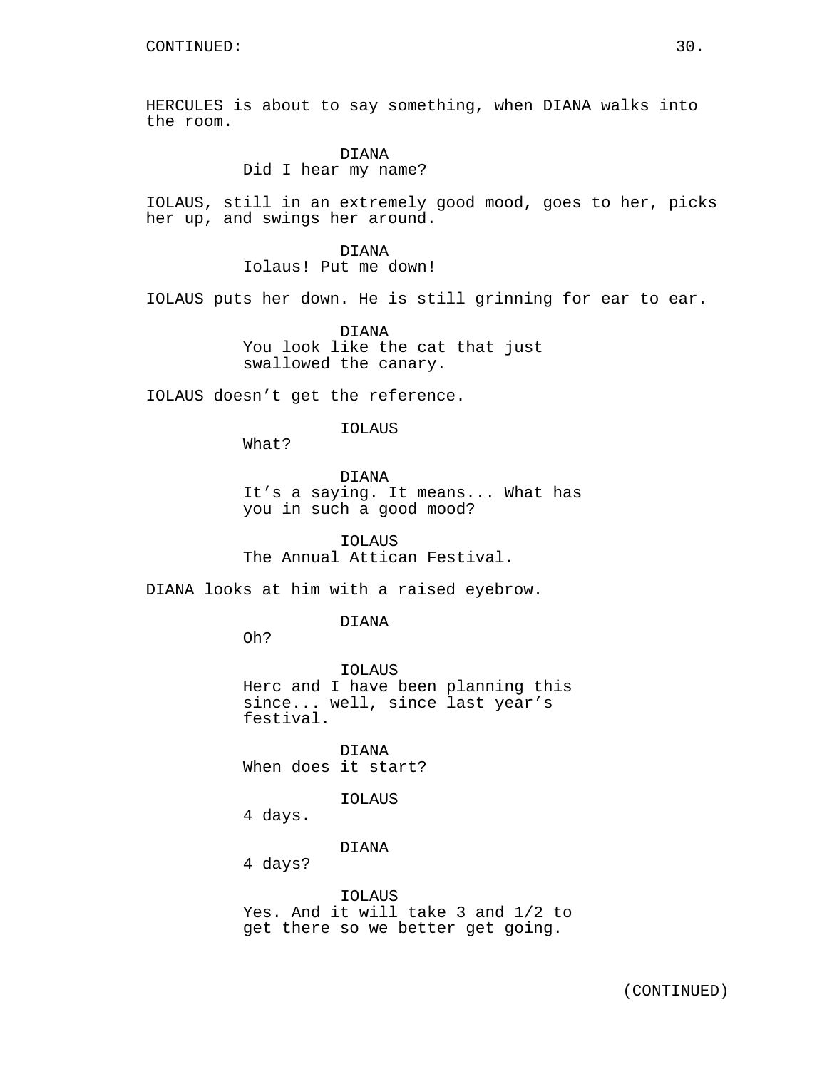HERCULES is about to say something, when DIANA walks into the room.

DIANA
Did I hear my name?

IOLAUS, still in an extremely good mood, goes to her, picks her up, and swings her around.

DIANA
Iolaus! Put me down!

IOLAUS puts her down. He is still grinning for ear to ear.

DIANA
You look like the cat that just swallowed the canary.

IOLAUS doesn't get the reference.

IOLAUS
What?

DIANA
It's a saying. It means... What has you in such a good mood?

IOLAUS
The Annual Attican Festival.

DIANA looks at him with a raised eyebrow.

DIANA
Oh?

IOLAUS
Herc and I have been planning this since... well, since last year's festival.

DIANA
When does it start?

IOLAUS
4 days.

DIANA
4 days?

IOLAUS
Yes. And it will take 3 and 1/2 to get there so we better get going.

(CONTINUED)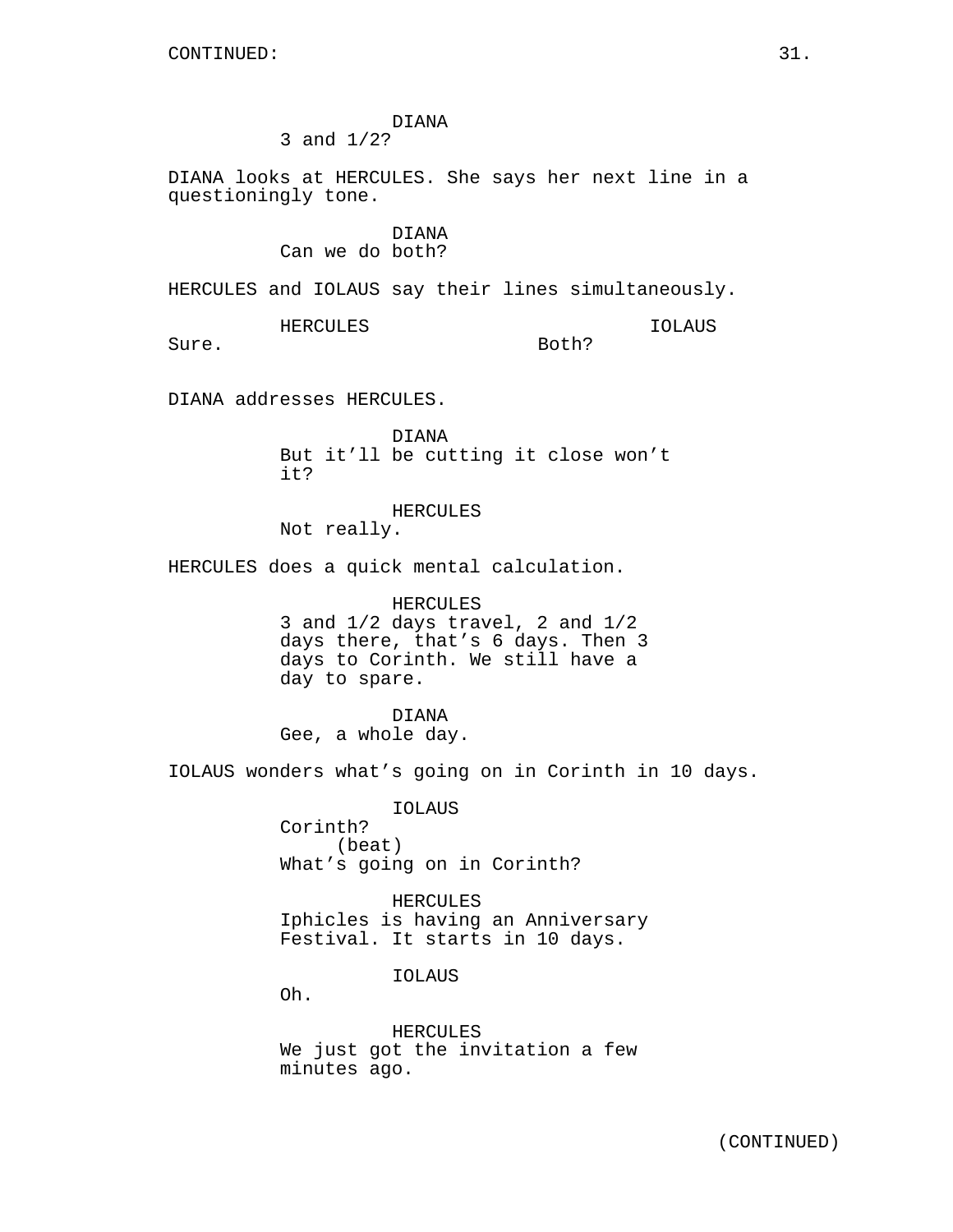DIANA
3 and 1/2?

DIANA looks at HERCULES. She says her next line in a questioningly tone.

DIANA
Can we do both?

HERCULES and IOLAUS say their lines simultaneously.

HERCULES
Sure.

IOLAUS
Both?

DIANA addresses HERCULES.

DIANA
But it’ll be cutting it close won’t it?

HERCULES
Not really.

HERCULES does a quick mental calculation.

HERCULES
3 and 1/2 days travel, 2 and 1/2 days there, that’s 6 days. Then 3 days to Corinth. We still have a day to spare.

DIANA
Gee, a whole day.

IOLAUS wonders what’s going on in Corinth in 10 days.

IOLAUS
Corinth?
(beat)
What’s going on in Corinth?

HERCULES
Iphicles is having an Anniversary Festival. It starts in 10 days.

IOLAUS
Oh.

HERCULES
We just got the invitation a few minutes ago.

(CONTINUED)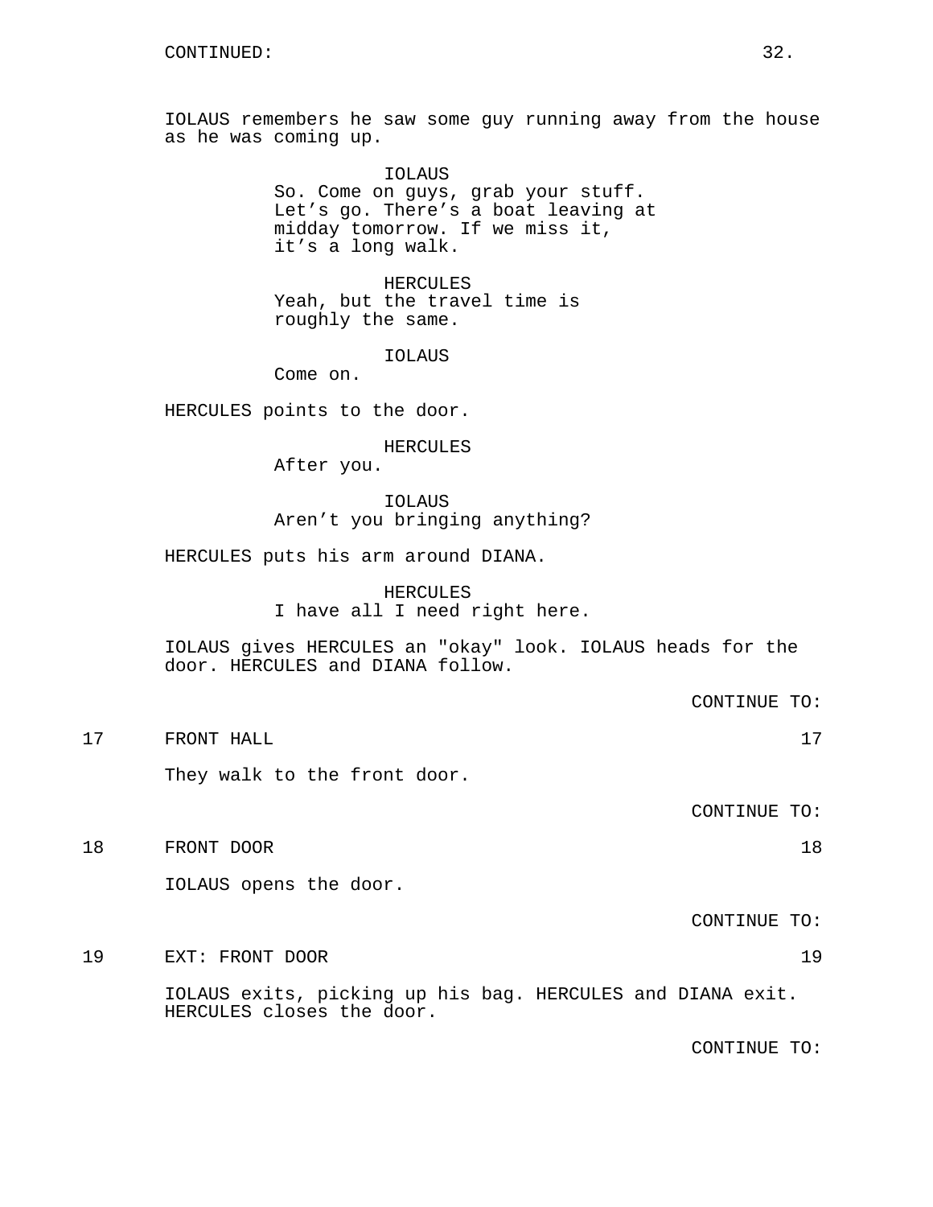CONTINUED:

IOLAUS remembers he saw some guy running away from the house as he was coming up.

IOLAUS
So. Come on guys, grab your stuff. Let's go. There's a boat leaving at midday tomorrow. If we miss it, it's a long walk.

HERCULES
Yeah, but the travel time is roughly the same.

IOLAUS
Come on.

HERCULES points to the door.

HERCULES
After you.

IOLAUS
Aren't you bringing anything?

HERCULES puts his arm around DIANA.

HERCULES
I have all I need right here.

IOLAUS gives HERCULES an "okay" look. IOLAUS heads for the door. HERCULES and DIANA follow.

CONTINUE TO:

17 FRONT HALL 17

They walk to the front door.

CONTINUE TO:

18 FRONT DOOR 18

IOLAUS opens the door.

CONTINUE TO:

19 EXT: FRONT DOOR 19

IOLAUS exits, picking up his bag. HERCULES and DIANA exit. HERCULES closes the door.

CONTINUE TO: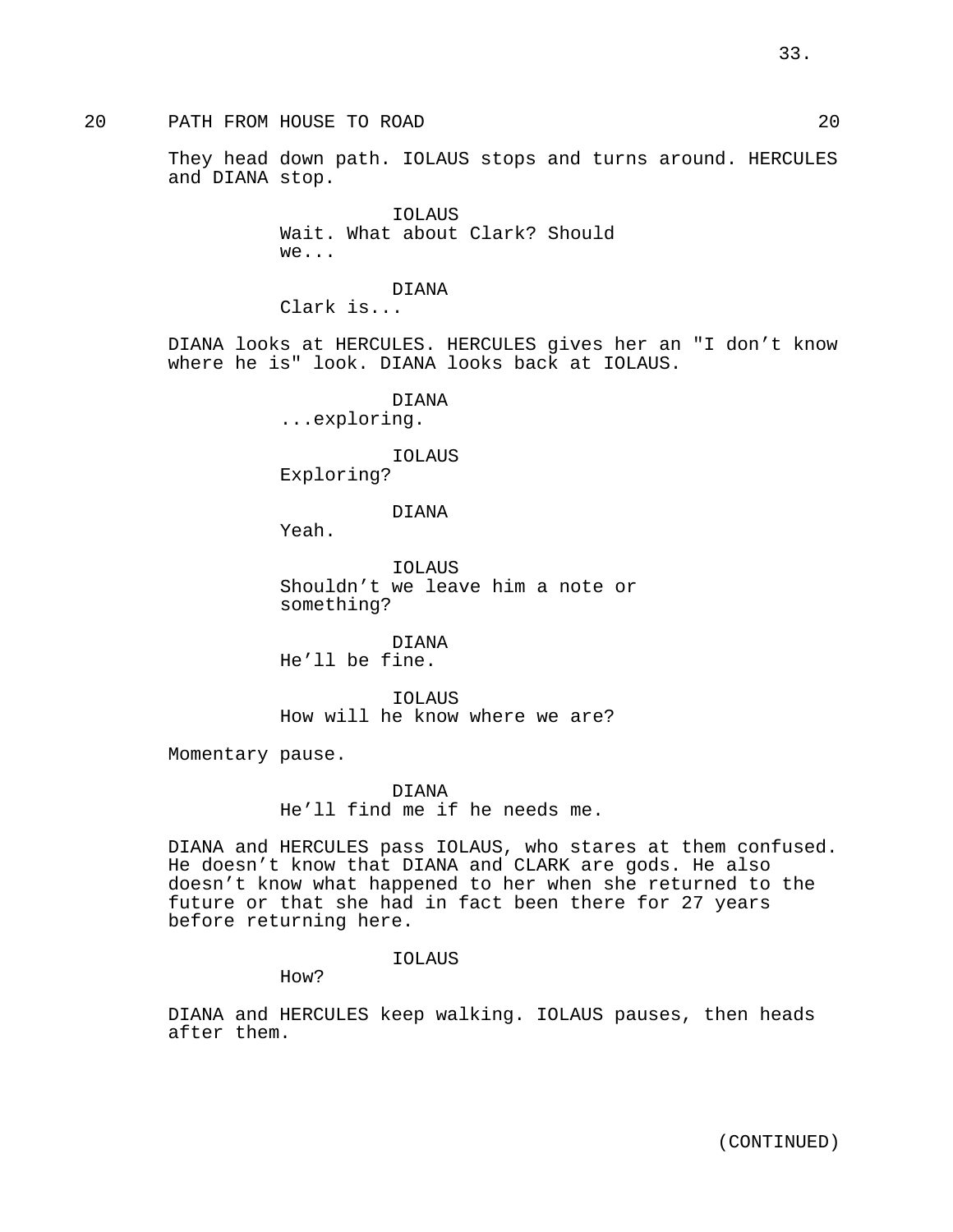20 PATH FROM HOUSE TO ROAD 20

They head down path. IOLAUS stops and turns around. HERCULES and DIANA stop.

IOLAUS
Wait. What about Clark? Should we...

DIANA
Clark is...

DIANA looks at HERCULES. HERCULES gives her an "I don’t know where he is" look. DIANA looks back at IOLAUS.

DIANA
...exploring.

IOLAUS
Exploring?

DIANA
Yeah.

IOLAUS
Shouldn’t we leave him a note or something?

DIANA
He’ll be fine.

IOLAUS
How will he know where we are?

Momentary pause.

DIANA
He’ll find me if he needs me.

DIANA and HERCULES pass IOLAUS, who stares at them confused. He doesn’t know that DIANA and CLARK are gods. He also doesn’t know what happened to her when she returned to the future or that she had in fact been there for 27 years before returning here.

IOLAUS
How?

DIANA and HERCULES keep walking. IOLAUS pauses, then heads after them.

(CONTINUED)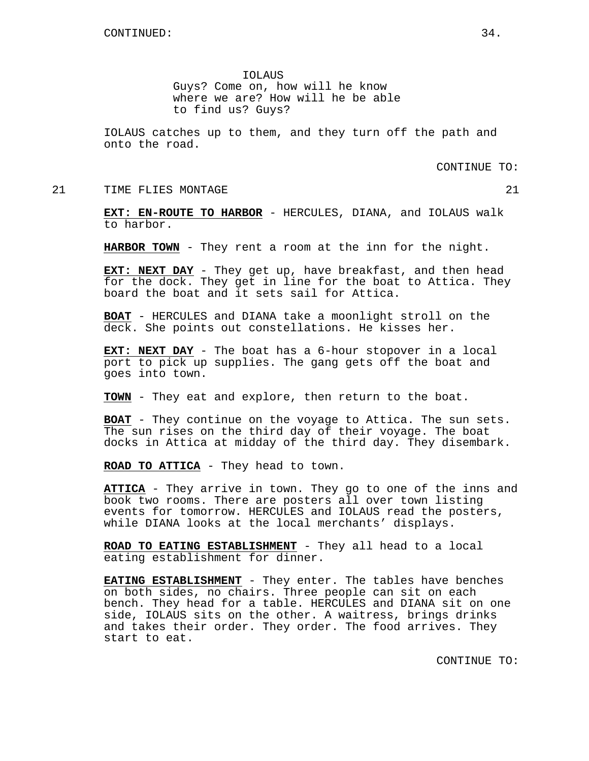CONTINUED:

IOLAUS
Guys? Come on, how will he know where we are? How will he be able to find us? Guys?

IOLAUS catches up to them, and they turn off the path and onto the road.

CONTINUE TO:

21 TIME FLIES MONTAGE 21

**EXT: EN-ROUTE TO HARBOR** - HERCULES, DIANA, and IOLAUS walk to harbor.

**HARBOR TOWN** - They rent a room at the inn for the night.

**EXT: NEXT DAY** - They get up, have breakfast, and then head for the dock. They get in line for the boat to Attica. They board the boat and it sets sail for Attica.

**BOAT** - HERCULES and DIANA take a moonlight stroll on the deck. She points out constellations. He kisses her.

**EXT: NEXT DAY** - The boat has a 6-hour stopover in a local port to pick up supplies. The gang gets off the boat and goes into town.

**TOWN** - They eat and explore, then return to the boat.

**BOAT** - They continue on the voyage to Attica. The sun sets. The sun rises on the third day of their voyage. The boat docks in Attica at midday of the third day. They disembark.

**ROAD TO ATTICA** - They head to town.

**ATTICA** - They arrive in town. They go to one of the inns and book two rooms. There are posters all over town listing events for tomorrow. HERCULES and IOLAUS read the posters, while DIANA looks at the local merchants' displays.

**ROAD TO EATING ESTABLISHMENT** - They all head to a local eating establishment for dinner.

**EATING ESTABLISHMENT** - They enter. The tables have benches on both sides, no chairs. Three people can sit on each bench. They head for a table. HERCULES and DIANA sit on one side, IOLAUS sits on the other. A waitress, brings drinks and takes their order. They order. The food arrives. They start to eat.

CONTINUE TO: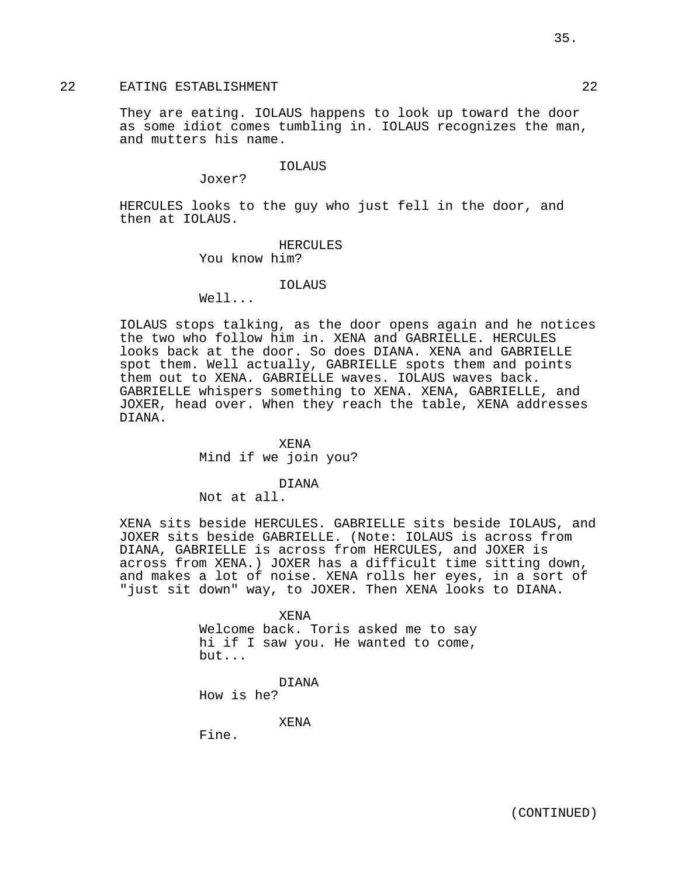22 EATING ESTABLISHMENT 22

They are eating. IOLAUS happens to look up toward the door as some idiot comes tumbling in. IOLAUS recognizes the man, and mutters his name.

IOLAUS
Joxer?

HERCULES looks to the guy who just fell in the door, and then at IOLAUS.

HERCULES
You know him?

IOLAUS
Well...

IOLAUS stops talking, as the door opens again and he notices the two who follow him in. XENA and GABRIELLE. HERCULES looks back at the door. So does DIANA. XENA and GABRIELLE spot them. Well actually, GABRIELLE spots them and points them out to XENA. GABRIELLE waves. IOLAUS waves back. GABRIELLE whispers something to XENA. XENA, GABRIELLE, and JOXER, head over. When they reach the table, XENA addresses DIANA.

XENA
Mind if we join you?

DIANA
Not at all.

XENA sits beside HERCULES. GABRIELLE sits beside IOLAUS, and JOXER sits beside GABRIELLE. (Note: IOLAUS is across from DIANA, GABRIELLE is across from HERCULES, and JOXER is across from XENA.) JOXER has a difficult time sitting down, and makes a lot of noise. XENA rolls her eyes, in a sort of "just sit down" way, to JOXER. Then XENA looks to DIANA.

XENA
Welcome back. Toris asked me to say hi if I saw you. He wanted to come, but...

DIANA
How is he?

XENA
Fine.

(CONTINUED)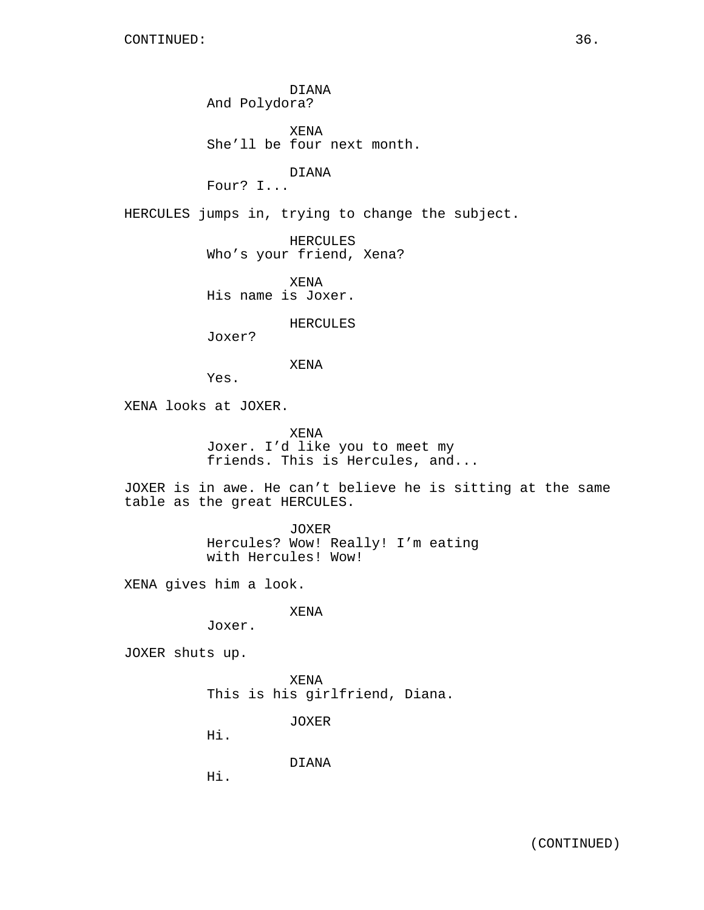CONTINUED:

DIANA
And Polydora?

XENA
She'll be four next month.

DIANA
Four? I...

HERCULES jumps in, trying to change the subject.

HERCULES
Who's your friend, Xena?

XENA
His name is Joxer.

HERCULES
Joxer?

XENA
Yes.

XENA looks at JOXER.

XENA
Joxer. I'd like you to meet my friends. This is Hercules, and...

JOXER is in awe. He can't believe he is sitting at the same table as the great HERCULES.

JOXER
Hercules? Wow! Really! I'm eating with Hercules! Wow!

XENA gives him a look.

XENA
Joxer.

JOXER shuts up.

XENA
This is his girlfriend, Diana.

JOXER
Hi.

DIANA
Hi.

(CONTINUED)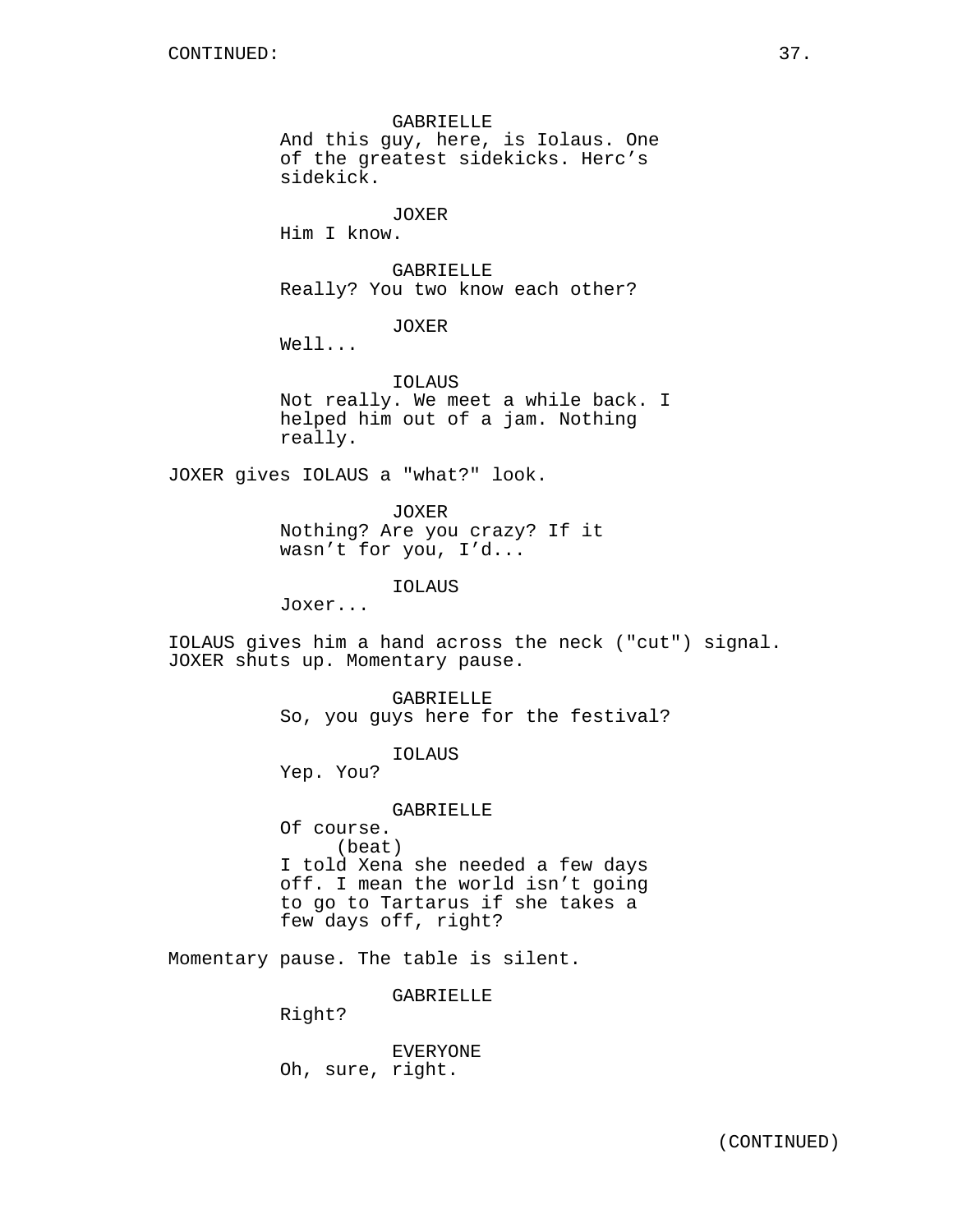CONTINUED:

GABRIELLE
And this guy, here, is Iolaus. One of the greatest sidekicks. Herc's sidekick.

JOXER
Him I know.

GABRIELLE
Really? You two know each other?

JOXER
Well...

IOLAUS
Not really. We meet a while back. I helped him out of a jam. Nothing really.

JOXER gives IOLAUS a "what?" look.

JOXER
Nothing? Are you crazy? If it wasn't for you, I'd...

IOLAUS
Joxer...

IOLAUS gives him a hand across the neck ("cut") signal. JOXER shuts up. Momentary pause.

GABRIELLE
So, you guys here for the festival?

IOLAUS
Yep. You?

GABRIELLE
Of course.
(beat)
I told Xena she needed a few days off. I mean the world isn't going to go to Tartarus if she takes a few days off, right?

Momentary pause. The table is silent.

GABRIELLE
Right?

EVERYONE
Oh, sure, right.

(CONTINUED)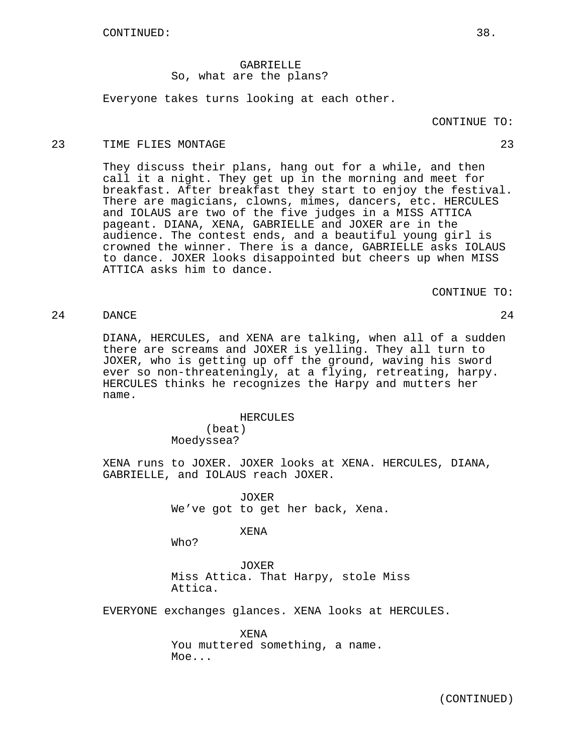CONTINUED:

GABRIELLE
So, what are the plans?

Everyone takes turns looking at each other.

CONTINUE TO:

23 TIME FLIES MONTAGE 23

They discuss their plans, hang out for a while, and then call it a night. They get up in the morning and meet for breakfast. After breakfast they start to enjoy the festival. There are magicians, clowns, mimes, dancers, etc. HERCULES and IOLAUS are two of the five judges in a MISS ATTICA pageant. DIANA, XENA, GABRIELLE and JOXER are in the audience. The contest ends, and a beautiful young girl is crowned the winner. There is a dance, GABRIELLE asks IOLAUS to dance. JOXER looks disappointed but cheers up when MISS ATTICA asks him to dance.

CONTINUE TO:

24 DANCE 24

DIANA, HERCULES, and XENA are talking, when all of a sudden there are screams and JOXER is yelling. They all turn to JOXER, who is getting up off the ground, waving his sword ever so non-threateningly, at a flying, retreating, harpy. HERCULES thinks he recognizes the Harpy and mutters her name.

HERCULES
(beat)
Moedyssea?

XENA runs to JOXER. JOXER looks at XENA. HERCULES, DIANA, GABRIELLE, and IOLAUS reach JOXER.

JOXER
We've got to get her back, Xena.

XENA
Who?

JOXER
Miss Attica. That Harpy, stole Miss Attica.

EVERYONE exchanges glances. XENA looks at HERCULES.

XENA
You muttered something, a name. Moe...

(CONTINUED)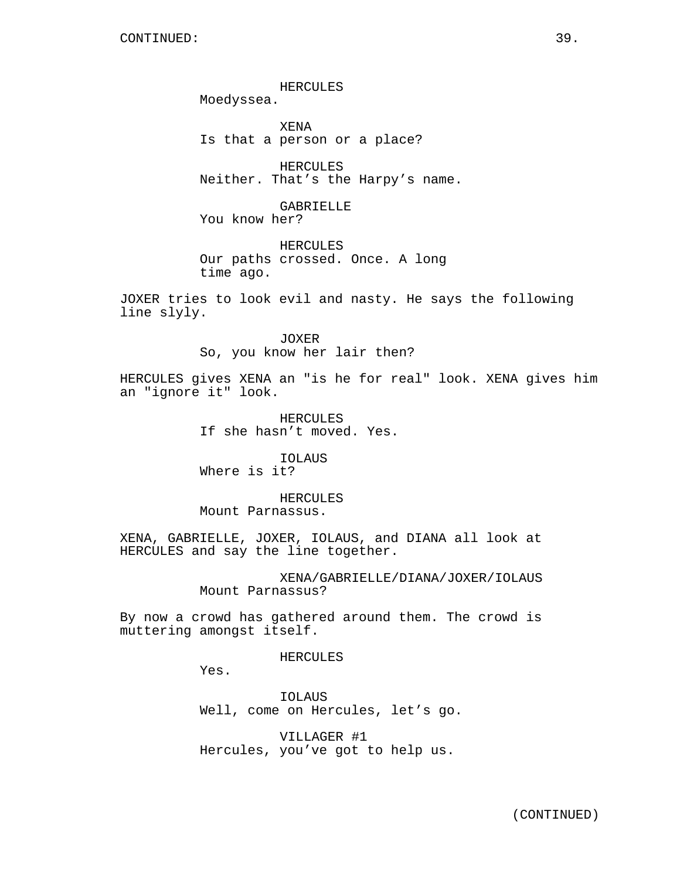CONTINUED:

HERCULES
Moedyssea.

XENA
Is that a person or a place?

HERCULES
Neither. That's the Harpy's name.

GABRIELLE
You know her?

HERCULES
Our paths crossed. Once. A long time ago.

JOXER tries to look evil and nasty. He says the following line slyly.

JOXER
So, you know her lair then?

HERCULES gives XENA an "is he for real" look. XENA gives him an "ignore it" look.

HERCULES
If she hasn't moved. Yes.

IOLAUS
Where is it?

HERCULES
Mount Parnassus.

XENA, GABRIELLE, JOXER, IOLAUS, and DIANA all look at HERCULES and say the line together.

XENA/GABRIELLE/DIANA/JOXER/IOLAUS
Mount Parnassus?

By now a crowd has gathered around them. The crowd is muttering amongst itself.

HERCULES
Yes.

IOLAUS
Well, come on Hercules, let's go.

VILLAGER #1
Hercules, you've got to help us.

(CONTINUED)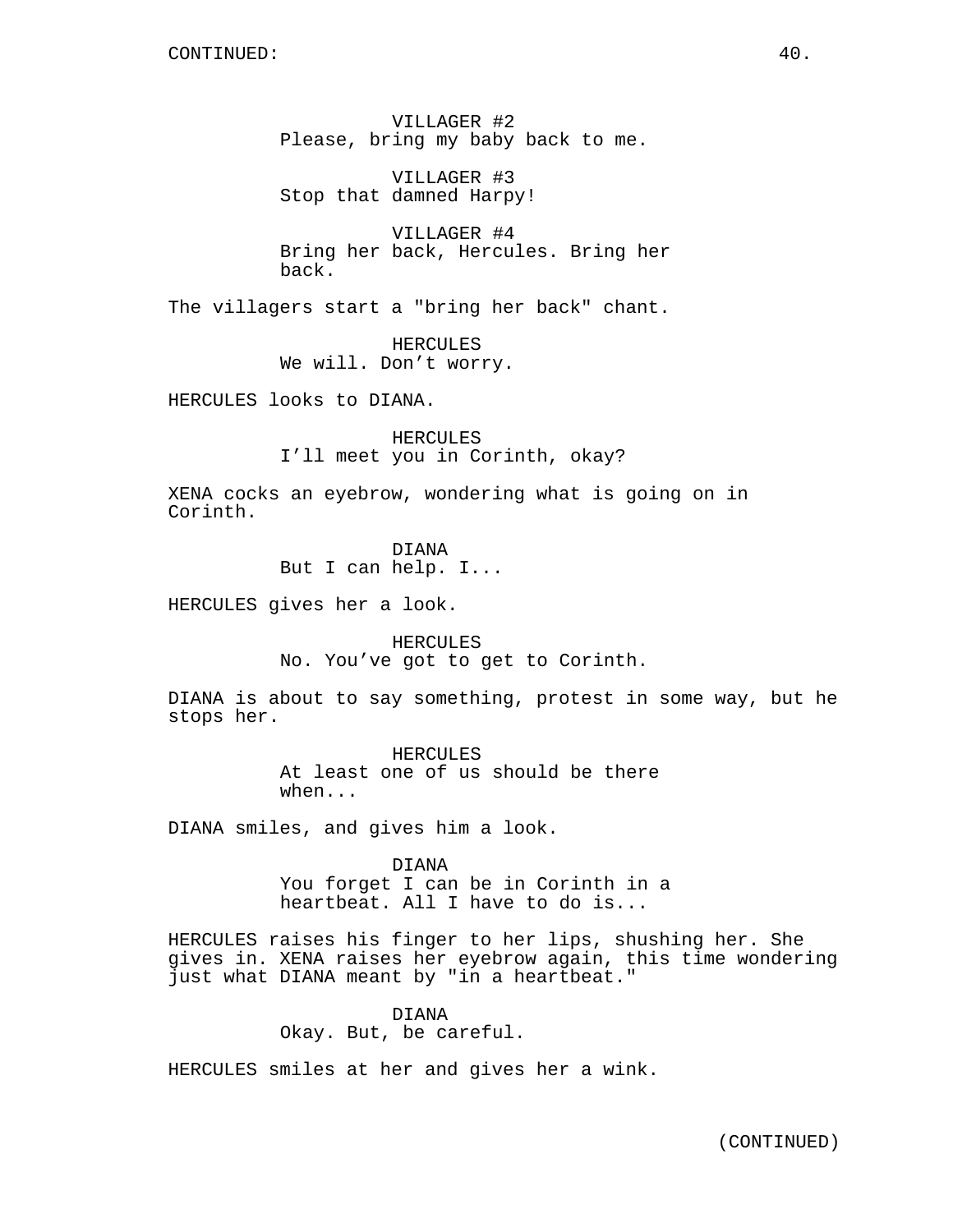VILLAGER #2
Please, bring my baby back to me.

VILLAGER #3
Stop that damned Harpy!

VILLAGER #4
Bring her back, Hercules. Bring her back.

The villagers start a "bring her back" chant.

HERCULES
We will. Don't worry.

HERCULES looks to DIANA.

HERCULES
I'll meet you in Corinth, okay?

XENA cocks an eyebrow, wondering what is going on in Corinth.

DIANA
But I can help. I...

HERCULES gives her a look.

HERCULES
No. You've got to get to Corinth.

DIANA is about to say something, protest in some way, but he stops her.

HERCULES
At least one of us should be there when...

DIANA smiles, and gives him a look.

DIANA
You forget I can be in Corinth in a heartbeat. All I have to do is...

HERCULES raises his finger to her lips, shushing her. She gives in. XENA raises her eyebrow again, this time wondering just what DIANA meant by "in a heartbeat."

DIANA
Okay. But, be careful.

HERCULES smiles at her and gives her a wink.

(CONTINUED)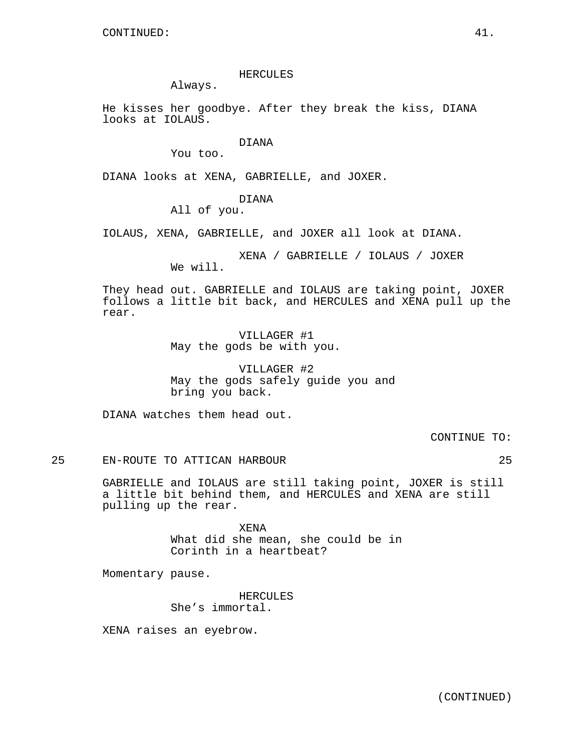CONTINUED:

HERCULES
Always.

He kisses her goodbye. After they break the kiss, DIANA looks at IOLAUS.

DIANA
You too.

DIANA looks at XENA, GABRIELLE, and JOXER.

DIANA
All of you.

IOLAUS, XENA, GABRIELLE, and JOXER all look at DIANA.

XENA / GABRIELLE / IOLAUS / JOXER
We will.

They head out. GABRIELLE and IOLAUS are taking point, JOXER follows a little bit back, and HERCULES and XENA pull up the rear.

VILLAGER #1
May the gods be with you.

VILLAGER #2
May the gods safely guide you and bring you back.

DIANA watches them head out.

CONTINUE TO:

25 EN-ROUTE TO ATTICAN HARBOUR 25

GABRIELLE and IOLAUS are still taking point, JOXER is still a little bit behind them, and HERCULES and XENA are still pulling up the rear.

XENA
What did she mean, she could be in Corinth in a heartbeat?

Momentary pause.

HERCULES
She's immortal.

XENA raises an eyebrow.

(CONTINUED)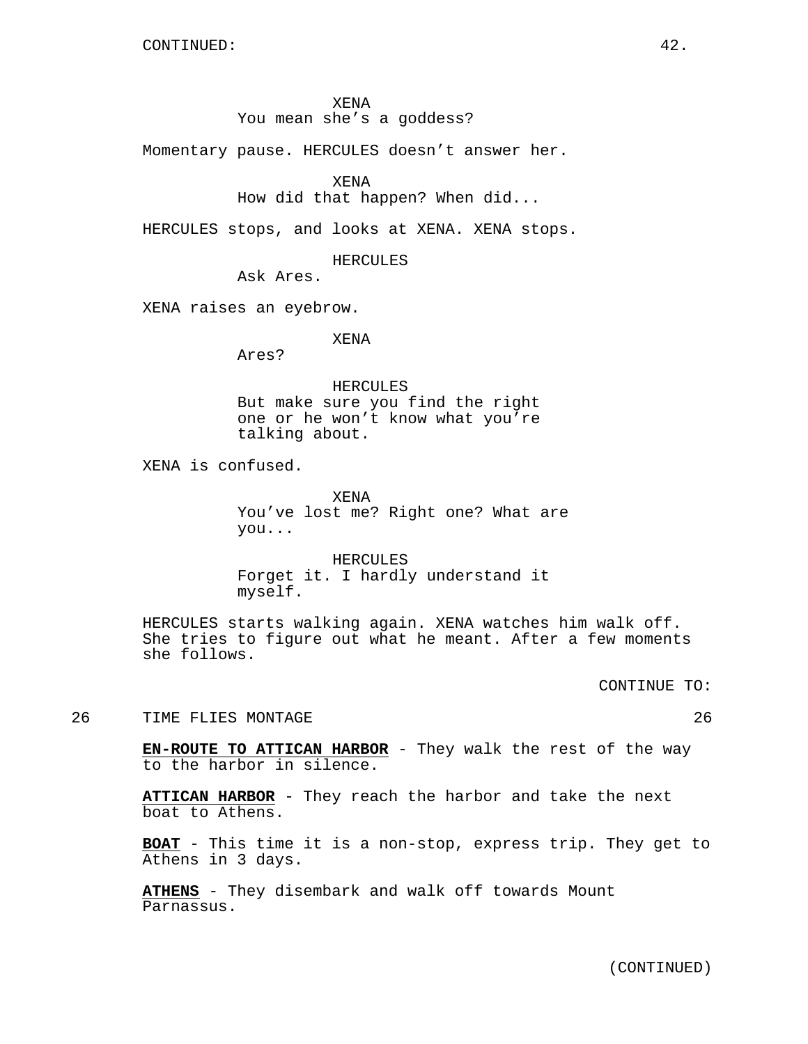CONTINUED:

XENA
You mean she's a goddess?

Momentary pause. HERCULES doesn't answer her.

XENA
How did that happen? When did...

HERCULES stops, and looks at XENA. XENA stops.

HERCULES
Ask Ares.

XENA raises an eyebrow.

XENA
Ares?

HERCULES
But make sure you find the right one or he won't know what you're talking about.

XENA is confused.

XENA
You've lost me? Right one? What are you...

HERCULES
Forget it. I hardly understand it myself.

HERCULES starts walking again. XENA watches him walk off. She tries to figure out what he meant. After a few moments she follows.

CONTINUE TO:

26 TIME FLIES MONTAGE 26

**EN-ROUTE TO ATTICAN HARBOR** - They walk the rest of the way to the harbor in silence.

**ATTICAN HARBOR** - They reach the harbor and take the next boat to Athens.

**BOAT** - This time it is a non-stop, express trip. They get to Athens in 3 days.

**ATHENS** - They disembark and walk off towards Mount Parnassus.

(CONTINUED)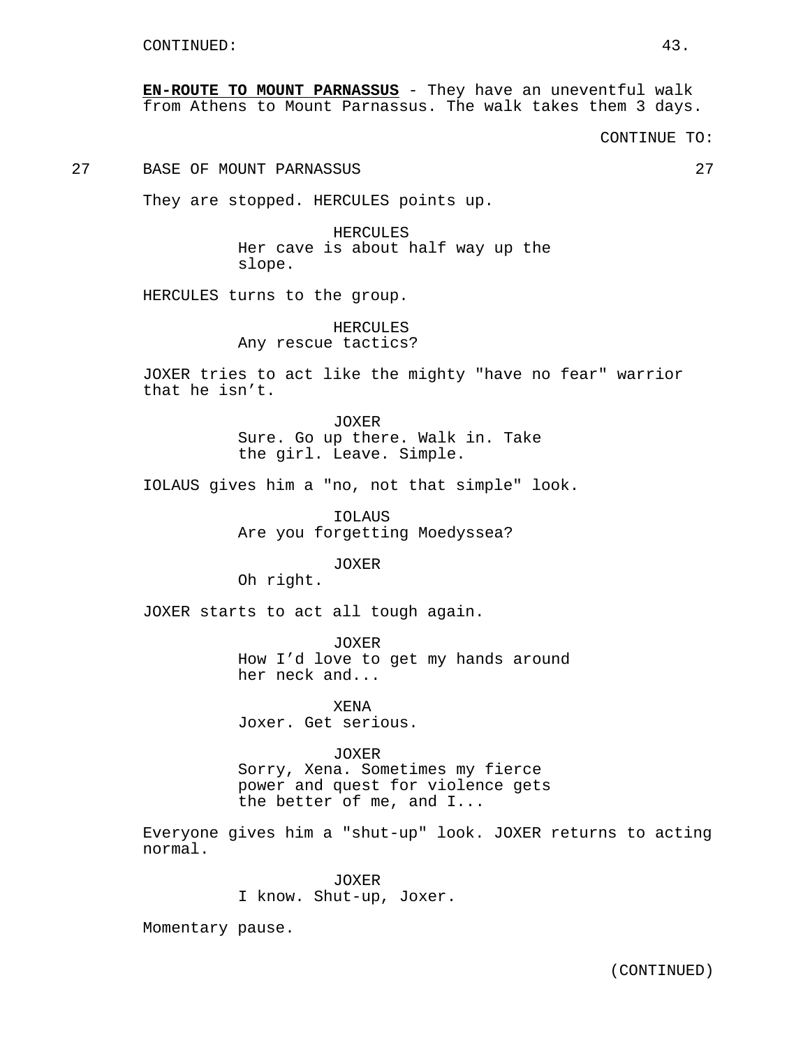CONTINUED:

**EN-ROUTE TO MOUNT PARNASSUS** - They have an uneventful walk from Athens to Mount Parnassus. The walk takes them 3 days.

CONTINUE TO:

27 BASE OF MOUNT PARNASSUS 27

They are stopped. HERCULES points up.

HERCULES
Her cave is about half way up the slope.

HERCULES turns to the group.

HERCULES
Any rescue tactics?

JOXER tries to act like the mighty "have no fear" warrior that he isn't.

JOXER
Sure. Go up there. Walk in. Take the girl. Leave. Simple.

IOLAUS gives him a "no, not that simple" look.

IOLAUS
Are you forgetting Moedyssea?

JOXER
Oh right.

JOXER starts to act all tough again.

JOXER
How I'd love to get my hands around her neck and...

XENA
Joxer. Get serious.

JOXER
Sorry, Xena. Sometimes my fierce power and quest for violence gets the better of me, and I...

Everyone gives him a "shut-up" look. JOXER returns to acting normal.

JOXER
I know. Shut-up, Joxer.

Momentary pause.

(CONTINUED)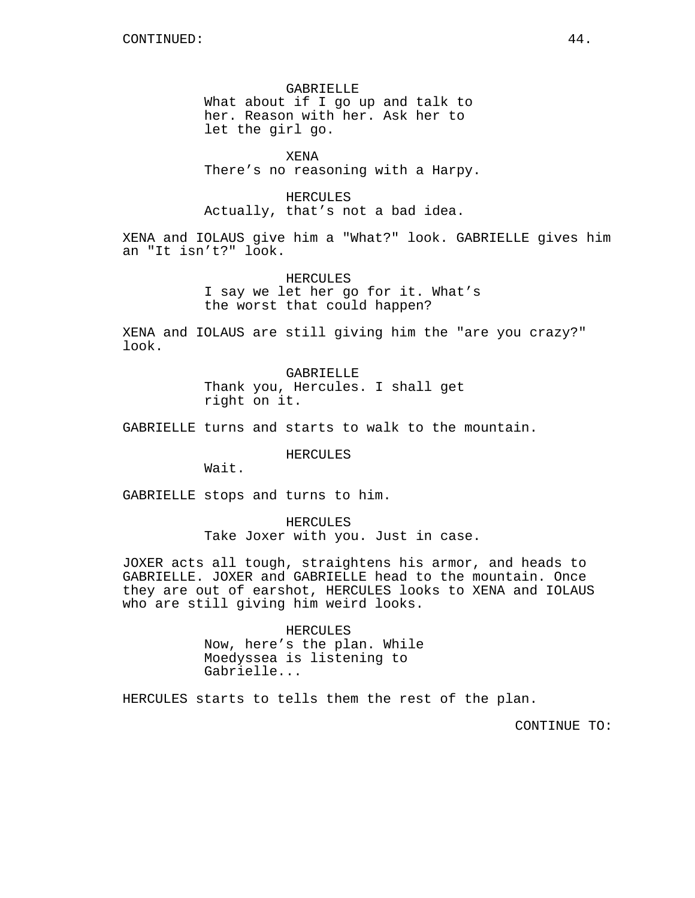CONTINUED:

GABRIELLE
What about if I go up and talk to her. Reason with her. Ask her to let the girl go.

XENA
There's no reasoning with a Harpy.

HERCULES
Actually, that's not a bad idea.

XENA and IOLAUS give him a "What?" look. GABRIELLE gives him an "It isn't?" look.

HERCULES
I say we let her go for it. What's the worst that could happen?

XENA and IOLAUS are still giving him the "are you crazy?" look.

GABRIELLE
Thank you, Hercules. I shall get right on it.

GABRIELLE turns and starts to walk to the mountain.

HERCULES
Wait.

GABRIELLE stops and turns to him.

HERCULES
Take Joxer with you. Just in case.

JOXER acts all tough, straightens his armor, and heads to GABRIELLE. JOXER and GABRIELLE head to the mountain. Once they are out of earshot, HERCULES looks to XENA and IOLAUS who are still giving him weird looks.

HERCULES
Now, here's the plan. While Moedyssea is listening to Gabrielle...

HERCULES starts to tells them the rest of the plan.

CONTINUE TO: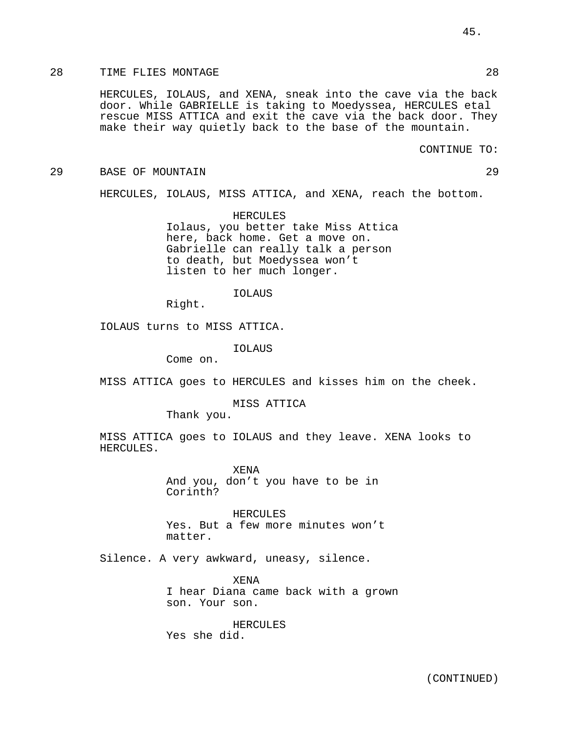28 TIME FLIES MONTAGE 28

HERCULES, IOLAUS, and XENA, sneak into the cave via the back door. While GABRIELLE is taking to Moedyssea, HERCULES etal rescue MISS ATTICA and exit the cave via the back door. They make their way quietly back to the base of the mountain.

CONTINUE TO:

29 BASE OF MOUNTAIN 29

HERCULES, IOLAUS, MISS ATTICA, and XENA, reach the bottom.

HERCULES
Iolaus, you better take Miss Attica here, back home. Get a move on. Gabrielle can really talk a person to death, but Moedyssea won't listen to her much longer.

IOLAUS
Right.

IOLAUS turns to MISS ATTICA.

IOLAUS
Come on.

MISS ATTICA goes to HERCULES and kisses him on the cheek.

MISS ATTICA
Thank you.

MISS ATTICA goes to IOLAUS and they leave. XENA looks to HERCULES.

XENA
And you, don't you have to be in Corinth?

HERCULES
Yes. But a few more minutes won't matter.

Silence. A very awkward, uneasy, silence.

XENA
I hear Diana came back with a grown son. Your son.

HERCULES
Yes she did.

(CONTINUED)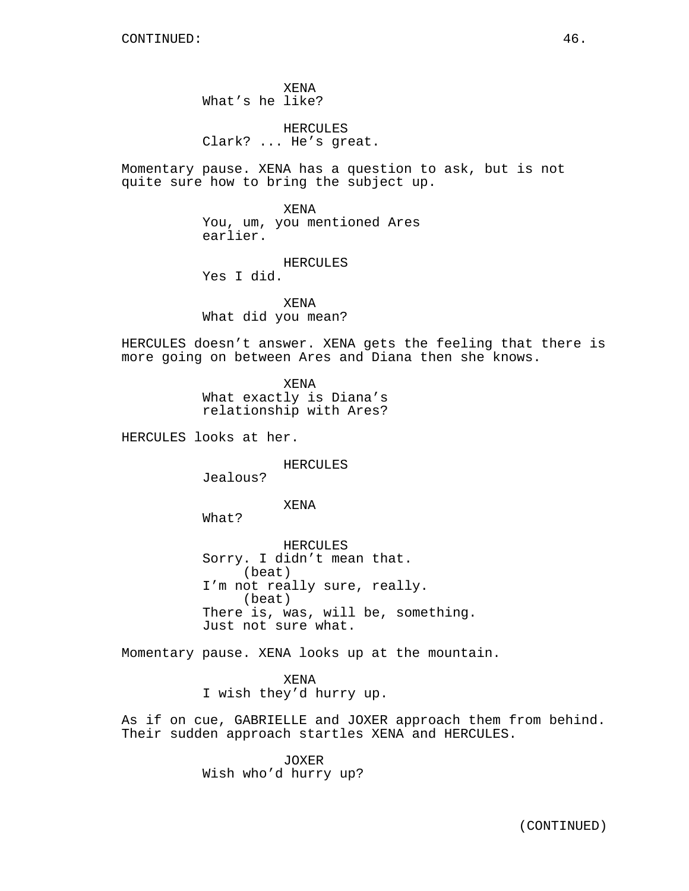CONTINUED:

XENA
What's he like?

HERCULES
Clark? ... He's great.

Momentary pause. XENA has a question to ask, but is not quite sure how to bring the subject up.

XENA
You, um, you mentioned Ares earlier.

HERCULES
Yes I did.

XENA
What did you mean?

HERCULES doesn't answer. XENA gets the feeling that there is more going on between Ares and Diana then she knows.

XENA
What exactly is Diana's relationship with Ares?

HERCULES looks at her.

HERCULES
Jealous?

XENA
What?

HERCULES
Sorry. I didn't mean that.
(beat)
I'm not really sure, really.
(beat)
There is, was, will be, something.
Just not sure what.

Momentary pause. XENA looks up at the mountain.

XENA
I wish they'd hurry up.

As if on cue, GABRIELLE and JOXER approach them from behind. Their sudden approach startles XENA and HERCULES.

JOXER
Wish who'd hurry up?

(CONTINUED)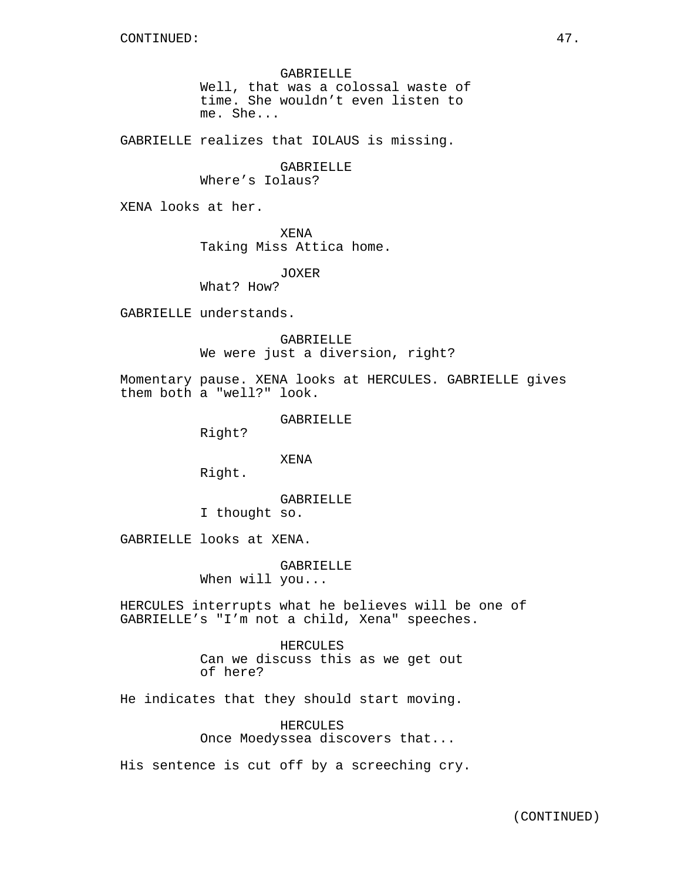CONTINUED:

GABRIELLE
Well, that was a colossal waste of time. She wouldn’t even listen to me. She...

GABRIELLE realizes that IOLAUS is missing.

GABRIELLE
Where’s Iolaus?

XENA looks at her.

XENA
Taking Miss Attica home.

JOXER
What? How?

GABRIELLE understands.

GABRIELLE
We were just a diversion, right?

Momentary pause. XENA looks at HERCULES. GABRIELLE gives them both a "well?" look.

GABRIELLE
Right?

XENA
Right.

GABRIELLE
I thought so.

GABRIELLE looks at XENA.

GABRIELLE
When will you...

HERCULES interrupts what he believes will be one of GABRIELLE’s "I’m not a child, Xena" speeches.

HERCULES
Can we discuss this as we get out of here?

He indicates that they should start moving.

HERCULES
Once Moedyssea discovers that...

His sentence is cut off by a screeching cry.

(CONTINUED)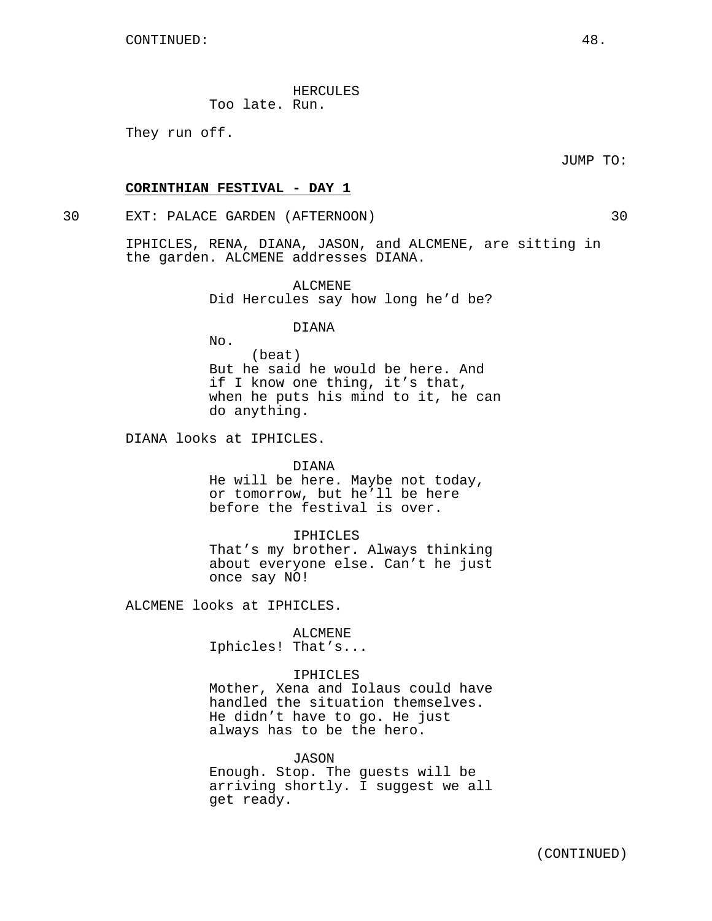CONTINUED:

HERCULES
Too late. Run.

They run off.

JUMP TO:

**CORINTHIAN FESTIVAL - DAY 1**

30 EXT: PALACE GARDEN (AFTERNOON) 30

IPHICLES, RENA, DIANA, JASON, and ALCMENE, are sitting in the garden. ALCMENE addresses DIANA.

ALCMENE
Did Hercules say how long he'd be?

DIANA
No.
(beat)
But he said he would be here. And if I know one thing, it's that, when he puts his mind to it, he can do anything.

DIANA looks at IPHICLES.

DIANA
He will be here. Maybe not today, or tomorrow, but he'll be here before the festival is over.

IPHICLES
That's my brother. Always thinking about everyone else. Can't he just once say NO!

ALCMENE looks at IPHICLES.

ALCMENE
Iphicles! That's...

IPHICLES
Mother, Xena and Iolaus could have handled the situation themselves. He didn't have to go. He just always has to be the hero.

JASON
Enough. Stop. The guests will be arriving shortly. I suggest we all get ready.

(CONTINUED)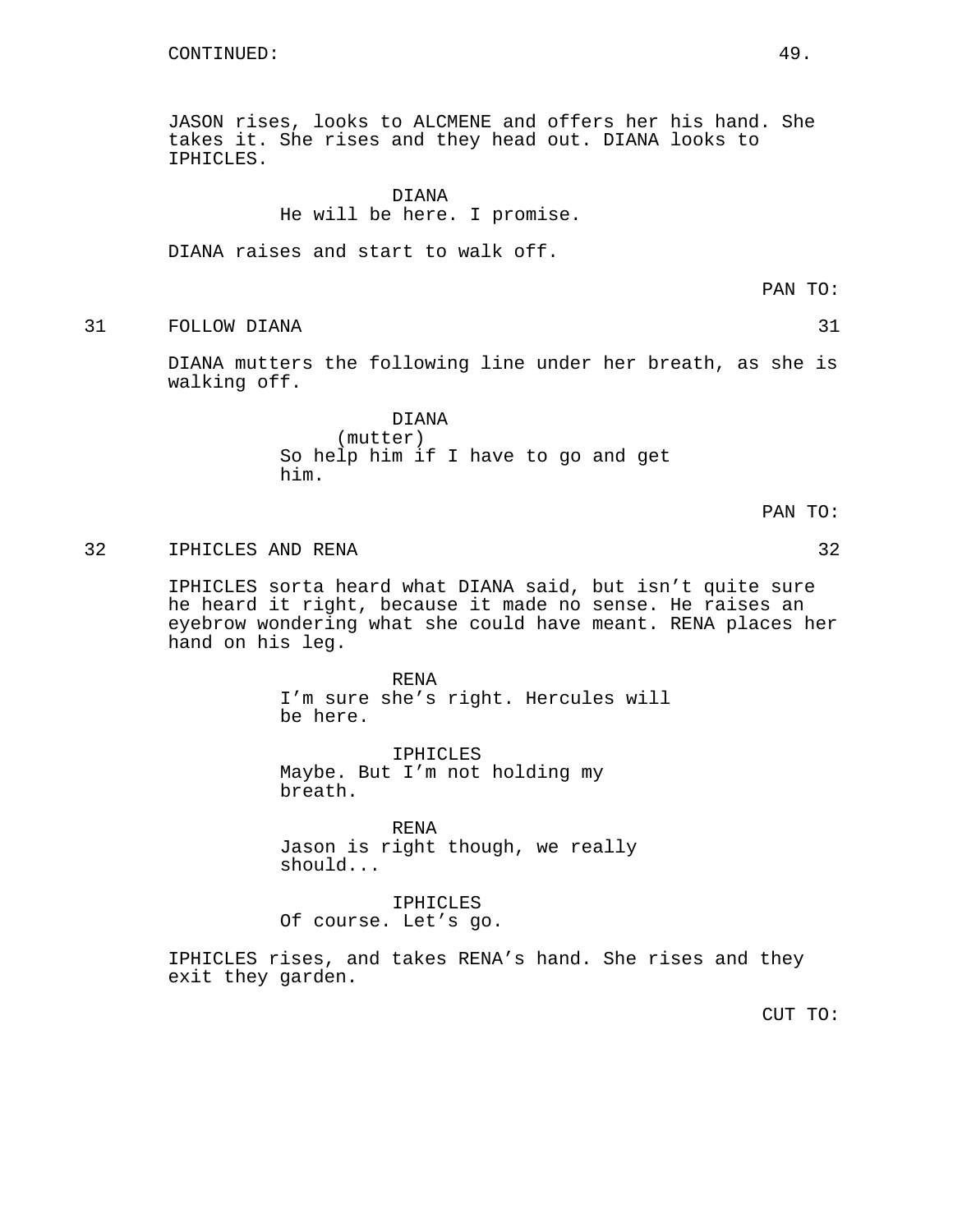CONTINUED:

JASON rises, looks to ALCMENE and offers her his hand. She takes it. She rises and they head out. DIANA looks to IPHICLES.

DIANA
He will be here. I promise.

DIANA raises and start to walk off.

PAN TO:

31 FOLLOW DIANA 31

DIANA mutters the following line under her breath, as she is walking off.

DIANA
(mutter)
So help him if I have to go and get him.

PAN TO:

32 IPHICLES AND RENA 32

IPHICLES sorta heard what DIANA said, but isn't quite sure he heard it right, because it made no sense. He raises an eyebrow wondering what she could have meant. RENA places her hand on his leg.

RENA
I'm sure she's right. Hercules will be here.

IPHICLES
Maybe. But I'm not holding my breath.

RENA
Jason is right though, we really should...

IPHICLES
Of course. Let's go.

IPHICLES rises, and takes RENA's hand. She rises and they exit they garden.

CUT TO: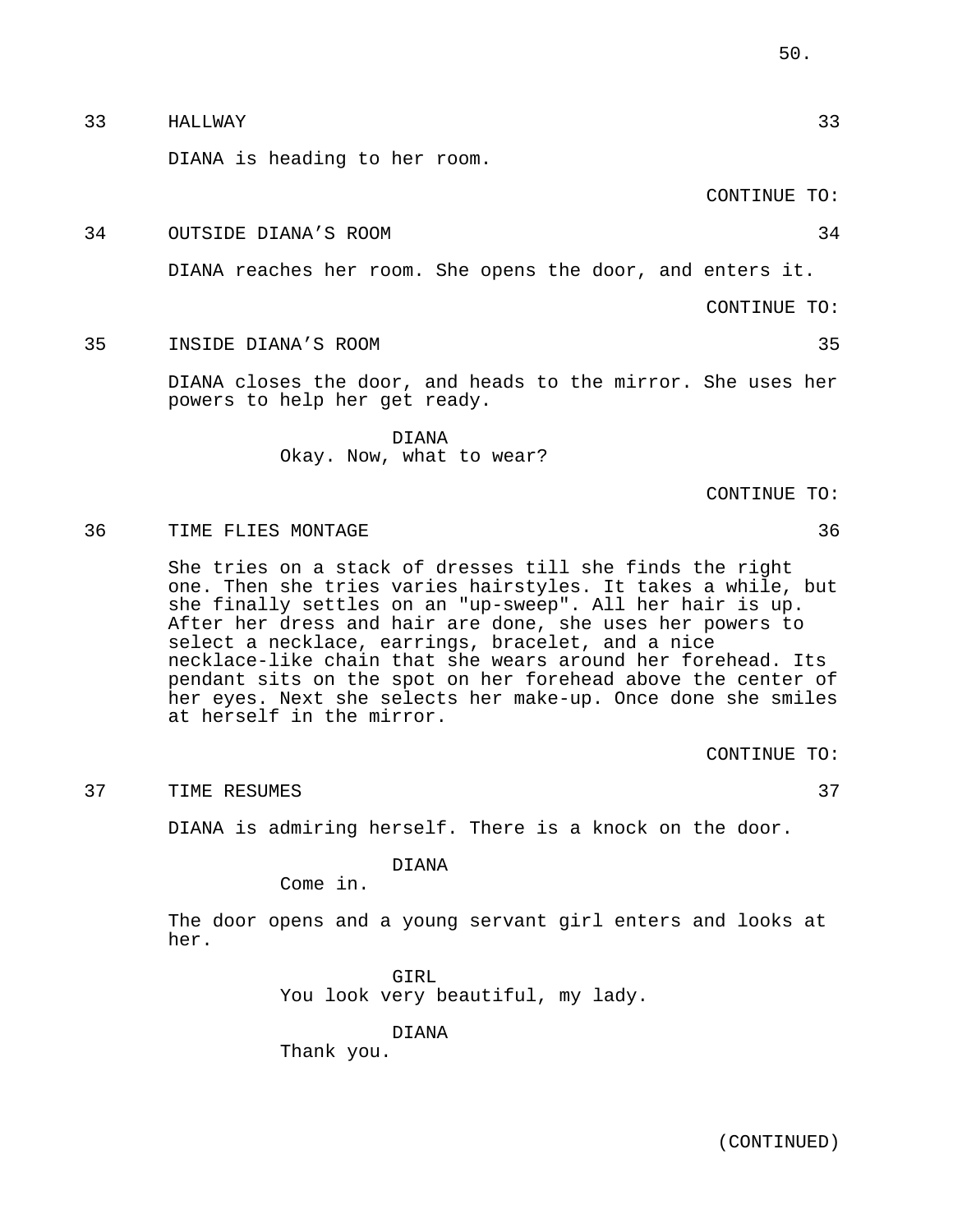33 HALLWAY 33

DIANA is heading to her room.

CONTINUE TO:

34 OUTSIDE DIANA’S ROOM 34

DIANA reaches her room. She opens the door, and enters it.

CONTINUE TO:

35 INSIDE DIANA’S ROOM 35

DIANA closes the door, and heads to the mirror. She uses her powers to help her get ready.

DIANA
Okay. Now, what to wear?

CONTINUE TO:

36 TIME FLIES MONTAGE 36

She tries on a stack of dresses till she finds the right one. Then she tries varies hairstyles. It takes a while, but she finally settles on an "up-sweep". All her hair is up. After her dress and hair are done, she uses her powers to select a necklace, earrings, bracelet, and a nice necklace-like chain that she wears around her forehead. Its pendant sits on the spot on her forehead above the center of her eyes. Next she selects her make-up. Once done she smiles at herself in the mirror.

CONTINUE TO:

37 TIME RESUMES 37

DIANA is admiring herself. There is a knock on the door.

DIANA
Come in.

The door opens and a young servant girl enters and looks at her.

GIRL
You look very beautiful, my lady.

DIANA
Thank you.

(CONTINUED)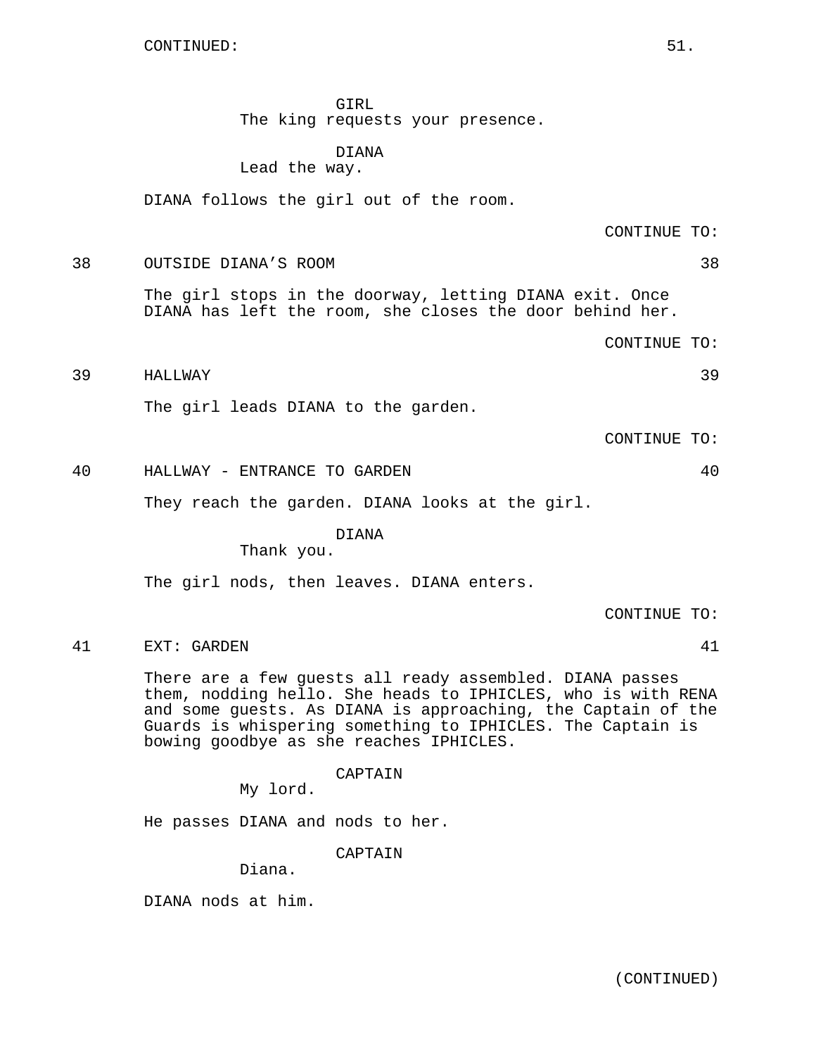CONTINUED:

GIRL
The king requests your presence.

DIANA
Lead the way.

DIANA follows the girl out of the room.

CONTINUE TO:

38 OUTSIDE DIANA’S ROOM 38

The girl stops in the doorway, letting DIANA exit. Once DIANA has left the room, she closes the door behind her.

CONTINUE TO:

39 HALLWAY 39

The girl leads DIANA to the garden.

CONTINUE TO:

40 HALLWAY - ENTRANCE TO GARDEN 40

They reach the garden. DIANA looks at the girl.

DIANA
Thank you.

The girl nods, then leaves. DIANA enters.

CONTINUE TO:

41 EXT: GARDEN 41

There are a few guests all ready assembled. DIANA passes them, nodding hello. She heads to IPHICLES, who is with RENA and some guests. As DIANA is approaching, the Captain of the Guards is whispering something to IPHICLES. The Captain is bowing goodbye as she reaches IPHICLES.

CAPTAIN
My lord.

He passes DIANA and nods to her.

CAPTAIN
Diana.

DIANA nods at him.

(CONTINUED)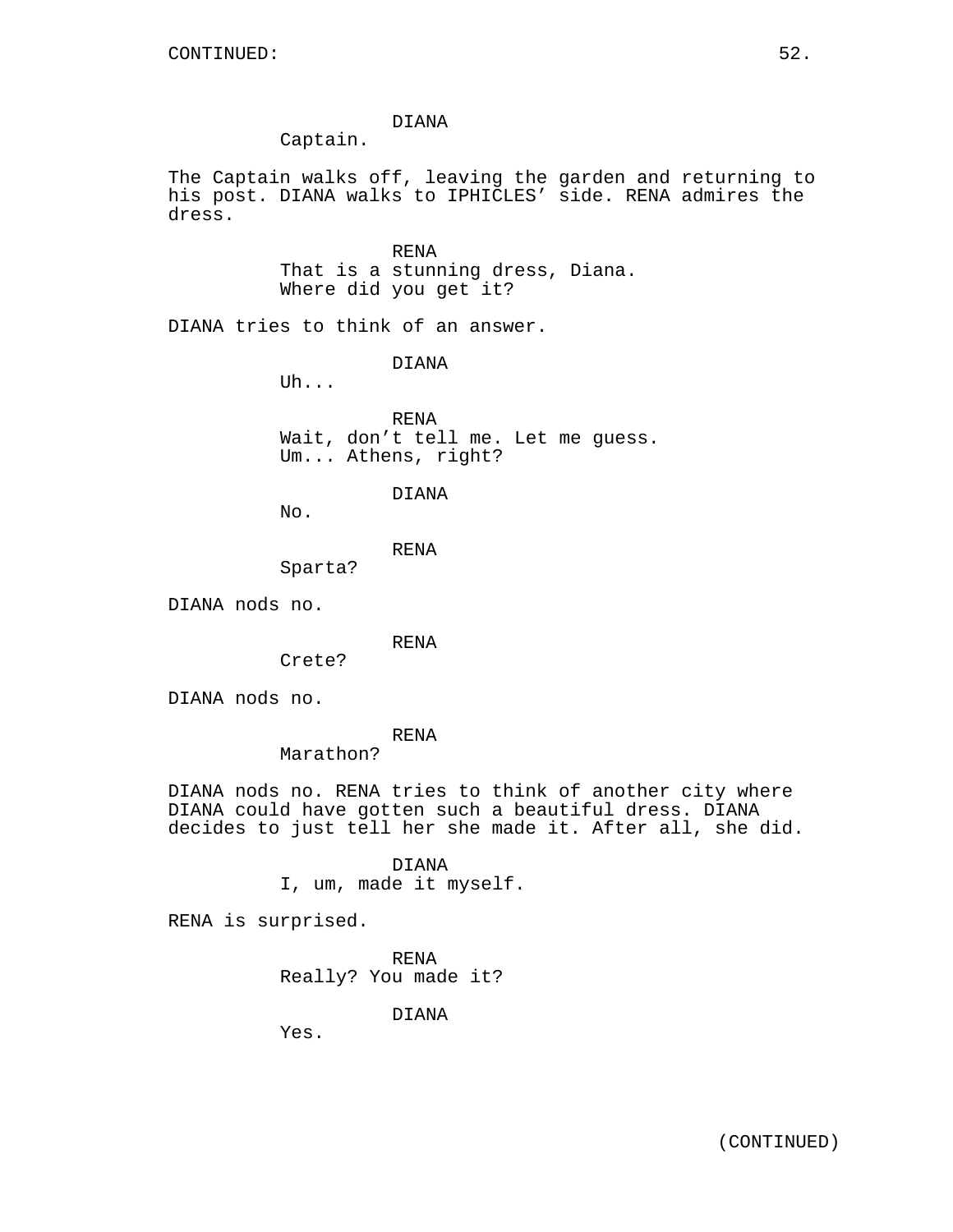DIANA
Captain.

The Captain walks off, leaving the garden and returning to his post. DIANA walks to IPHICLES' side. RENA admires the dress.

RENA
That is a stunning dress, Diana. Where did you get it?

DIANA tries to think of an answer.

DIANA
Uh...

RENA
Wait, don't tell me. Let me guess. Um... Athens, right?

DIANA
No.

RENA
Sparta?

DIANA nods no.

RENA
Crete?

DIANA nods no.

RENA
Marathon?

DIANA nods no. RENA tries to think of another city where DIANA could have gotten such a beautiful dress. DIANA decides to just tell her she made it. After all, she did.

DIANA
I, um, made it myself.

RENA is surprised.

RENA
Really? You made it?

DIANA
Yes.

(CONTINUED)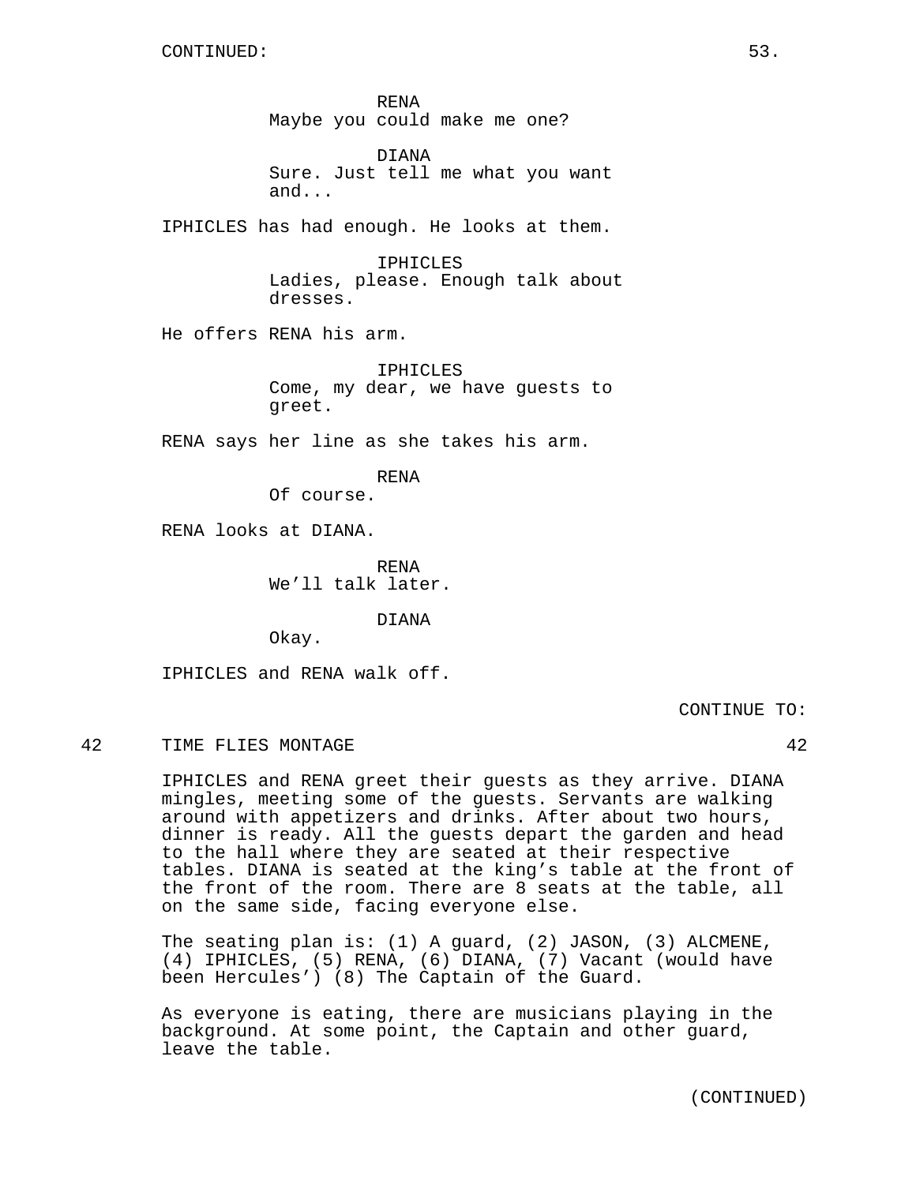CONTINUED:

RENA
Maybe you could make me one?

DIANA
Sure. Just tell me what you want and...

IPHICLES has had enough. He looks at them.

IPHICLES
Ladies, please. Enough talk about dresses.

He offers RENA his arm.

IPHICLES
Come, my dear, we have guests to greet.

RENA says her line as she takes his arm.

RENA
Of course.

RENA looks at DIANA.

RENA
We'll talk later.

DIANA
Okay.

IPHICLES and RENA walk off.

CONTINUE TO:

42 TIME FLIES MONTAGE 42

IPHICLES and RENA greet their guests as they arrive. DIANA mingles, meeting some of the guests. Servants are walking around with appetizers and drinks. After about two hours, dinner is ready. All the guests depart the garden and head to the hall where they are seated at their respective tables. DIANA is seated at the king's table at the front of the front of the room. There are 8 seats at the table, all on the same side, facing everyone else.

The seating plan is: (1) A guard, (2) JASON, (3) ALCMENE, (4) IPHICLES, (5) RENA, (6) DIANA, (7) Vacant (would have been Hercules') (8) The Captain of the Guard.

As everyone is eating, there are musicians playing in the background. At some point, the Captain and other guard, leave the table.

(CONTINUED)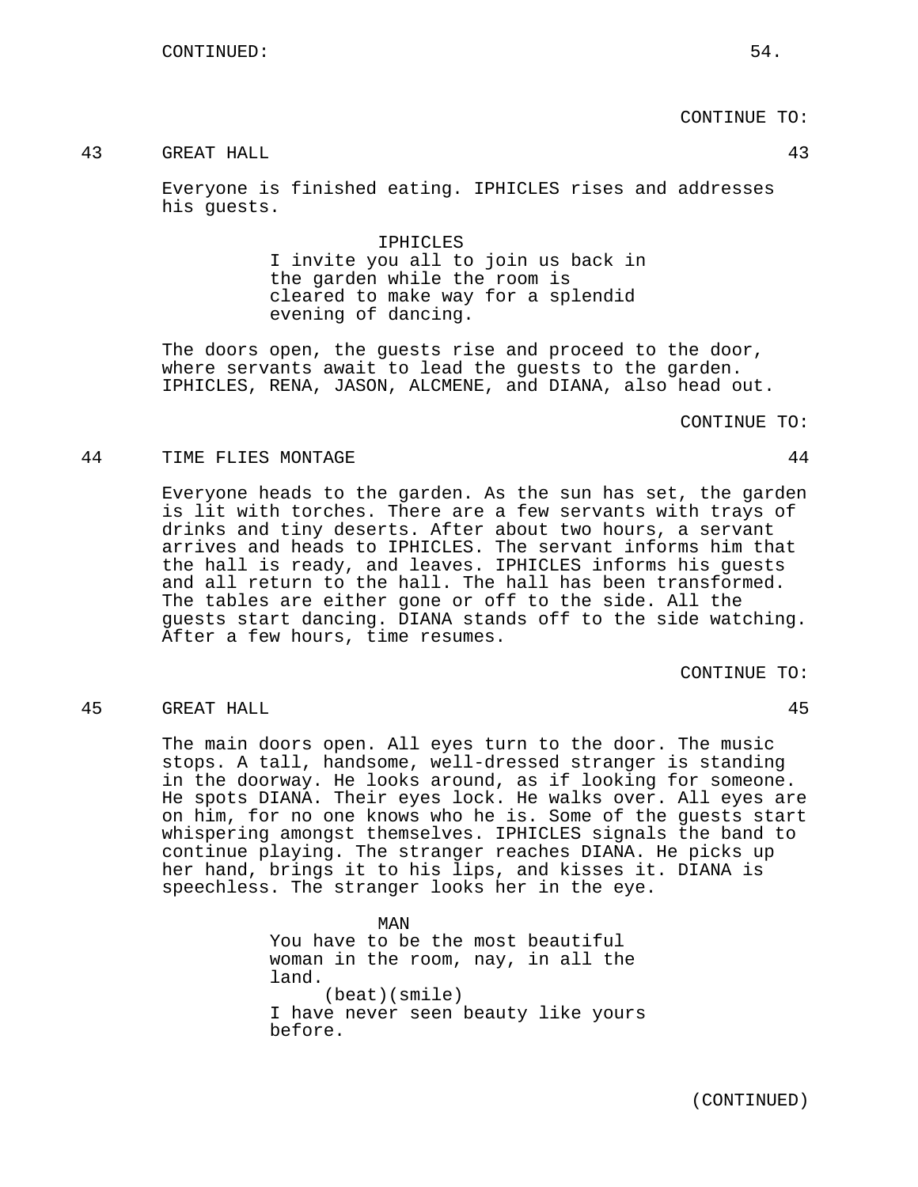CONTINUE TO:

43 GREAT HALL 43

Everyone is finished eating. IPHICLES rises and addresses his guests.

IPHICLES
I invite you all to join us back in the garden while the room is cleared to make way for a splendid evening of dancing.

The doors open, the guests rise and proceed to the door, where servants await to lead the guests to the garden. IPHICLES, RENA, JASON, ALCMENE, and DIANA, also head out.

CONTINUE TO:

44 TIME FLIES MONTAGE 44

Everyone heads to the garden. As the sun has set, the garden is lit with torches. There are a few servants with trays of drinks and tiny deserts. After about two hours, a servant arrives and heads to IPHICLES. The servant informs him that the hall is ready, and leaves. IPHICLES informs his guests and all return to the hall. The hall has been transformed. The tables are either gone or off to the side. All the guests start dancing. DIANA stands off to the side watching. After a few hours, time resumes.

CONTINUE TO:

45 GREAT HALL 45

The main doors open. All eyes turn to the door. The music stops. A tall, handsome, well-dressed stranger is standing in the doorway. He looks around, as if looking for someone. He spots DIANA. Their eyes lock. He walks over. All eyes are on him, for no one knows who he is. Some of the guests start whispering amongst themselves. IPHICLES signals the band to continue playing. The stranger reaches DIANA. He picks up her hand, brings it to his lips, and kisses it. DIANA is speechless. The stranger looks her in the eye.

MAN
You have to be the most beautiful woman in the room, nay, in all the land.
(beat)(smile)
I have never seen beauty like yours before.

(CONTINUED)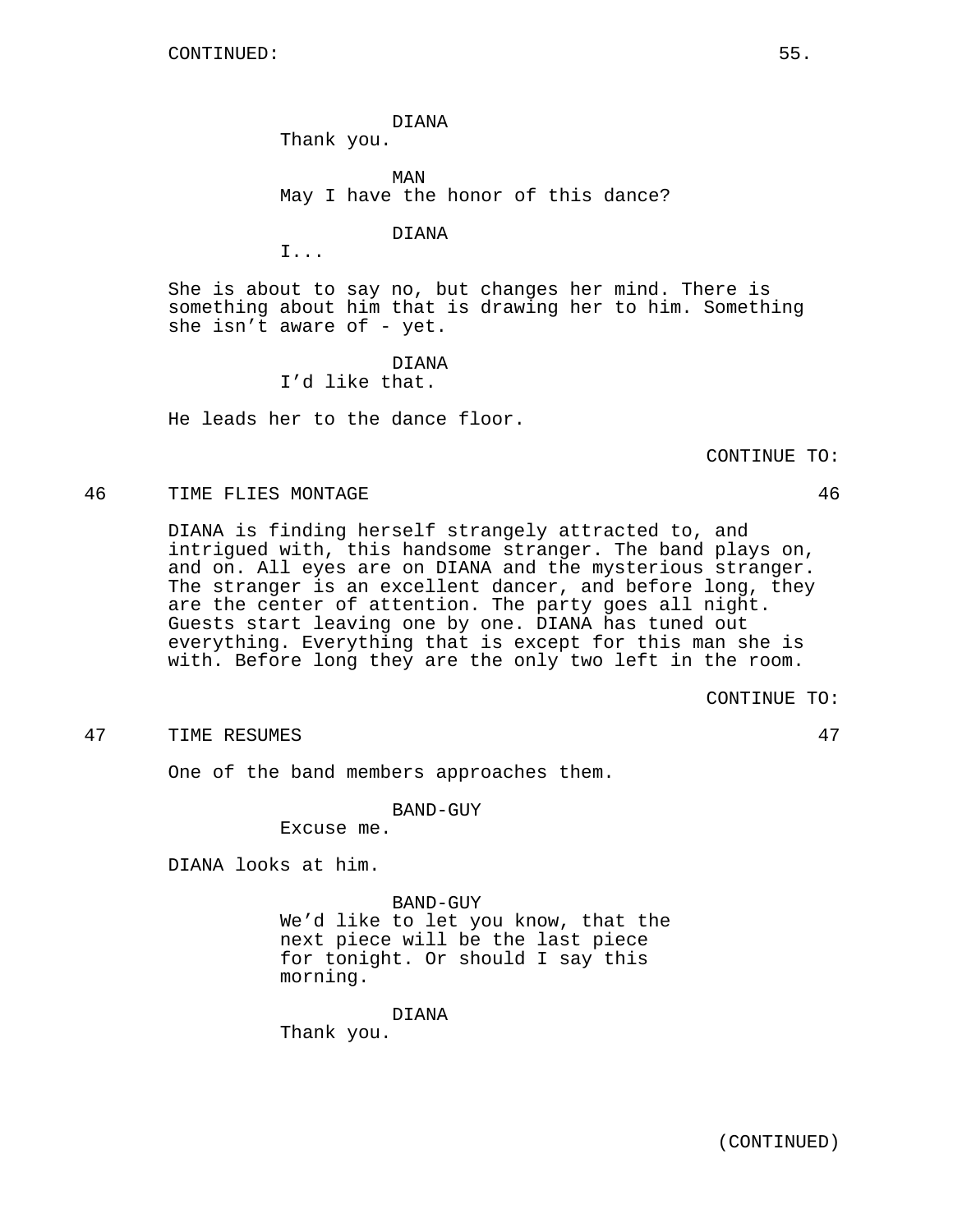CONTINUED:

DIANA
Thank you.

MAN
May I have the honor of this dance?

DIANA
I...

She is about to say no, but changes her mind. There is something about him that is drawing her to him. Something she isn't aware of - yet.

DIANA
I'd like that.

He leads her to the dance floor.

CONTINUE TO:

46 TIME FLIES MONTAGE 46

DIANA is finding herself strangely attracted to, and intrigued with, this handsome stranger. The band plays on, and on. All eyes are on DIANA and the mysterious stranger. The stranger is an excellent dancer, and before long, they are the center of attention. The party goes all night. Guests start leaving one by one. DIANA has tuned out everything. Everything that is except for this man she is with. Before long they are the only two left in the room.

CONTINUE TO:

47 TIME RESUMES 47

One of the band members approaches them.

BAND-GUY
Excuse me.

DIANA looks at him.

BAND-GUY
We'd like to let you know, that the next piece will be the last piece for tonight. Or should I say this morning.

DIANA
Thank you.

(CONTINUED)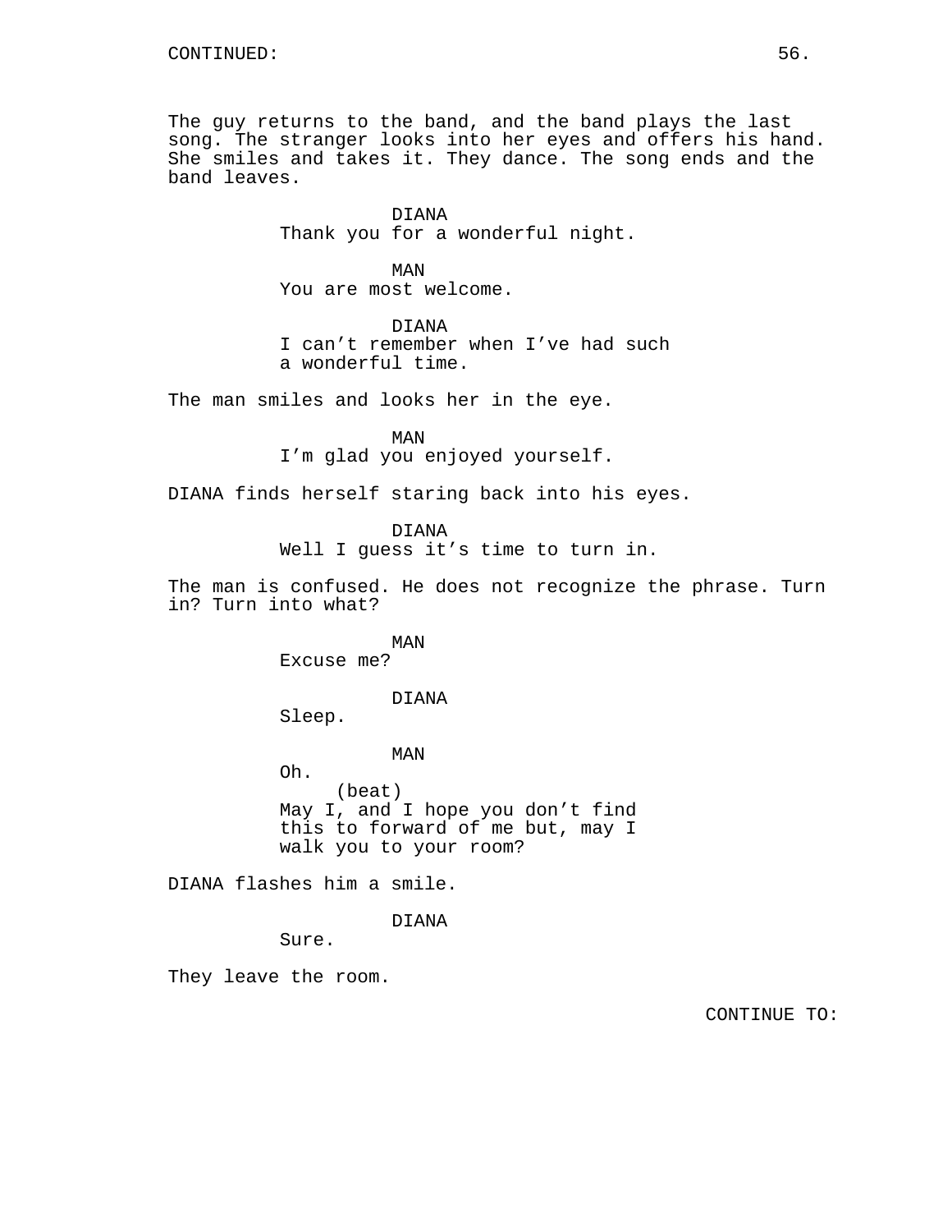CONTINUED:

The guy returns to the band, and the band plays the last song. The stranger looks into her eyes and offers his hand. She smiles and takes it. They dance. The song ends and the band leaves.

DIANA
Thank you for a wonderful night.

MAN
You are most welcome.

DIANA
I can’t remember when I’ve had such a wonderful time.

The man smiles and looks her in the eye.

MAN
I’m glad you enjoyed yourself.

DIANA finds herself staring back into his eyes.

DIANA
Well I guess it’s time to turn in.

The man is confused. He does not recognize the phrase. Turn in? Turn into what?

MAN
Excuse me?

DIANA
Sleep.

MAN
Oh.
(beat)
May I, and I hope you don’t find this to forward of me but, may I walk you to your room?

DIANA flashes him a smile.

DIANA
Sure.

They leave the room.

CONTINUE TO: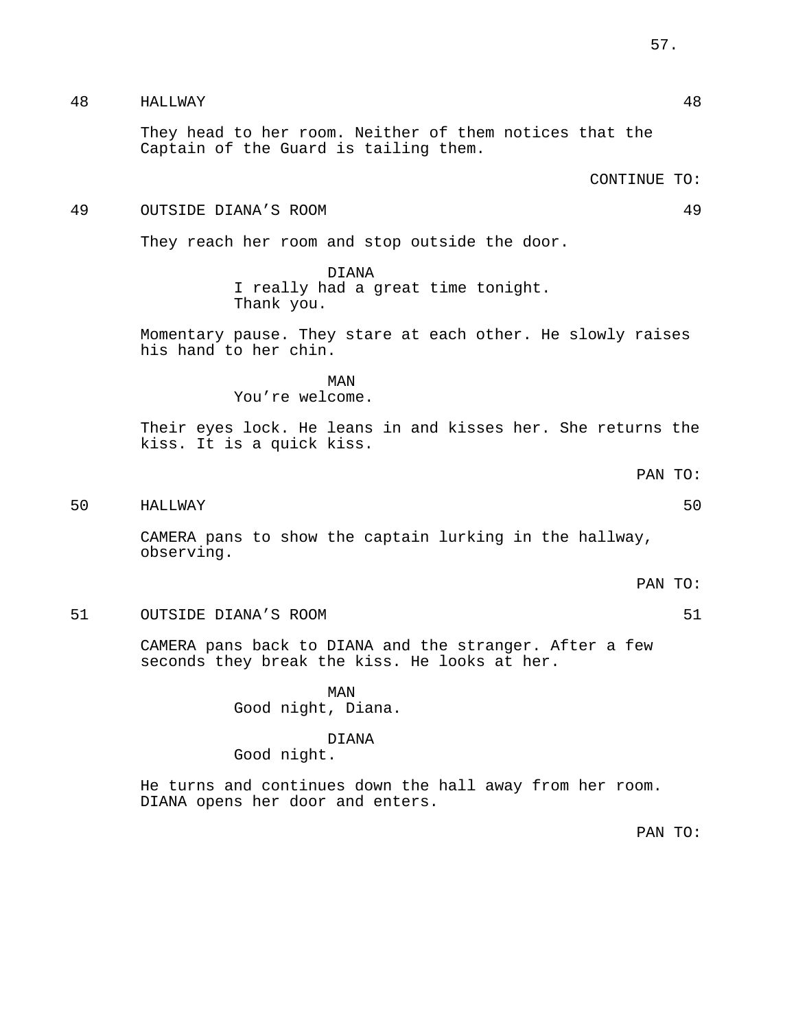48 HALLWAY 48

They head to her room. Neither of them notices that the Captain of the Guard is tailing them.

CONTINUE TO:

49 OUTSIDE DIANA'S ROOM 49

They reach her room and stop outside the door.

DIANA
I really had a great time tonight. Thank you.

Momentary pause. They stare at each other. He slowly raises his hand to her chin.

MAN
You're welcome.

Their eyes lock. He leans in and kisses her. She returns the kiss. It is a quick kiss.

PAN TO:

50 HALLWAY 50

CAMERA pans to show the captain lurking in the hallway, observing.

PAN TO:

51 OUTSIDE DIANA'S ROOM 51

CAMERA pans back to DIANA and the stranger. After a few seconds they break the kiss. He looks at her.

MAN
Good night, Diana.

DIANA
Good night.

He turns and continues down the hall away from her room. DIANA opens her door and enters.

PAN TO: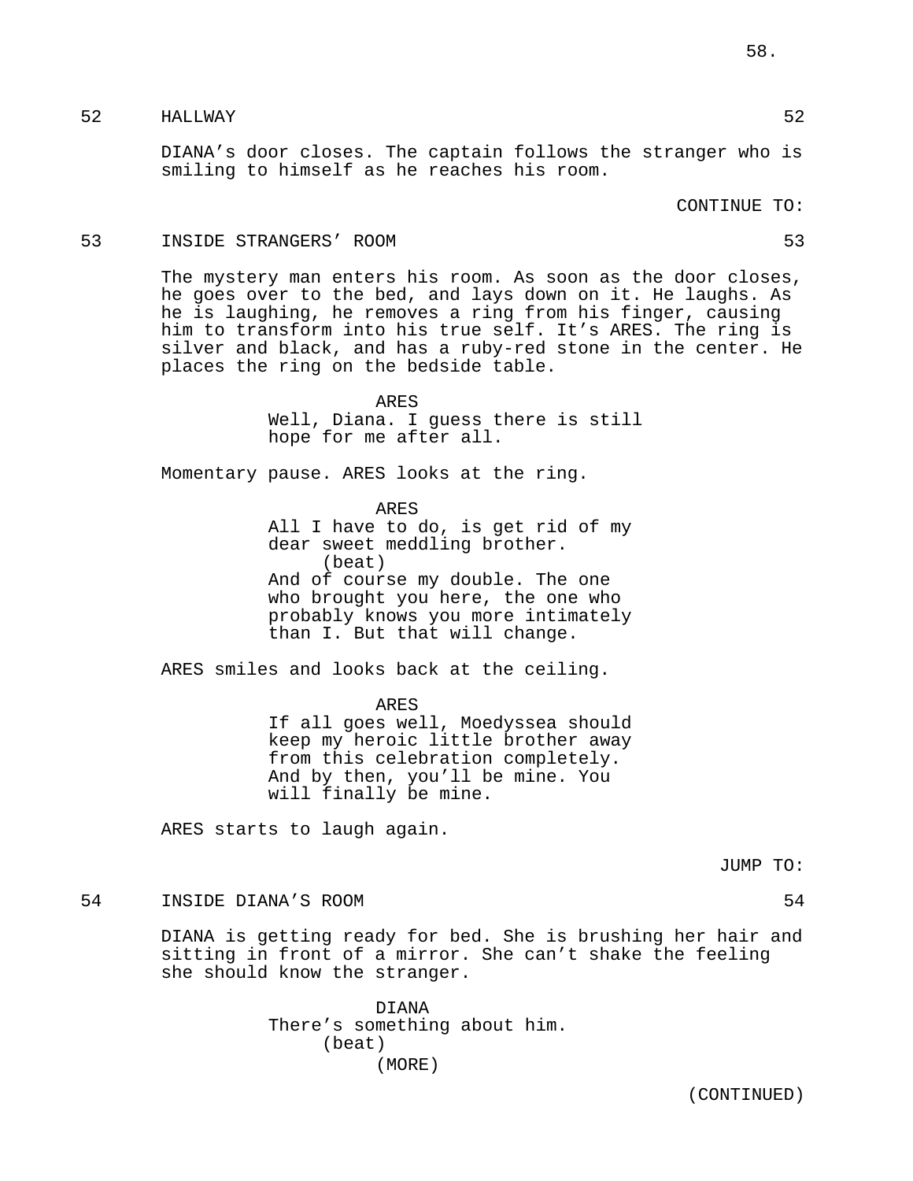52 HALLWAY 52

DIANA's door closes. The captain follows the stranger who is smiling to himself as he reaches his room.

CONTINUE TO:

53 INSIDE STRANGERS' ROOM 53

The mystery man enters his room. As soon as the door closes, he goes over to the bed, and lays down on it. He laughs. As he is laughing, he removes a ring from his finger, causing him to transform into his true self. It's ARES. The ring is silver and black, and has a ruby-red stone in the center. He places the ring on the bedside table.

ARES
Well, Diana. I guess there is still hope for me after all.

Momentary pause. ARES looks at the ring.

ARES
All I have to do, is get rid of my dear sweet meddling brother.
(beat)
And of course my double. The one who brought you here, the one who probably knows you more intimately than I. But that will change.

ARES smiles and looks back at the ceiling.

ARES
If all goes well, Moedyssea should keep my heroic little brother away from this celebration completely. And by then, you'll be mine. You will finally be mine.

ARES starts to laugh again.

JUMP TO:

54 INSIDE DIANA'S ROOM 54

DIANA is getting ready for bed. She is brushing her hair and sitting in front of a mirror. She can't shake the feeling she should know the stranger.

DIANA
There's something about him.
(beat)
(MORE)

(CONTINUED)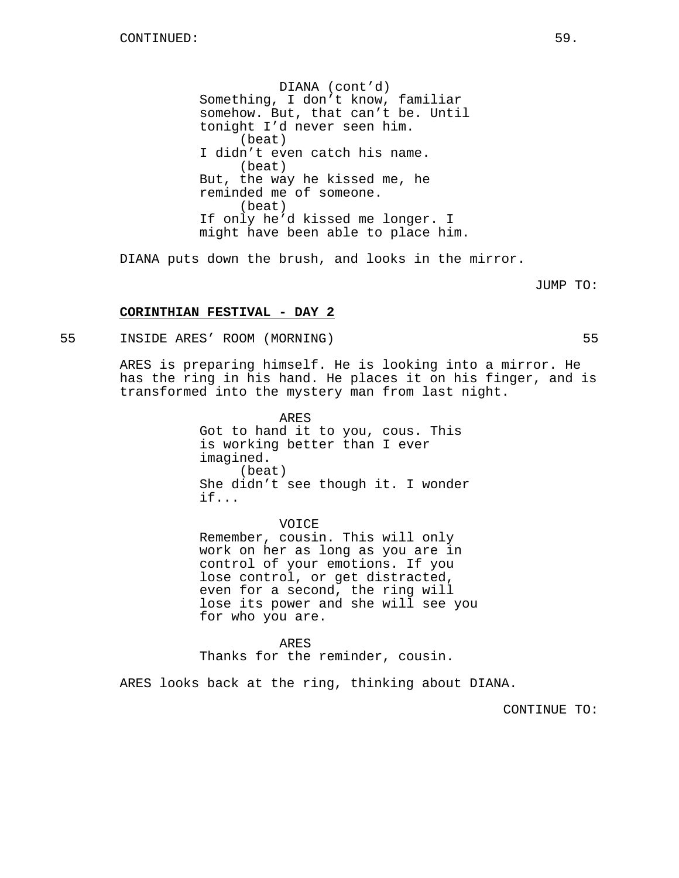CONTINUED:

DIANA (cont'd)
Something, I don't know, familiar somehow. But, that can't be. Until tonight I'd never seen him.
(beat)
I didn't even catch his name.
(beat)
But, the way he kissed me, he reminded me of someone.
(beat)
If only he'd kissed me longer. I might have been able to place him.

DIANA puts down the brush, and looks in the mirror.

JUMP TO:

**CORINTHIAN FESTIVAL - DAY 2**

55 INSIDE ARES' ROOM (MORNING) 55

ARES is preparing himself. He is looking into a mirror. He has the ring in his hand. He places it on his finger, and is transformed into the mystery man from last night.

ARES
Got to hand it to you, cous. This is working better than I ever imagined.
(beat)
She didn't see though it. I wonder if...

VOICE
Remember, cousin. This will only work on her as long as you are in control of your emotions. If you lose control, or get distracted, even for a second, the ring will lose its power and she will see you for who you are.

ARES
Thanks for the reminder, cousin.

ARES looks back at the ring, thinking about DIANA.

CONTINUE TO: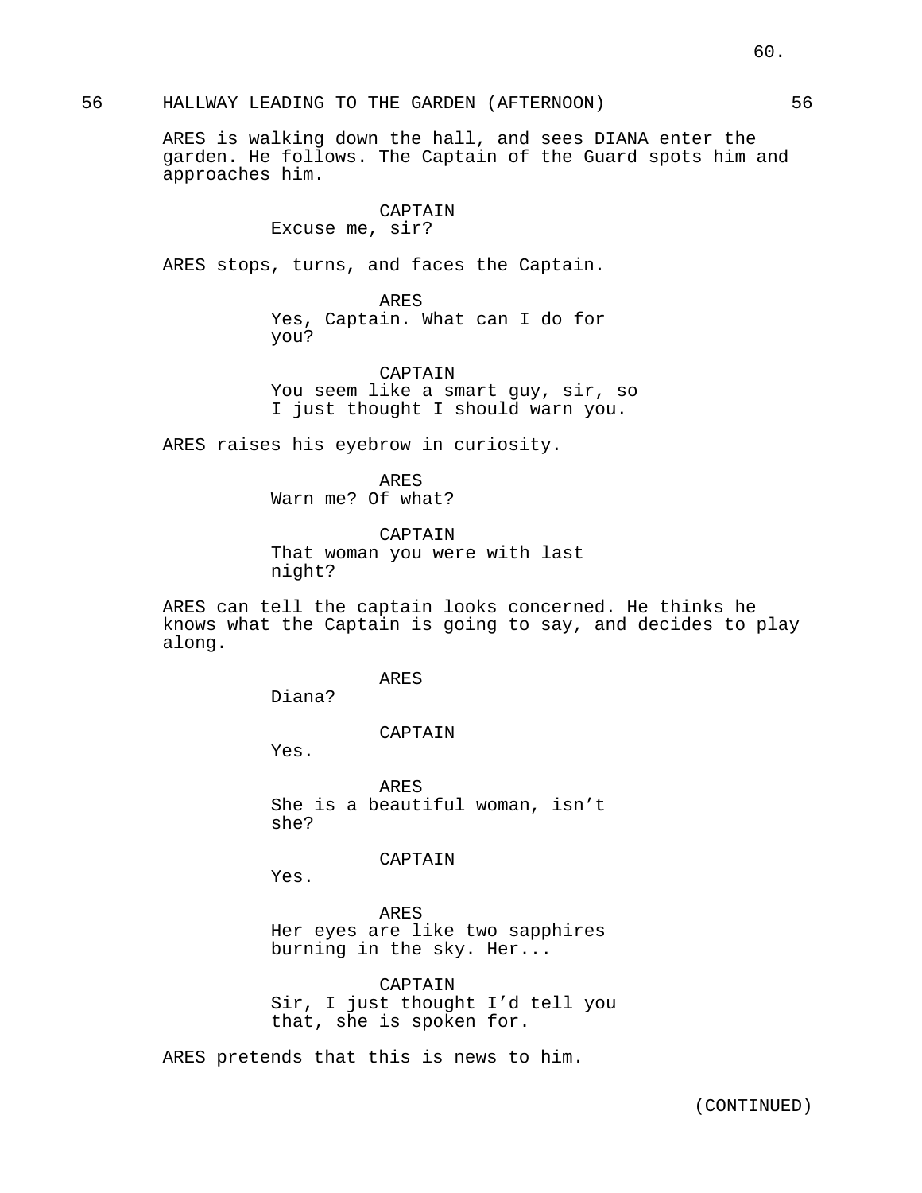56 HALLWAY LEADING TO THE GARDEN (AFTERNOON) 56

ARES is walking down the hall, and sees DIANA enter the garden. He follows. The Captain of the Guard spots him and approaches him.

CAPTAIN
Excuse me, sir?

ARES stops, turns, and faces the Captain.

ARES
Yes, Captain. What can I do for you?

CAPTAIN
You seem like a smart guy, sir, so I just thought I should warn you.

ARES raises his eyebrow in curiosity.

ARES
Warn me? Of what?

CAPTAIN
That woman you were with last night?

ARES can tell the captain looks concerned. He thinks he knows what the Captain is going to say, and decides to play along.

ARES
Diana?

CAPTAIN
Yes.

ARES
She is a beautiful woman, isn't she?

CAPTAIN
Yes.

ARES
Her eyes are like two sapphires burning in the sky. Her...

CAPTAIN
Sir, I just thought I'd tell you that, she is spoken for.

ARES pretends that this is news to him.

(CONTINUED)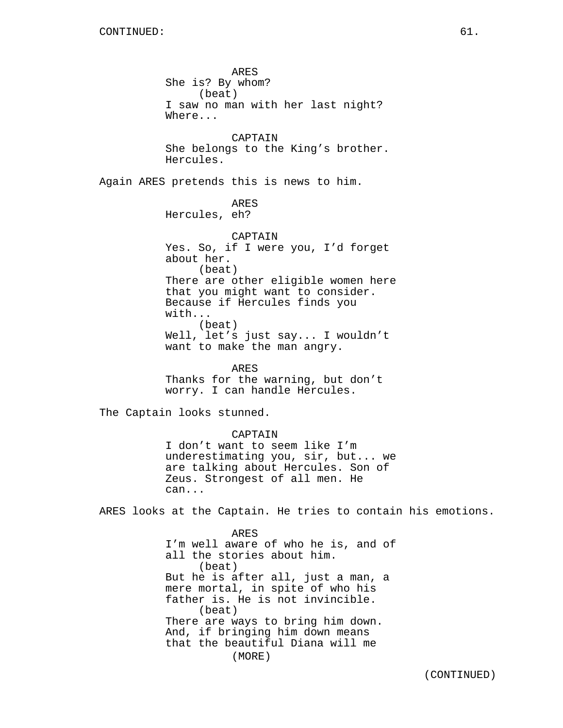CONTINUED:

ARES
She is? By whom?
(beat)
I saw no man with her last night?
Where...

CAPTAIN
She belongs to the King's brother.
Hercules.

Again ARES pretends this is news to him.

ARES
Hercules, eh?

CAPTAIN
Yes. So, if I were you, I'd forget
about her.
(beat)
There are other eligible women here
that you might want to consider.
Because if Hercules finds you
with...
(beat)
Well, let's just say... I wouldn't
want to make the man angry.

ARES
Thanks for the warning, but don't
worry. I can handle Hercules.

The Captain looks stunned.

CAPTAIN
I don't want to seem like I'm
underestimating you, sir, but... we
are talking about Hercules. Son of
Zeus. Strongest of all men. He
can...

ARES looks at the Captain. He tries to contain his emotions.

ARES
I'm well aware of who he is, and of
all the stories about him.
(beat)
But he is after all, just a man, a
mere mortal, in spite of who his
father is. He is not invincible.
(beat)
There are ways to bring him down.
And, if bringing him down means
that the beautiful Diana will me
(MORE)

(CONTINUED)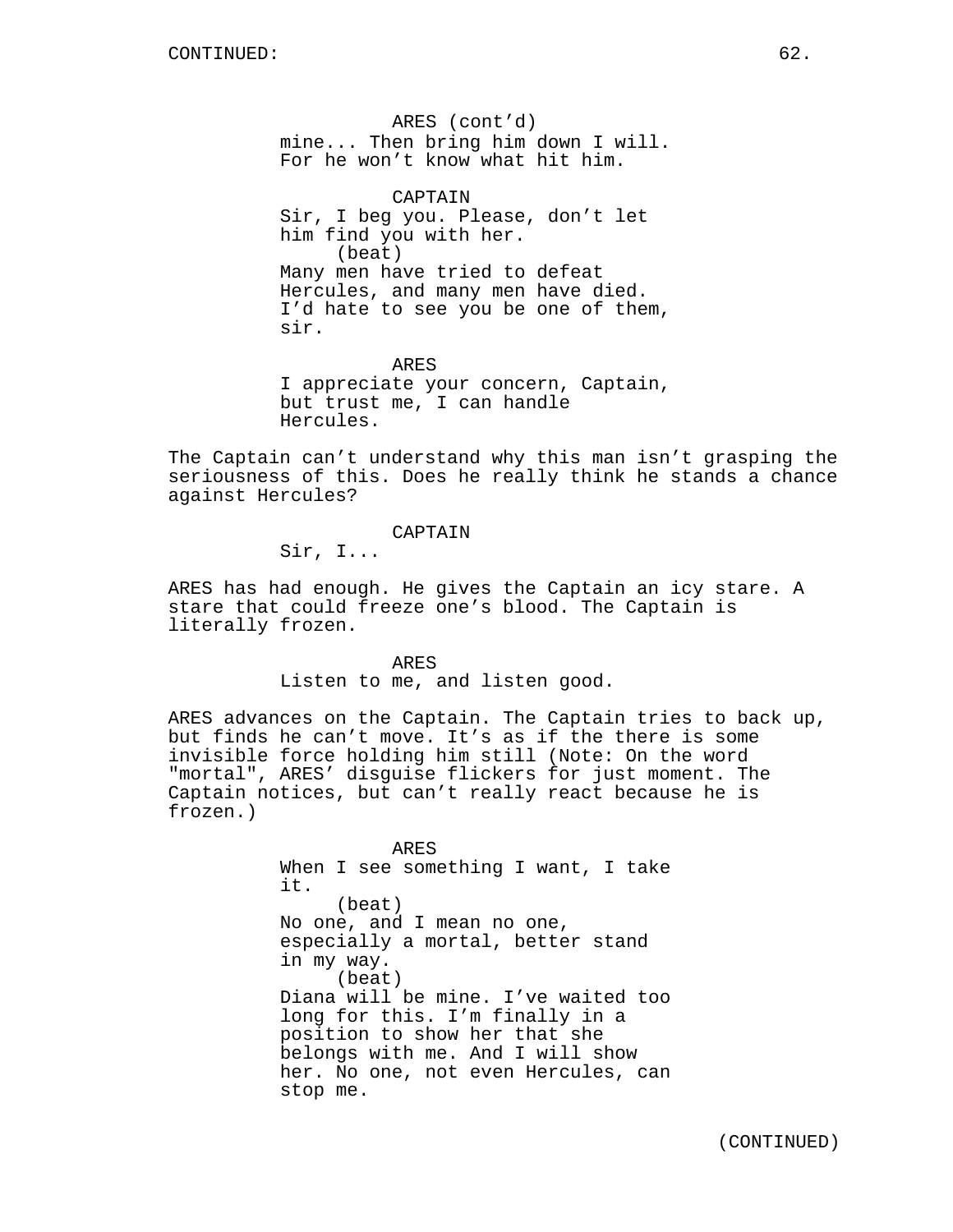ARES (cont'd)
mine... Then bring him down I will. For he won't know what hit him.

CAPTAIN
Sir, I beg you. Please, don't let him find you with her.
(beat)
Many men have tried to defeat Hercules, and many men have died. I'd hate to see you be one of them, sir.

ARES
I appreciate your concern, Captain, but trust me, I can handle Hercules.

The Captain can't understand why this man isn't grasping the seriousness of this. Does he really think he stands a chance against Hercules?

CAPTAIN
Sir, I...

ARES has had enough. He gives the Captain an icy stare. A stare that could freeze one's blood. The Captain is literally frozen.

ARES
Listen to me, and listen good.

ARES advances on the Captain. The Captain tries to back up, but finds he can't move. It's as if the there is some invisible force holding him still (Note: On the word "mortal", ARES' disguise flickers for just moment. The Captain notices, but can't really react because he is frozen.)

ARES
When I see something I want, I take it.
(beat)
No one, and I mean no one, especially a mortal, better stand in my way.
(beat)
Diana will be mine. I've waited too long for this. I'm finally in a position to show her that she belongs with me. And I will show her. No one, not even Hercules, can stop me.

(CONTINUED)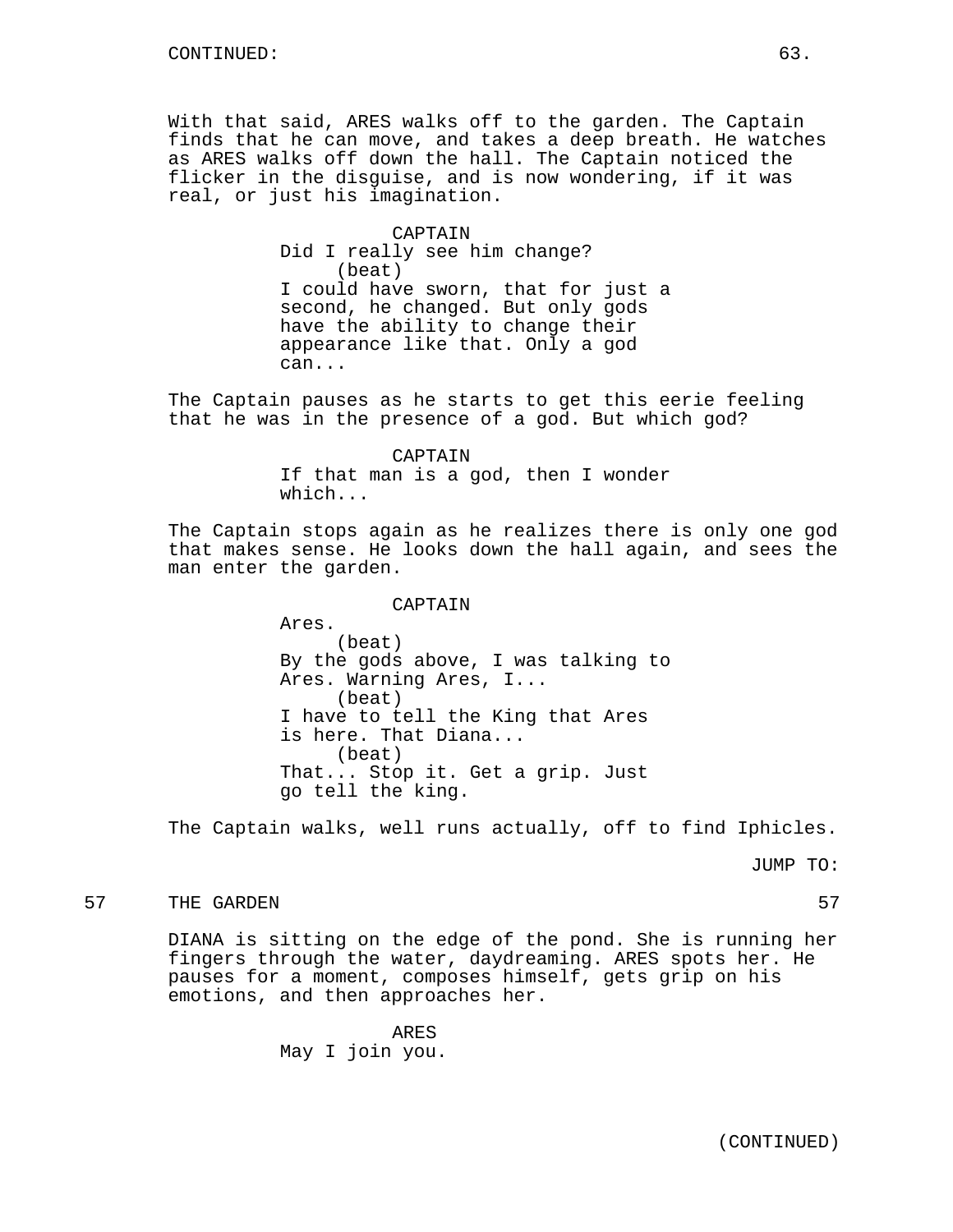CONTINUED:

With that said, ARES walks off to the garden. The Captain finds that he can move, and takes a deep breath. He watches as ARES walks off down the hall. The Captain noticed the flicker in the disguise, and is now wondering, if it was real, or just his imagination.

CAPTAIN
Did I really see him change?
(beat)
I could have sworn, that for just a second, he changed. But only gods have the ability to change their appearance like that. Only a god can...

The Captain pauses as he starts to get this eerie feeling that he was in the presence of a god. But which god?

CAPTAIN
If that man is a god, then I wonder which...

The Captain stops again as he realizes there is only one god that makes sense. He looks down the hall again, and sees the man enter the garden.

CAPTAIN
Ares.
(beat)
By the gods above, I was talking to Ares. Warning Ares, I...
(beat)
I have to tell the King that Ares is here. That Diana...
(beat)
That... Stop it. Get a grip. Just go tell the king.

The Captain walks, well runs actually, off to find Iphicles.

JUMP TO:

57 THE GARDEN 57

DIANA is sitting on the edge of the pond. She is running her fingers through the water, daydreaming. ARES spots her. He pauses for a moment, composes himself, gets grip on his emotions, and then approaches her.

ARES
May I join you.

(CONTINUED)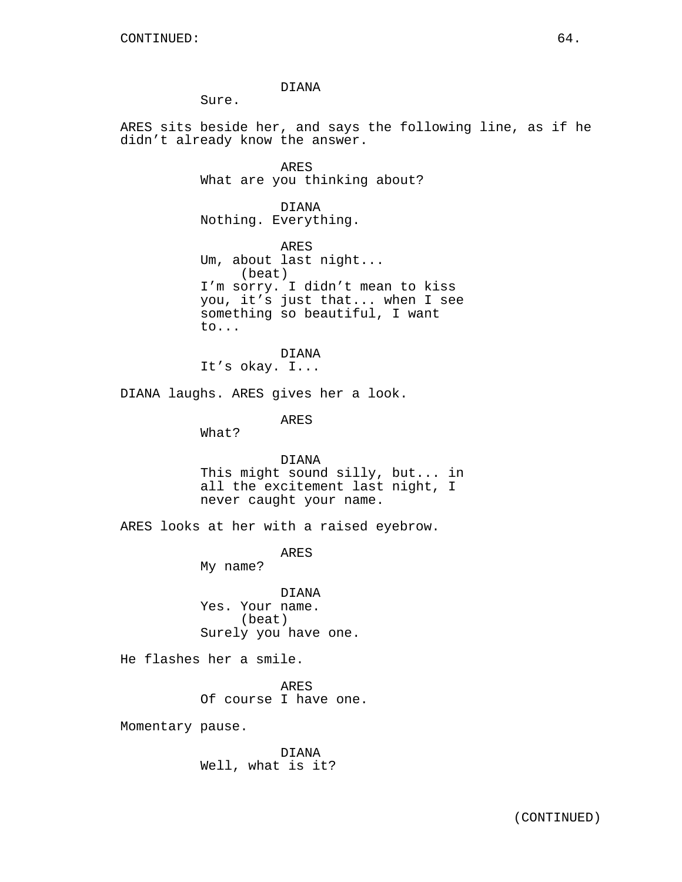CONTINUED:

DIANA
Sure.

ARES sits beside her, and says the following line, as if he didn't already know the answer.

ARES
What are you thinking about?

DIANA
Nothing. Everything.

ARES
Um, about last night...
(beat)
I'm sorry. I didn't mean to kiss you, it's just that... when I see something so beautiful, I want to...

DIANA
It's okay. I...

DIANA laughs. ARES gives her a look.

ARES
What?

DIANA
This might sound silly, but... in all the excitement last night, I never caught your name.

ARES looks at her with a raised eyebrow.

ARES
My name?

DIANA
Yes. Your name.
(beat)
Surely you have one.

He flashes her a smile.

ARES
Of course I have one.

Momentary pause.

DIANA
Well, what is it?

(CONTINUED)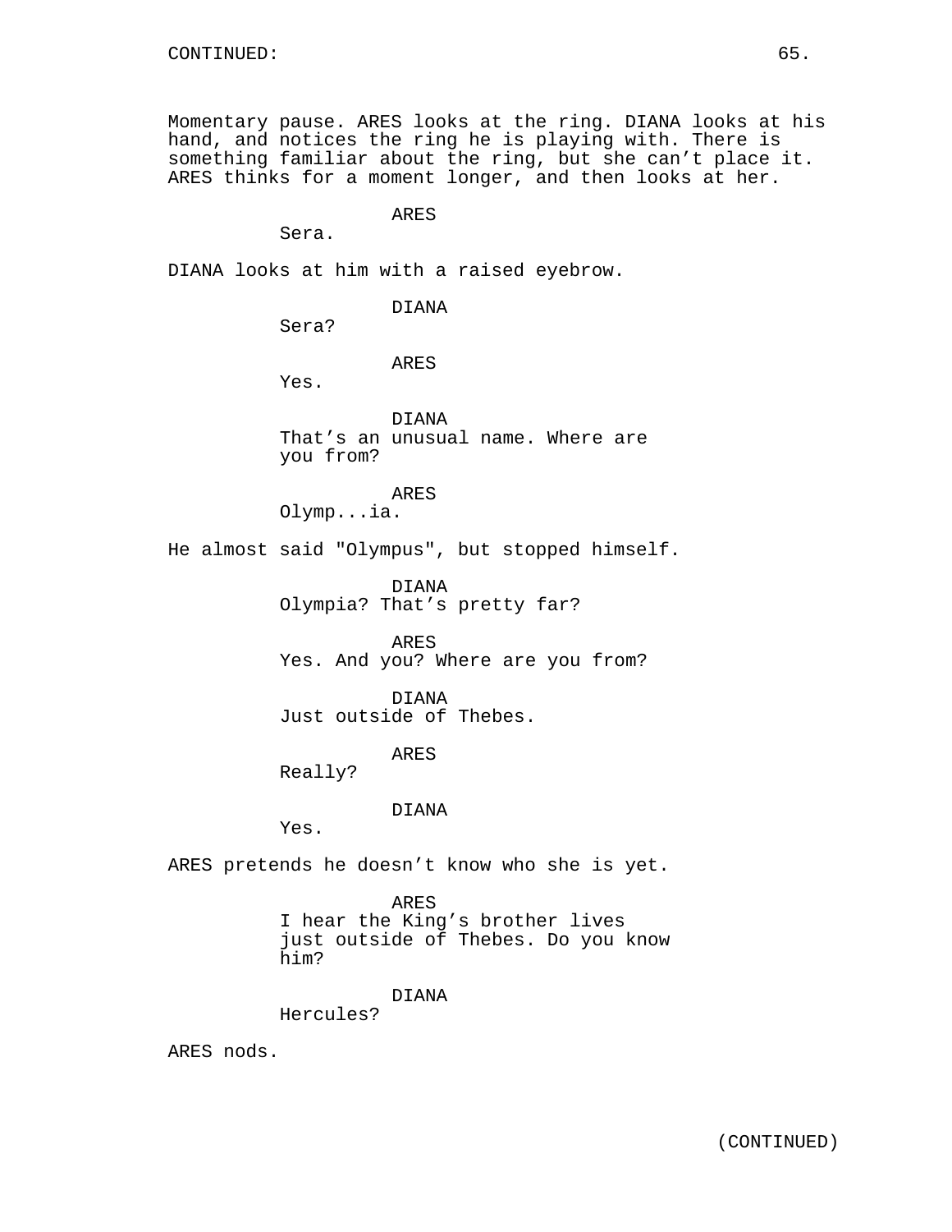Momentary pause. ARES looks at the ring. DIANA looks at his hand, and notices the ring he is playing with. There is something familiar about the ring, but she can't place it. ARES thinks for a moment longer, and then looks at her.

ARES
Sera.

DIANA looks at him with a raised eyebrow.

DIANA
Sera?

ARES
Yes.

DIANA
That's an unusual name. Where are you from?

ARES
Olymp...ia.

He almost said "Olympus", but stopped himself.

DIANA
Olympia? That's pretty far?

ARES
Yes. And you? Where are you from?

DIANA
Just outside of Thebes.

ARES
Really?

DIANA
Yes.

ARES pretends he doesn't know who she is yet.

ARES
I hear the King's brother lives just outside of Thebes. Do you know him?

DIANA
Hercules?

ARES nods.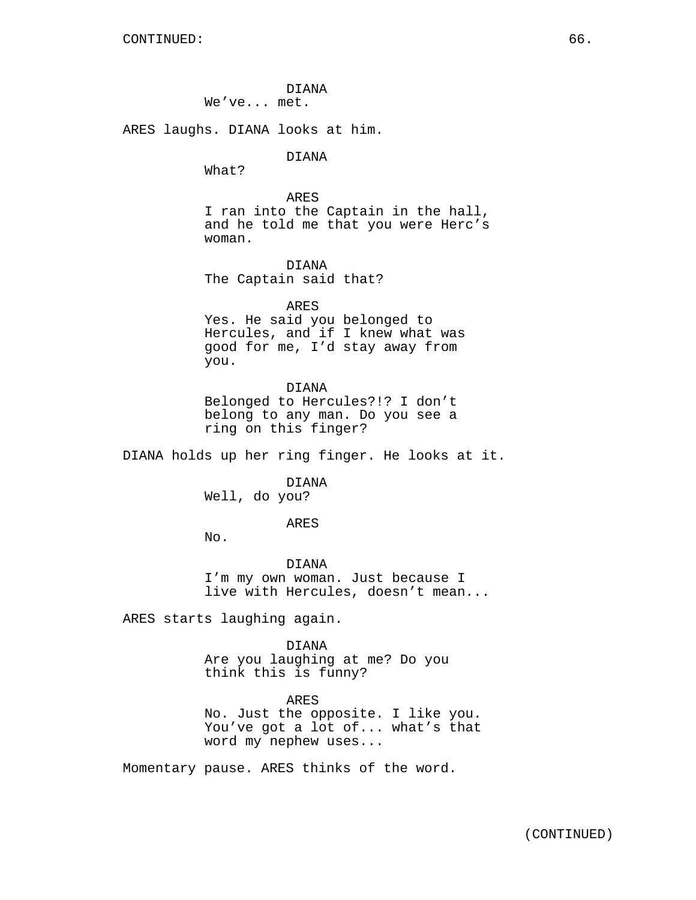CONTINUED:

DIANA
We've... met.

ARES laughs. DIANA looks at him.

DIANA
What?

ARES
I ran into the Captain in the hall, and he told me that you were Herc's woman.

DIANA
The Captain said that?

ARES
Yes. He said you belonged to Hercules, and if I knew what was good for me, I'd stay away from you.

DIANA
Belonged to Hercules?!? I don't belong to any man. Do you see a ring on this finger?

DIANA holds up her ring finger. He looks at it.

DIANA
Well, do you?

ARES
No.

DIANA
I'm my own woman. Just because I live with Hercules, doesn't mean...

ARES starts laughing again.

DIANA
Are you laughing at me? Do you think this is funny?

ARES
No. Just the opposite. I like you. You've got a lot of... what's that word my nephew uses...

Momentary pause. ARES thinks of the word.

(CONTINUED)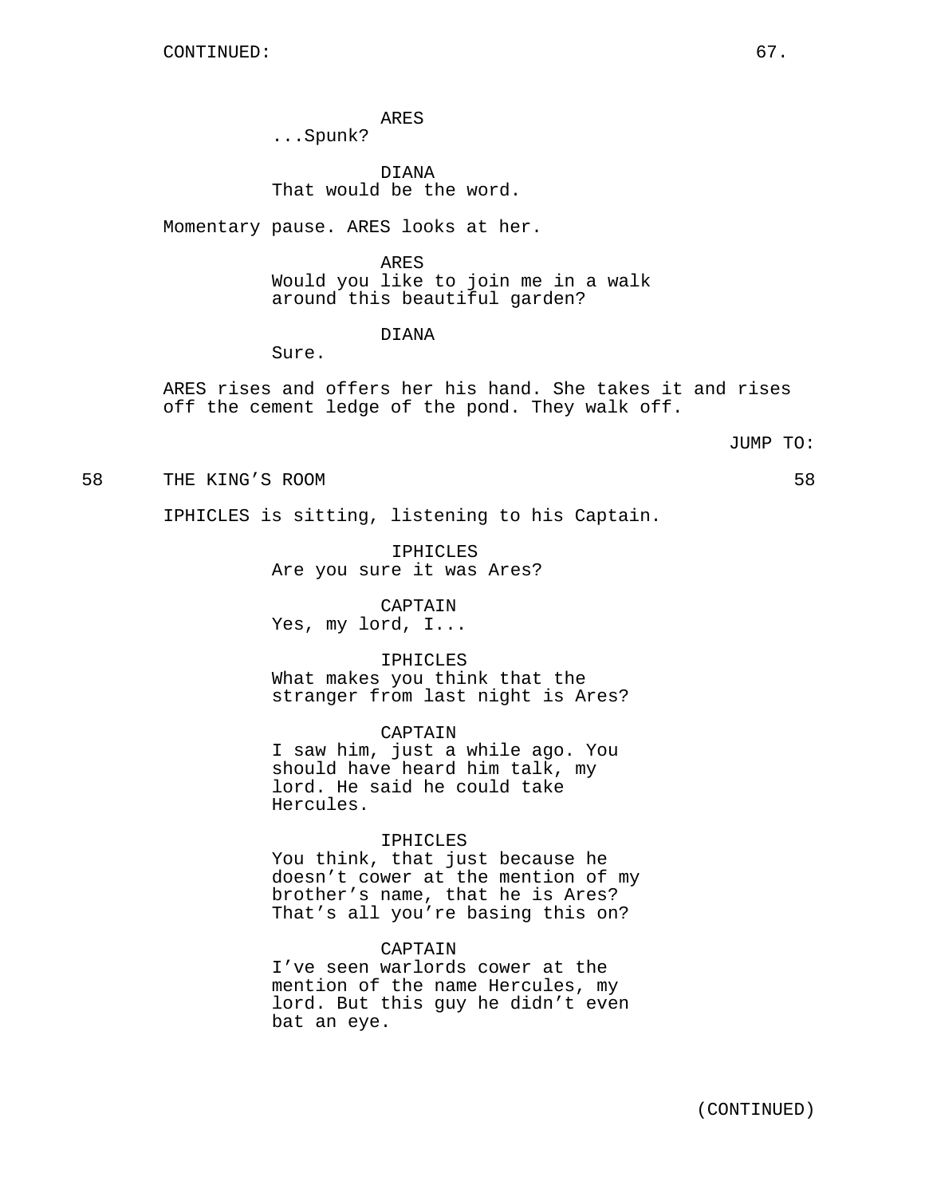CONTINUED:

ARES
...Spunk?

DIANA
That would be the word.

Momentary pause. ARES looks at her.

ARES
Would you like to join me in a walk around this beautiful garden?

DIANA
Sure.

ARES rises and offers her his hand. She takes it and rises off the cement ledge of the pond. They walk off.

JUMP TO:

58 THE KING'S ROOM 58

IPHICLES is sitting, listening to his Captain.

IPHICLES
Are you sure it was Ares?

CAPTAIN
Yes, my lord, I...

IPHICLES
What makes you think that the stranger from last night is Ares?

CAPTAIN
I saw him, just a while ago. You should have heard him talk, my lord. He said he could take Hercules.

IPHICLES
You think, that just because he doesn't cower at the mention of my brother's name, that he is Ares? That's all you're basing this on?

CAPTAIN
I've seen warlords cower at the mention of the name Hercules, my lord. But this guy he didn't even bat an eye.

(CONTINUED)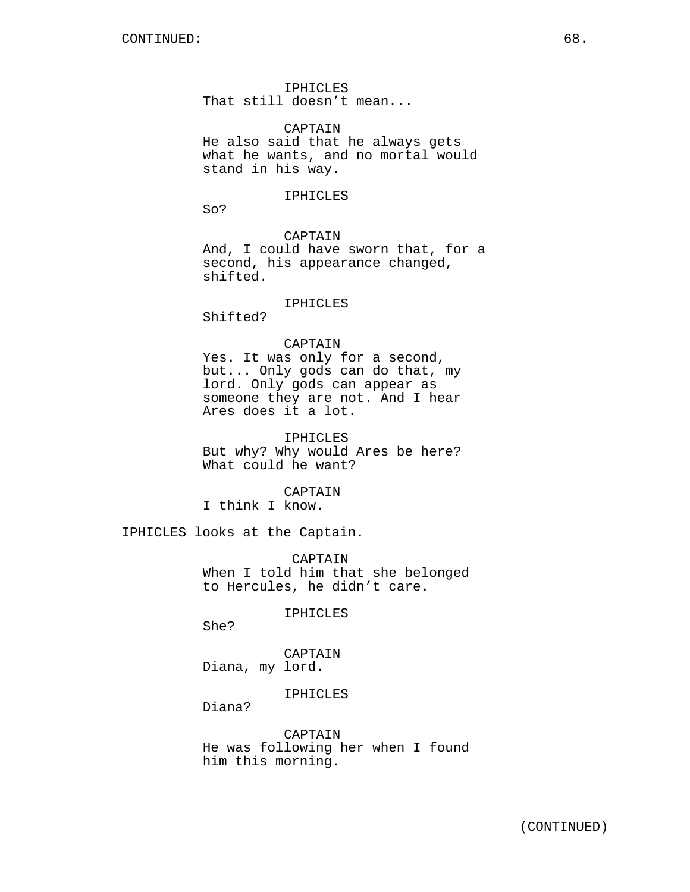CONTINUED:

IPHICLES
That still doesn't mean...

CAPTAIN
He also said that he always gets what he wants, and no mortal would stand in his way.

IPHICLES
So?

CAPTAIN
And, I could have sworn that, for a second, his appearance changed, shifted.

IPHICLES
Shifted?

CAPTAIN
Yes. It was only for a second, but... Only gods can do that, my lord. Only gods can appear as someone they are not. And I hear Ares does it a lot.

IPHICLES
But why? Why would Ares be here? What could he want?

CAPTAIN
I think I know.

IPHICLES looks at the Captain.

CAPTAIN
When I told him that she belonged to Hercules, he didn't care.

IPHICLES
She?

CAPTAIN
Diana, my lord.

IPHICLES
Diana?

CAPTAIN
He was following her when I found him this morning.

(CONTINUED)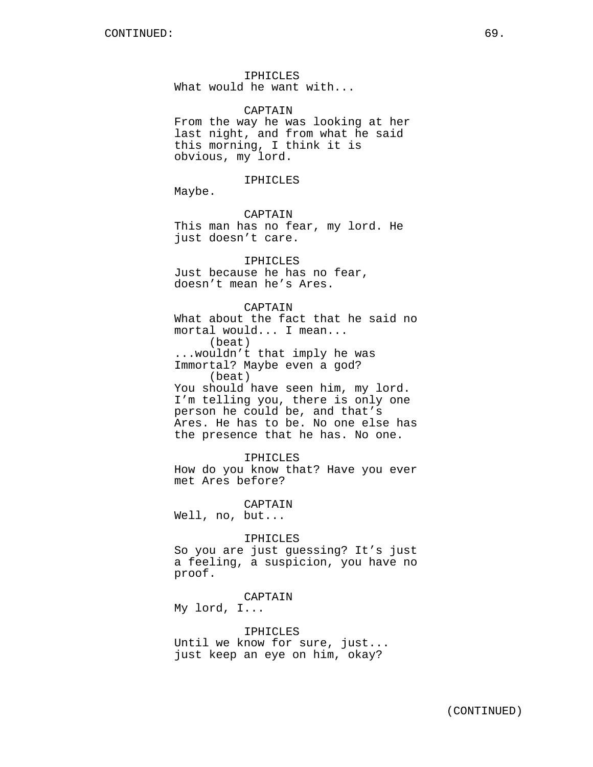CONTINUED:

IPHICLES
What would he want with...

CAPTAIN
From the way he was looking at her last night, and from what he said this morning, I think it is obvious, my lord.

IPHICLES
Maybe.

CAPTAIN
This man has no fear, my lord. He just doesn't care.

IPHICLES
Just because he has no fear, doesn't mean he's Ares.

CAPTAIN
What about the fact that he said no mortal would... I mean...
(beat)
...wouldn't that imply he was Immortal? Maybe even a god?
(beat)
You should have seen him, my lord. I'm telling you, there is only one person he could be, and that's Ares. He has to be. No one else has the presence that he has. No one.

IPHICLES
How do you know that? Have you ever met Ares before?

CAPTAIN
Well, no, but...

IPHICLES
So you are just guessing? It's just a feeling, a suspicion, you have no proof.

CAPTAIN
My lord, I...

IPHICLES
Until we know for sure, just... just keep an eye on him, okay?

(CONTINUED)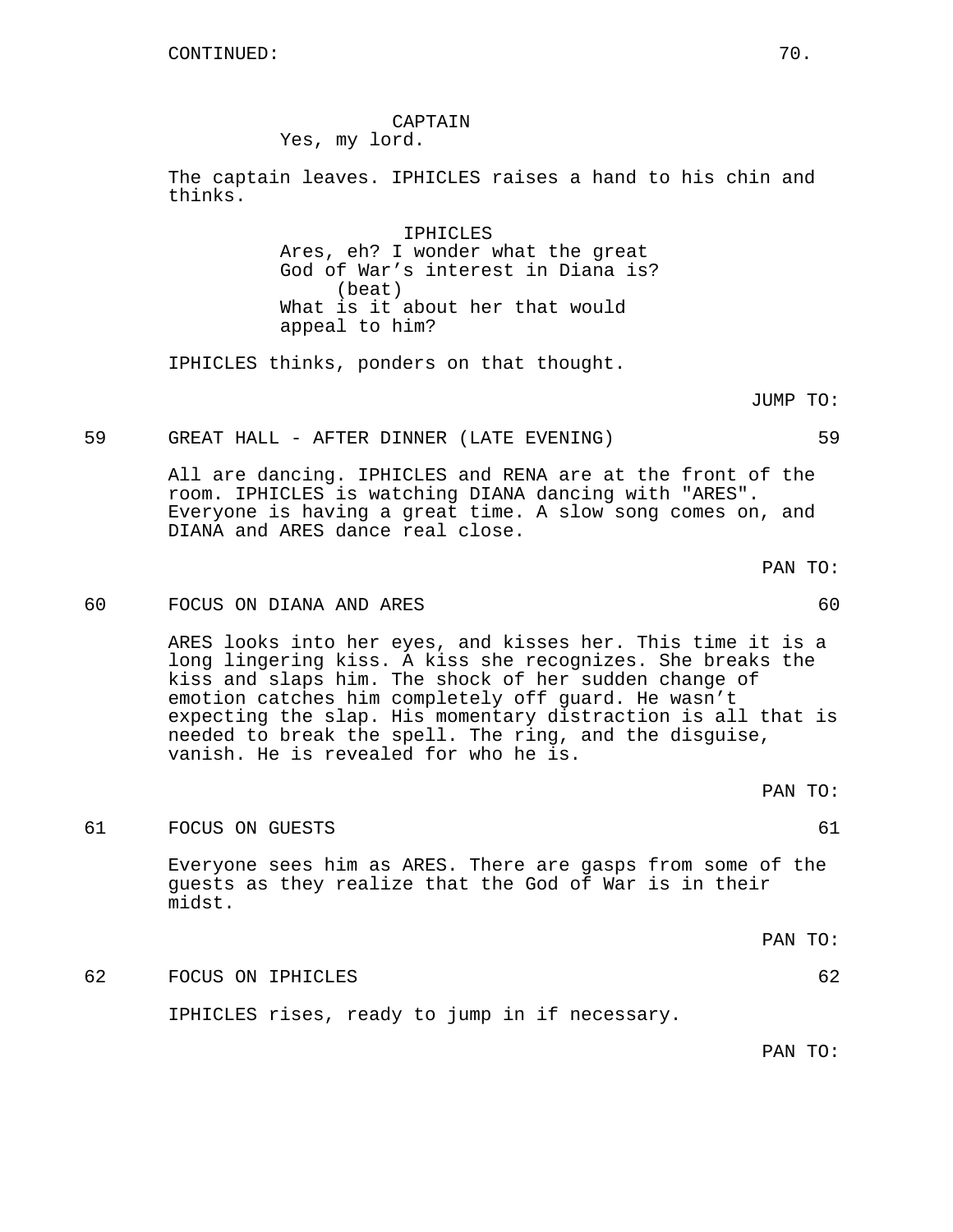CONTINUED:

CAPTAIN
Yes, my lord.

The captain leaves. IPHICLES raises a hand to his chin and thinks.

IPHICLES
Ares, eh? I wonder what the great God of War's interest in Diana is?
(beat)
What is it about her that would appeal to him?

IPHICLES thinks, ponders on that thought.

JUMP TO:

59 GREAT HALL - AFTER DINNER (LATE EVENING) 59

All are dancing. IPHICLES and RENA are at the front of the room. IPHICLES is watching DIANA dancing with "ARES". Everyone is having a great time. A slow song comes on, and DIANA and ARES dance real close.

PAN TO:

60 FOCUS ON DIANA AND ARES 60

ARES looks into her eyes, and kisses her. This time it is a long lingering kiss. A kiss she recognizes. She breaks the kiss and slaps him. The shock of her sudden change of emotion catches him completely off guard. He wasn't expecting the slap. His momentary distraction is all that is needed to break the spell. The ring, and the disguise, vanish. He is revealed for who he is.

PAN TO:

61 FOCUS ON GUESTS 61

Everyone sees him as ARES. There are gasps from some of the guests as they realize that the God of War is in their midst.

PAN TO:

62 FOCUS ON IPHICLES 62

IPHICLES rises, ready to jump in if necessary.

PAN TO: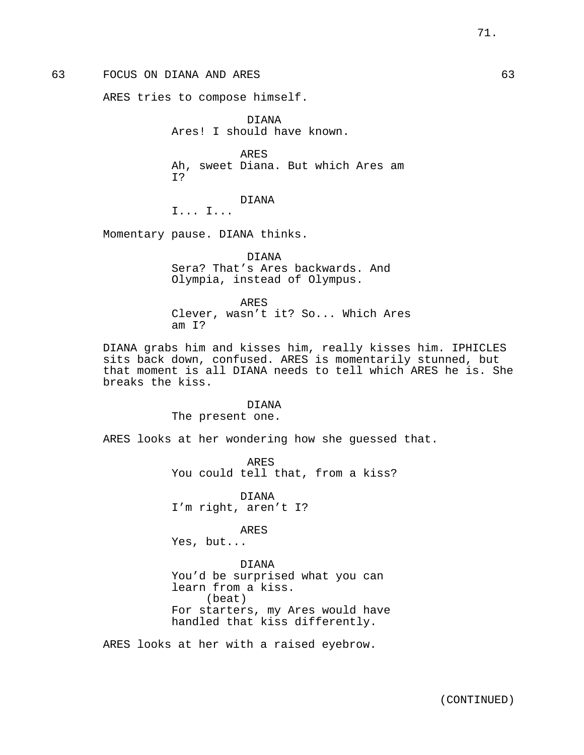63 FOCUS ON DIANA AND ARES 63

ARES tries to compose himself.

DIANA
Ares! I should have known.

ARES
Ah, sweet Diana. But which Ares am I?

DIANA
I... I...

Momentary pause. DIANA thinks.

DIANA
Sera? That’s Ares backwards. And Olympia, instead of Olympus.

ARES
Clever, wasn’t it? So... Which Ares am I?

DIANA grabs him and kisses him, really kisses him. IPHICLES sits back down, confused. ARES is momentarily stunned, but that moment is all DIANA needs to tell which ARES he is. She breaks the kiss.

DIANA
The present one.

ARES looks at her wondering how she guessed that.

ARES
You could tell that, from a kiss?

DIANA
I’m right, aren’t I?

ARES
Yes, but...

DIANA
You’d be surprised what you can learn from a kiss.
(beat)
For starters, my Ares would have handled that kiss differently.

ARES looks at her with a raised eyebrow.

(CONTINUED)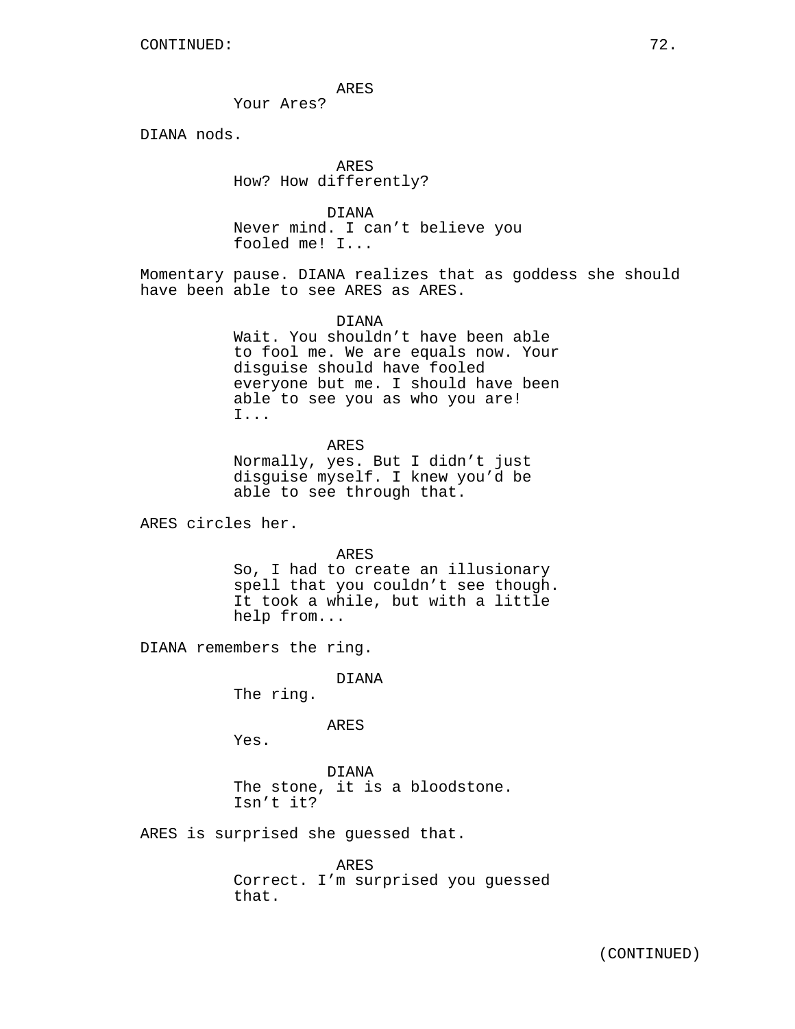ARES
Your Ares?

DIANA nods.

ARES
How? How differently?

DIANA
Never mind. I can't believe you fooled me! I...

Momentary pause. DIANA realizes that as goddess she should have been able to see ARES as ARES.

DIANA
Wait. You shouldn't have been able to fool me. We are equals now. Your disguise should have fooled everyone but me. I should have been able to see you as who you are! I...

ARES
Normally, yes. But I didn't just disguise myself. I knew you'd be able to see through that.

ARES circles her.

ARES
So, I had to create an illusionary spell that you couldn't see though. It took a while, but with a little help from...

DIANA remembers the ring.

DIANA
The ring.

ARES
Yes.

DIANA
The stone, it is a bloodstone. Isn't it?

ARES is surprised she guessed that.

ARES
Correct. I'm surprised you guessed that.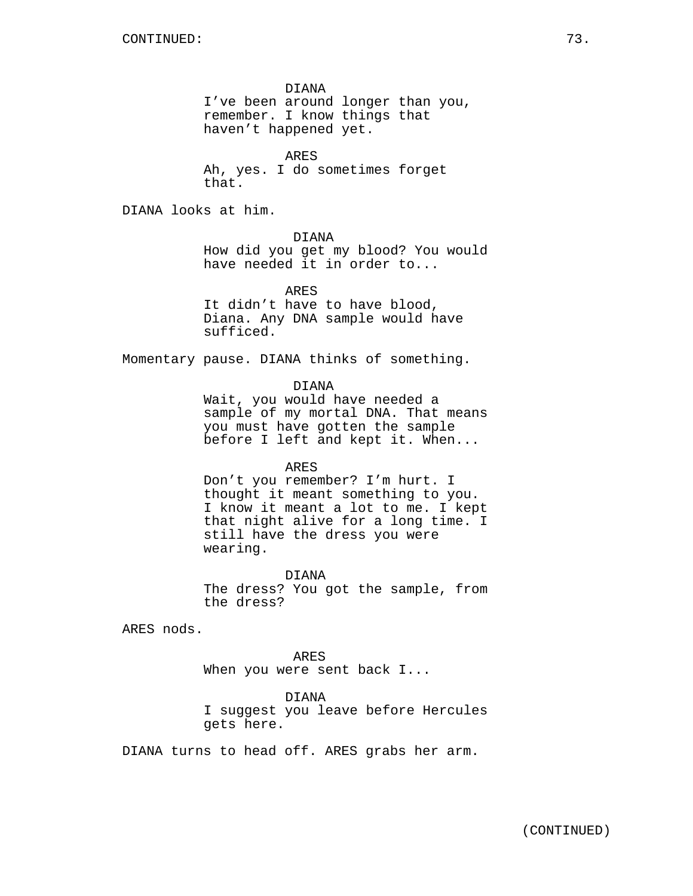DIANA
I've been around longer than you, remember. I know things that haven't happened yet.

ARES
Ah, yes. I do sometimes forget that.

DIANA looks at him.

DIANA
How did you get my blood? You would have needed it in order to...

ARES
It didn't have to have blood, Diana. Any DNA sample would have sufficed.

Momentary pause. DIANA thinks of something.

DIANA
Wait, you would have needed a sample of my mortal DNA. That means you must have gotten the sample before I left and kept it. When...

ARES
Don't you remember? I'm hurt. I thought it meant something to you. I know it meant a lot to me. I kept that night alive for a long time. I still have the dress you were wearing.

DIANA
The dress? You got the sample, from the dress?

ARES nods.

ARES
When you were sent back I...

DIANA
I suggest you leave before Hercules gets here.

DIANA turns to head off. ARES grabs her arm.

(CONTINUED)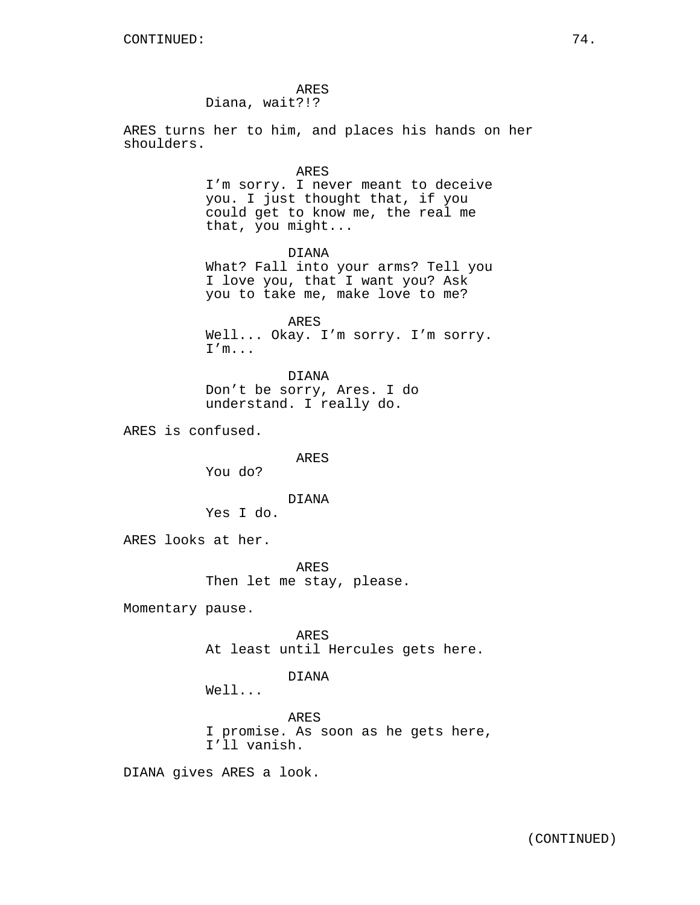CONTINUED:

ARES
Diana, wait?!?

ARES turns her to him, and places his hands on her shoulders.

ARES
I'm sorry. I never meant to deceive you. I just thought that, if you could get to know me, the real me that, you might...

DIANA
What? Fall into your arms? Tell you I love you, that I want you? Ask you to take me, make love to me?

ARES
Well... Okay. I'm sorry. I'm sorry. I'm...

DIANA
Don't be sorry, Ares. I do understand. I really do.

ARES is confused.

ARES
You do?

DIANA
Yes I do.

ARES looks at her.

ARES
Then let me stay, please.

Momentary pause.

ARES
At least until Hercules gets here.

DIANA
Well...

ARES
I promise. As soon as he gets here, I'll vanish.

DIANA gives ARES a look.

(CONTINUED)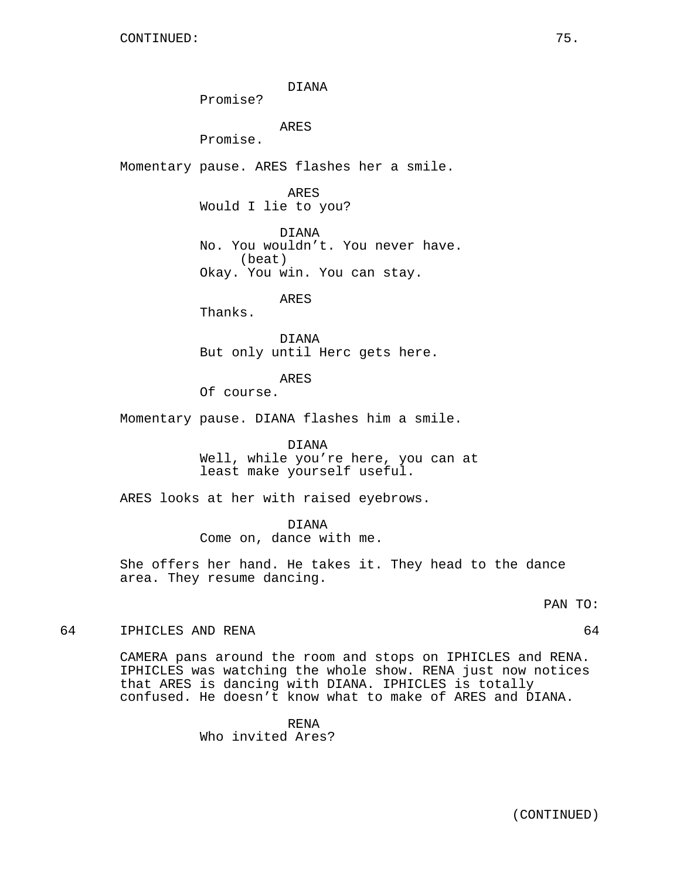DIANA
Promise?

ARES
Promise.

Momentary pause. ARES flashes her a smile.

ARES
Would I lie to you?

DIANA
No. You wouldn't. You never have.
(beat)
Okay. You win. You can stay.

ARES
Thanks.

DIANA
But only until Herc gets here.

ARES
Of course.

Momentary pause. DIANA flashes him a smile.

DIANA
Well, while you're here, you can at least make yourself useful.

ARES looks at her with raised eyebrows.

DIANA
Come on, dance with me.

She offers her hand. He takes it. They head to the dance area. They resume dancing.

PAN TO:

64 IPHICLES AND RENA 64

CAMERA pans around the room and stops on IPHICLES and RENA. IPHICLES was watching the whole show. RENA just now notices that ARES is dancing with DIANA. IPHICLES is totally confused. He doesn't know what to make of ARES and DIANA.

RENA
Who invited Ares?

(CONTINUED)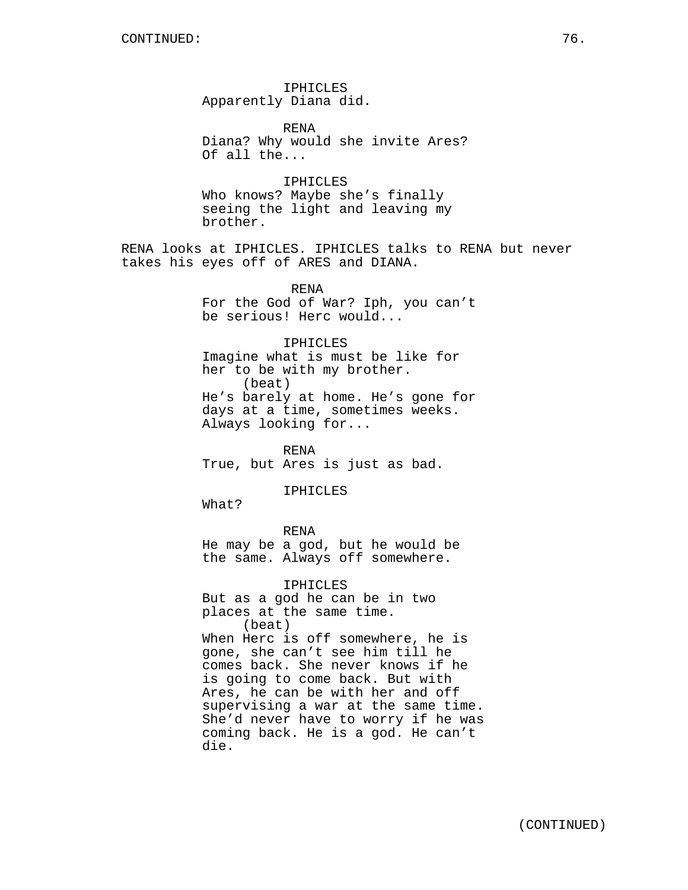CONTINUED:

IPHICLES
Apparently Diana did.

RENA
Diana? Why would she invite Ares? Of all the...

IPHICLES
Who knows? Maybe she's finally seeing the light and leaving my brother.

RENA looks at IPHICLES. IPHICLES talks to RENA but never takes his eyes off of ARES and DIANA.

RENA
For the God of War? Iph, you can't be serious! Herc would...

IPHICLES
Imagine what is must be like for her to be with my brother.
(beat)
He's barely at home. He's gone for days at a time, sometimes weeks. Always looking for...

RENA
True, but Ares is just as bad.

IPHICLES
What?

RENA
He may be a god, but he would be the same. Always off somewhere.

IPHICLES
But as a god he can be in two places at the same time.
(beat)
When Herc is off somewhere, he is gone, she can't see him till he comes back. She never knows if he is going to come back. But with Ares, he can be with her and off supervising a war at the same time. She'd never have to worry if he was coming back. He is a god. He can't die.

(CONTINUED)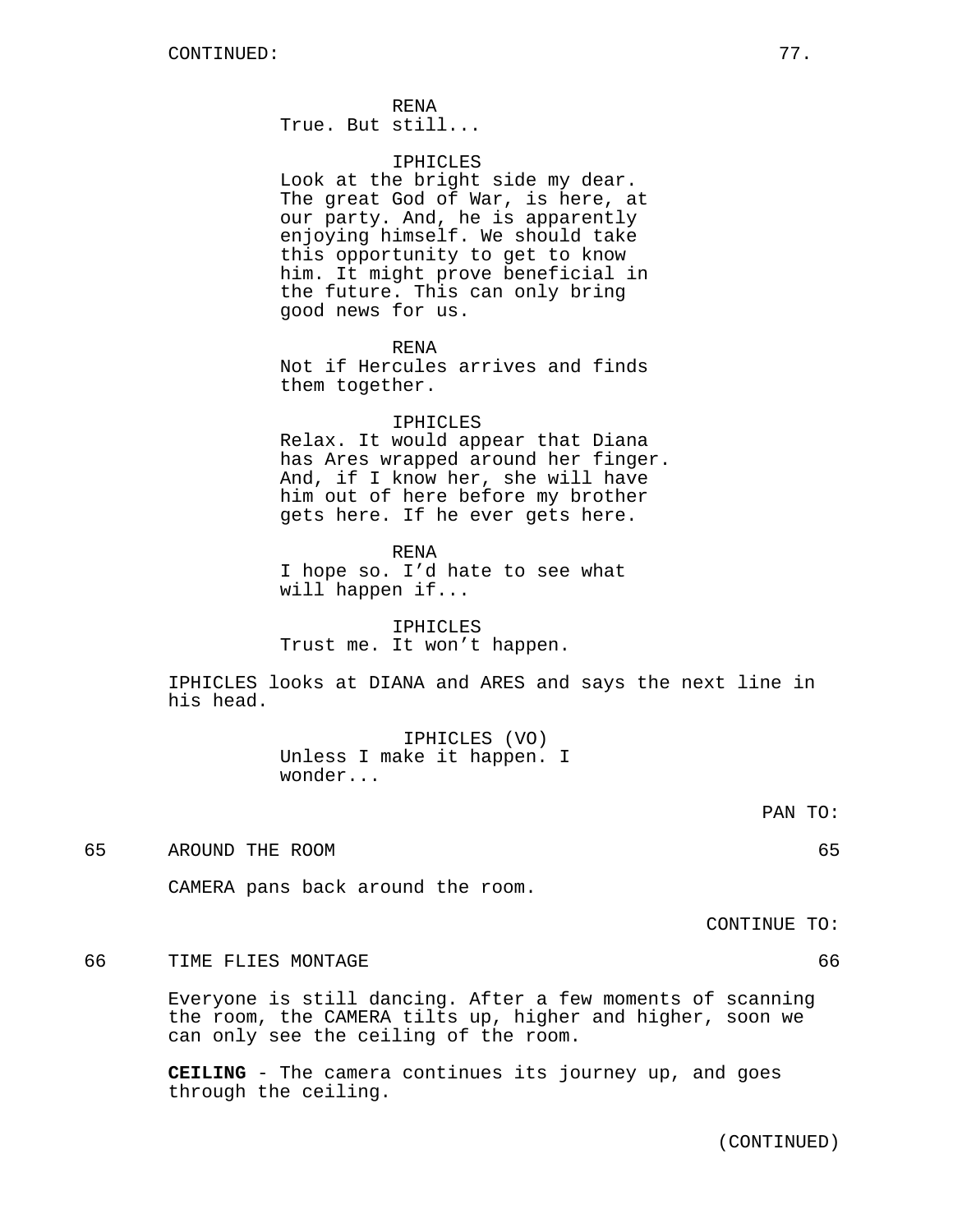CONTINUED:

RENA
True. But still...

IPHICLES
Look at the bright side my dear. The great God of War, is here, at our party. And, he is apparently enjoying himself. We should take this opportunity to get to know him. It might prove beneficial in the future. This can only bring good news for us.

RENA
Not if Hercules arrives and finds them together.

IPHICLES
Relax. It would appear that Diana has Ares wrapped around her finger. And, if I know her, she will have him out of here before my brother gets here. If he ever gets here.

RENA
I hope so. I'd hate to see what will happen if...

IPHICLES
Trust me. It won't happen.

IPHICLES looks at DIANA and ARES and says the next line in his head.

IPHICLES (VO)
Unless I make it happen. I wonder...

PAN TO:

65 AROUND THE ROOM 65

CAMERA pans back around the room.

CONTINUE TO:

66 TIME FLIES MONTAGE 66

Everyone is still dancing. After a few moments of scanning the room, the CAMERA tilts up, higher and higher, soon we can only see the ceiling of the room.

**CEILING** - The camera continues its journey up, and goes through the ceiling.

(CONTINUED)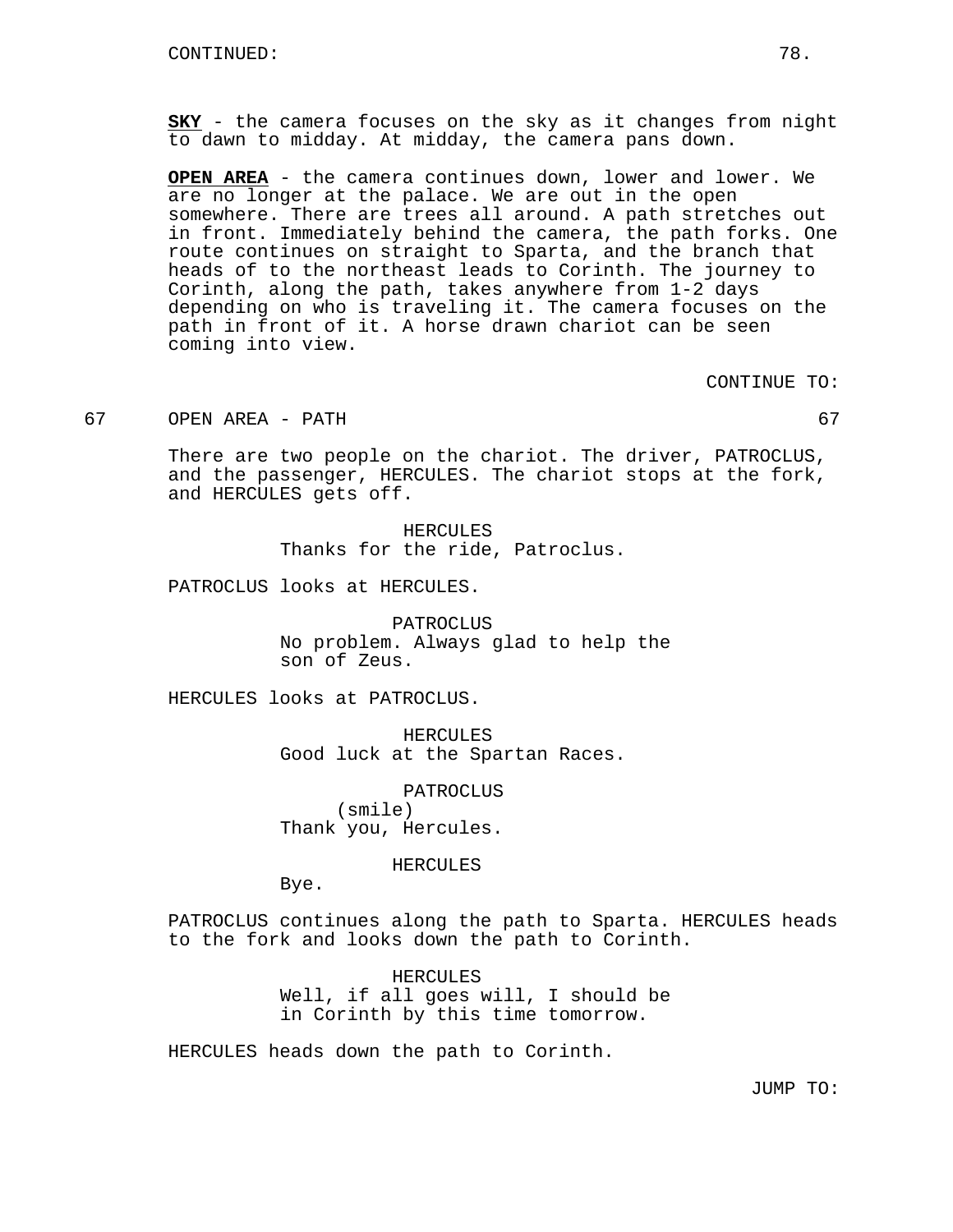CONTINUED:

**SKY** - the camera focuses on the sky as it changes from night to dawn to midday. At midday, the camera pans down.

**OPEN AREA** - the camera continues down, lower and lower. We are no longer at the palace. We are out in the open somewhere. There are trees all around. A path stretches out in front. Immediately behind the camera, the path forks. One route continues on straight to Sparta, and the branch that heads of to the northeast leads to Corinth. The journey to Corinth, along the path, takes anywhere from 1-2 days depending on who is traveling it. The camera focuses on the path in front of it. A horse drawn chariot can be seen coming into view.

CONTINUE TO:

67 OPEN AREA - PATH 67

There are two people on the chariot. The driver, PATROCLUS, and the passenger, HERCULES. The chariot stops at the fork, and HERCULES gets off.

HERCULES
Thanks for the ride, Patroclus.

PATROCLUS looks at HERCULES.

PATROCLUS
No problem. Always glad to help the son of Zeus.

HERCULES looks at PATROCLUS.

HERCULES
Good luck at the Spartan Races.

PATROCLUS
(smile)
Thank you, Hercules.

HERCULES
Bye.

PATROCLUS continues along the path to Sparta. HERCULES heads to the fork and looks down the path to Corinth.

HERCULES
Well, if all goes will, I should be in Corinth by this time tomorrow.

HERCULES heads down the path to Corinth.

JUMP TO: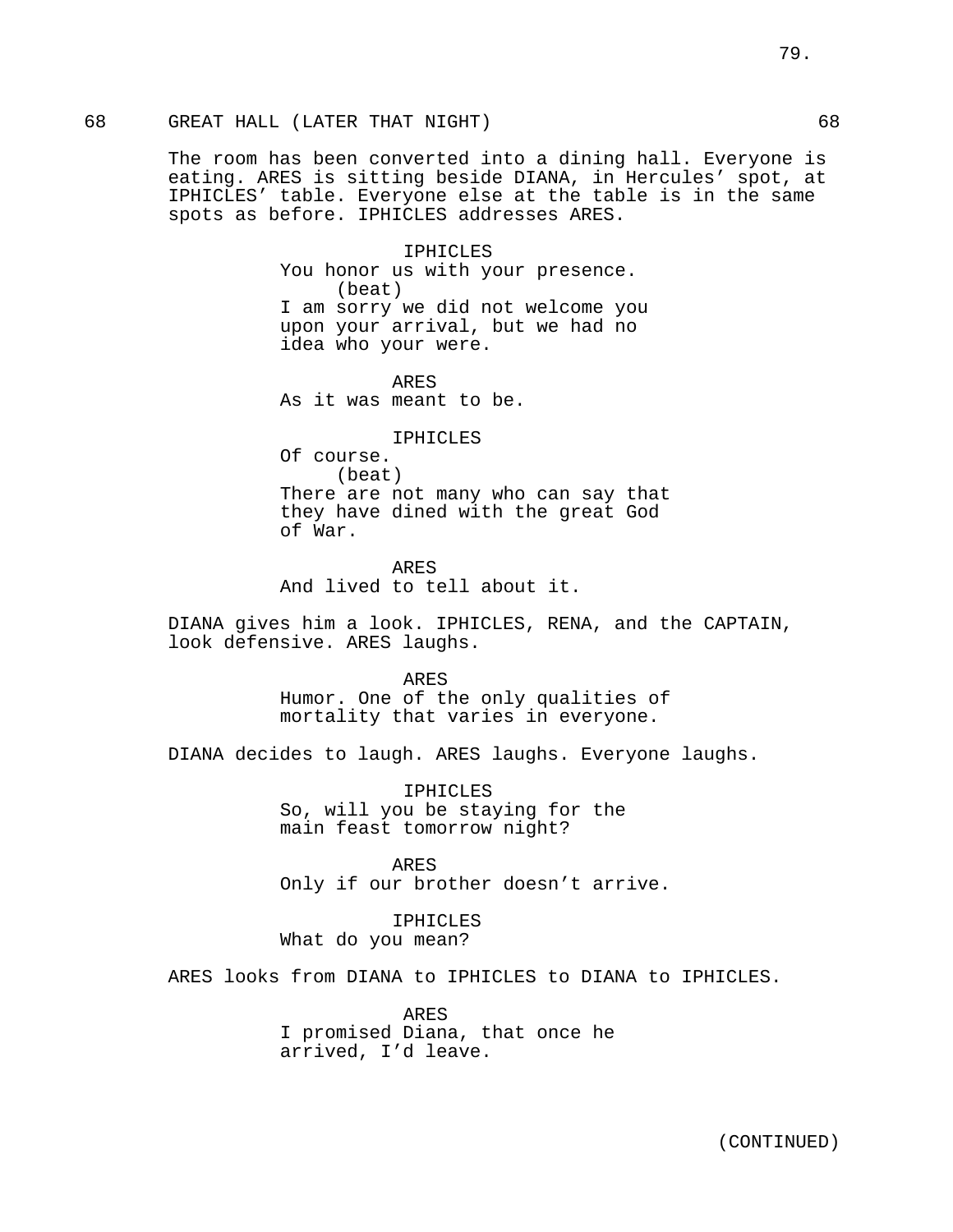68 GREAT HALL (LATER THAT NIGHT) 68

The room has been converted into a dining hall. Everyone is eating. ARES is sitting beside DIANA, in Hercules' spot, at IPHICLES' table. Everyone else at the table is in the same spots as before. IPHICLES addresses ARES.

IPHICLES
You honor us with your presence.
(beat)
I am sorry we did not welcome you upon your arrival, but we had no idea who your were.

ARES
As it was meant to be.

IPHICLES
Of course.
(beat)
There are not many who can say that they have dined with the great God of War.

ARES
And lived to tell about it.

DIANA gives him a look. IPHICLES, RENA, and the CAPTAIN, look defensive. ARES laughs.

ARES
Humor. One of the only qualities of mortality that varies in everyone.

DIANA decides to laugh. ARES laughs. Everyone laughs.

IPHICLES
So, will you be staying for the main feast tomorrow night?

ARES
Only if our brother doesn't arrive.

IPHICLES
What do you mean?

ARES looks from DIANA to IPHICLES to DIANA to IPHICLES.

ARES
I promised Diana, that once he arrived, I'd leave.

(CONTINUED)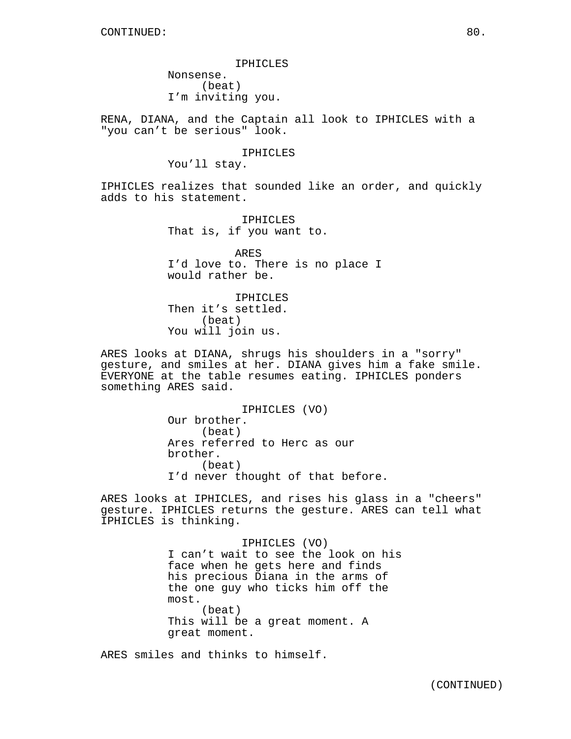CONTINUED:

IPHICLES
Nonsense.
(beat)
I'm inviting you.

RENA, DIANA, and the Captain all look to IPHICLES with a "you can't be serious" look.

IPHICLES
You'll stay.

IPHICLES realizes that sounded like an order, and quickly adds to his statement.

IPHICLES
That is, if you want to.

ARES
I'd love to. There is no place I would rather be.

IPHICLES
Then it's settled.
(beat)
You will join us.

ARES looks at DIANA, shrugs his shoulders in a "sorry" gesture, and smiles at her. DIANA gives him a fake smile. EVERYONE at the table resumes eating. IPHICLES ponders something ARES said.

IPHICLES (VO)
Our brother.
(beat)
Ares referred to Herc as our brother.
(beat)
I'd never thought of that before.

ARES looks at IPHICLES, and rises his glass in a "cheers" gesture. IPHICLES returns the gesture. ARES can tell what IPHICLES is thinking.

IPHICLES (VO)
I can't wait to see the look on his face when he gets here and finds his precious Diana in the arms of the one guy who ticks him off the most.
(beat)
This will be a great moment. A great moment.

ARES smiles and thinks to himself.

(CONTINUED)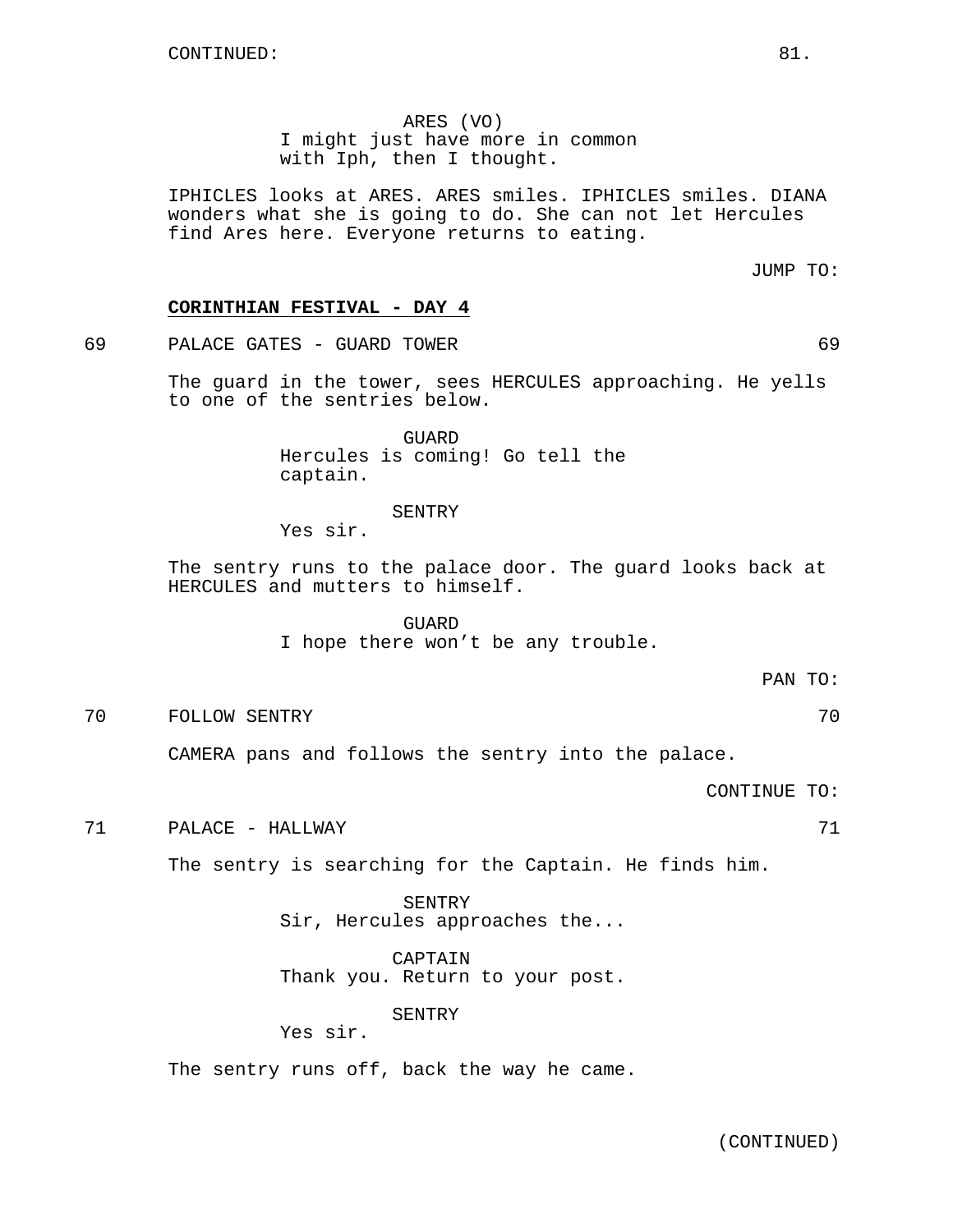CONTINUED:

ARES (VO)
I might just have more in common with Iph, then I thought.

IPHICLES looks at ARES. ARES smiles. IPHICLES smiles. DIANA wonders what she is going to do. She can not let Hercules find Ares here. Everyone returns to eating.

JUMP TO:

**CORINTHIAN FESTIVAL - DAY 4**

69 PALACE GATES - GUARD TOWER 69

The guard in the tower, sees HERCULES approaching. He yells to one of the sentries below.

GUARD
Hercules is coming! Go tell the captain.

SENTRY
Yes sir.

The sentry runs to the palace door. The guard looks back at HERCULES and mutters to himself.

GUARD
I hope there won't be any trouble.

PAN TO:

70 FOLLOW SENTRY 70

CAMERA pans and follows the sentry into the palace.

CONTINUE TO:

71 PALACE - HALLWAY 71

The sentry is searching for the Captain. He finds him.

SENTRY
Sir, Hercules approaches the...

CAPTAIN
Thank you. Return to your post.

SENTRY
Yes sir.

The sentry runs off, back the way he came.

(CONTINUED)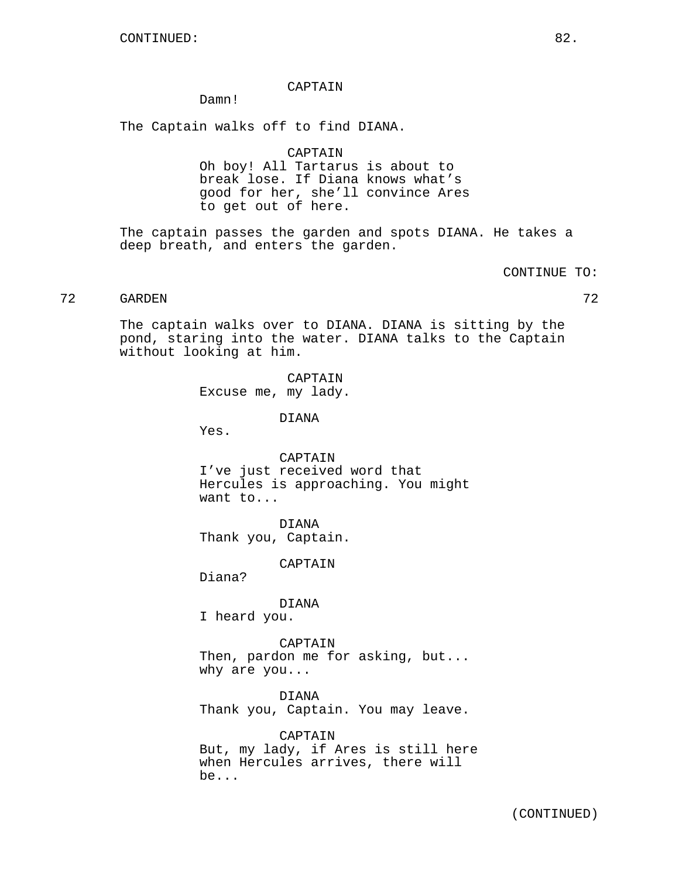CONTINUED:

CAPTAIN
Damn!

The Captain walks off to find DIANA.

CAPTAIN
Oh boy! All Tartarus is about to break lose. If Diana knows what's good for her, she'll convince Ares to get out of here.

The captain passes the garden and spots DIANA. He takes a deep breath, and enters the garden.

CONTINUE TO:

72 GARDEN 72

The captain walks over to DIANA. DIANA is sitting by the pond, staring into the water. DIANA talks to the Captain without looking at him.

CAPTAIN
Excuse me, my lady.

DIANA
Yes.

CAPTAIN
I've just received word that Hercules is approaching. You might want to...

DIANA
Thank you, Captain.

CAPTAIN
Diana?

DIANA
I heard you.

CAPTAIN
Then, pardon me for asking, but... why are you...

DIANA
Thank you, Captain. You may leave.

CAPTAIN
But, my lady, if Ares is still here when Hercules arrives, there will be...

(CONTINUED)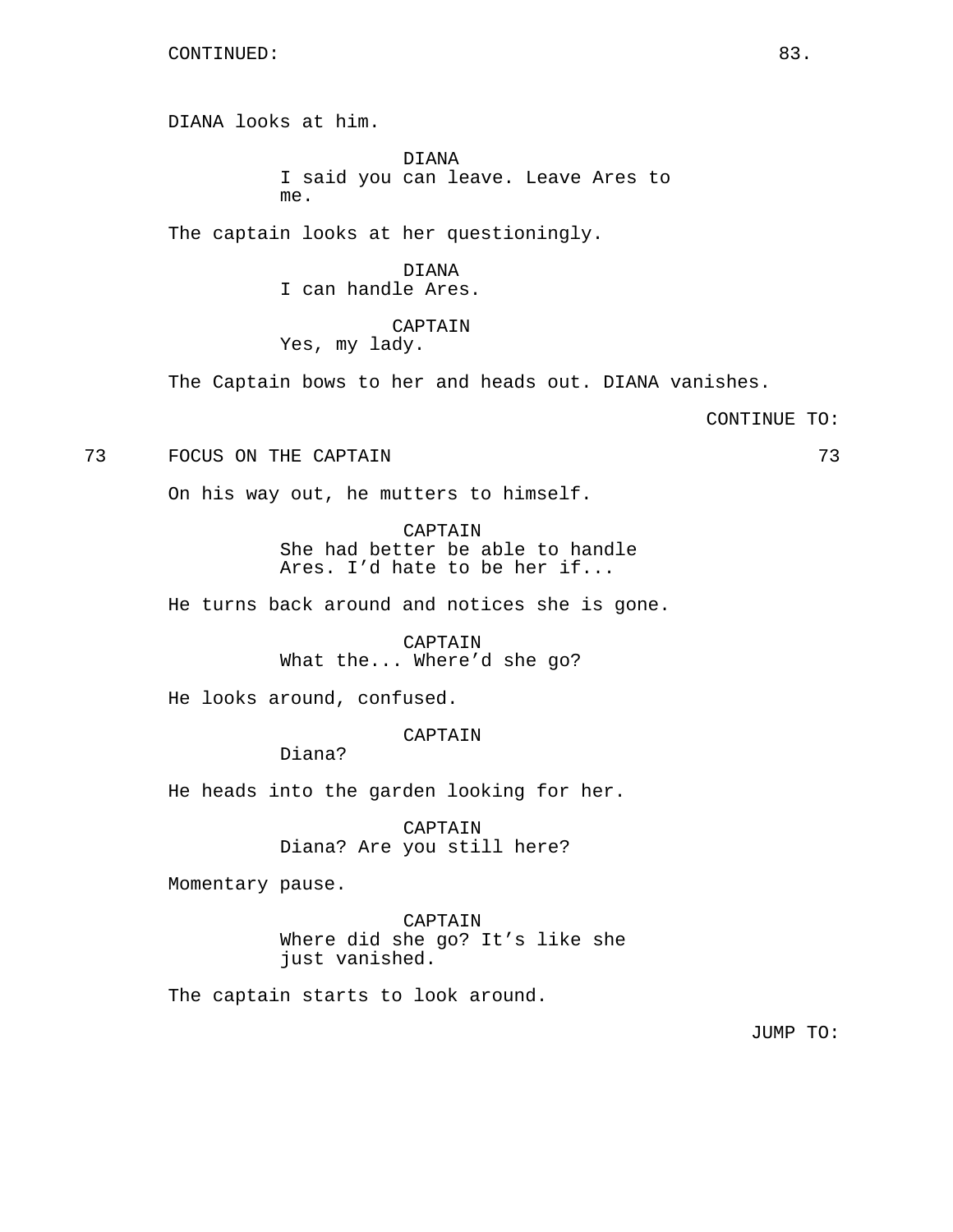CONTINUED:

DIANA looks at him.

DIANA
I said you can leave. Leave Ares to me.

The captain looks at her questioningly.

DIANA
I can handle Ares.

CAPTAIN
Yes, my lady.

The Captain bows to her and heads out. DIANA vanishes.

CONTINUE TO:

73 FOCUS ON THE CAPTAIN 73

On his way out, he mutters to himself.

CAPTAIN
She had better be able to handle Ares. I'd hate to be her if...

He turns back around and notices she is gone.

CAPTAIN
What the... Where'd she go?

He looks around, confused.

CAPTAIN
Diana?

He heads into the garden looking for her.

CAPTAIN
Diana? Are you still here?

Momentary pause.

CAPTAIN
Where did she go? It's like she just vanished.

The captain starts to look around.

JUMP TO: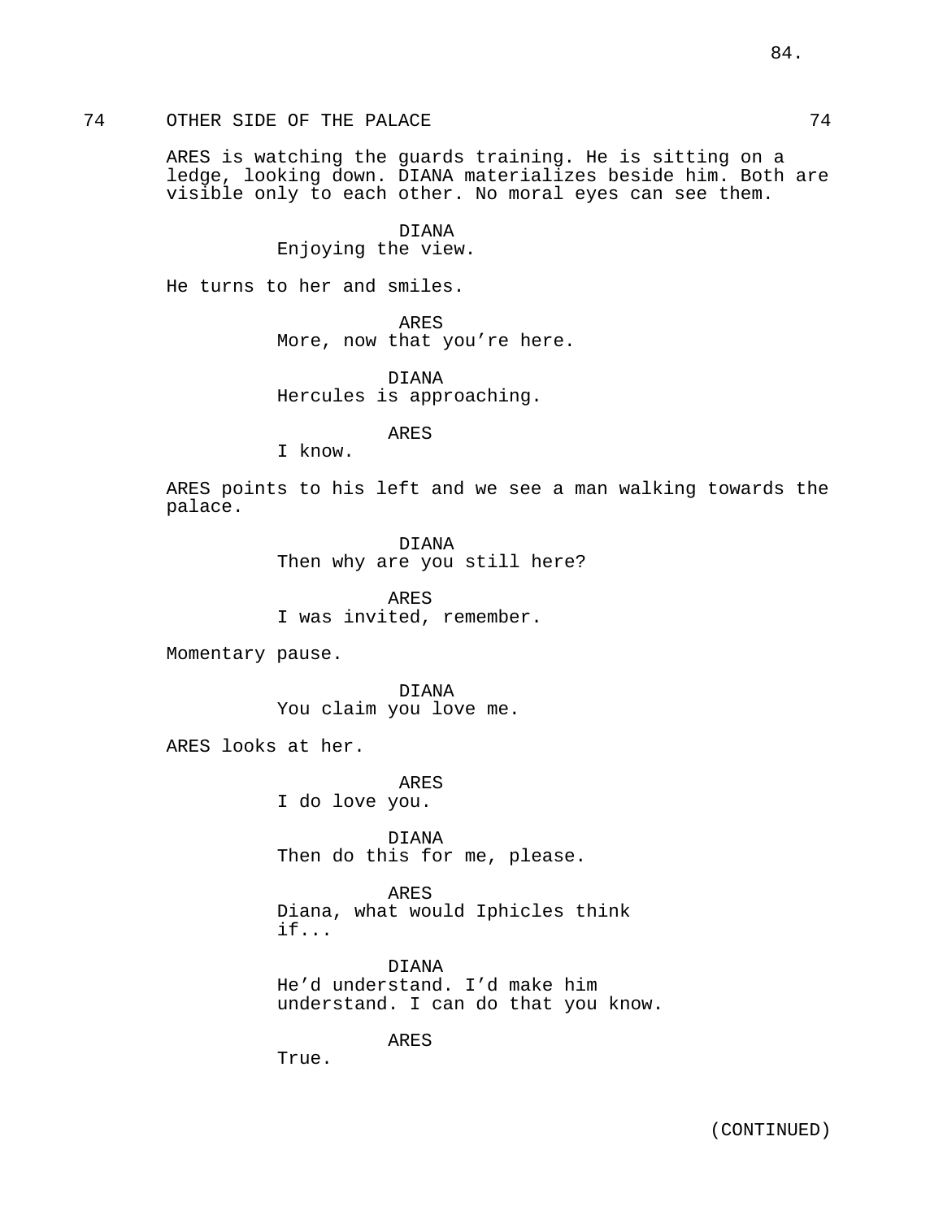74 OTHER SIDE OF THE PALACE 74

ARES is watching the guards training. He is sitting on a ledge, looking down. DIANA materializes beside him. Both are visible only to each other. No moral eyes can see them.

DIANA
Enjoying the view.

He turns to her and smiles.

ARES
More, now that you're here.

DIANA
Hercules is approaching.

ARES
I know.

ARES points to his left and we see a man walking towards the palace.

DIANA
Then why are you still here?

ARES
I was invited, remember.

Momentary pause.

DIANA
You claim you love me.

ARES looks at her.

ARES
I do love you.

DIANA
Then do this for me, please.

ARES
Diana, what would Iphicles think if...

DIANA
He'd understand. I'd make him understand. I can do that you know.

ARES
True.

(CONTINUED)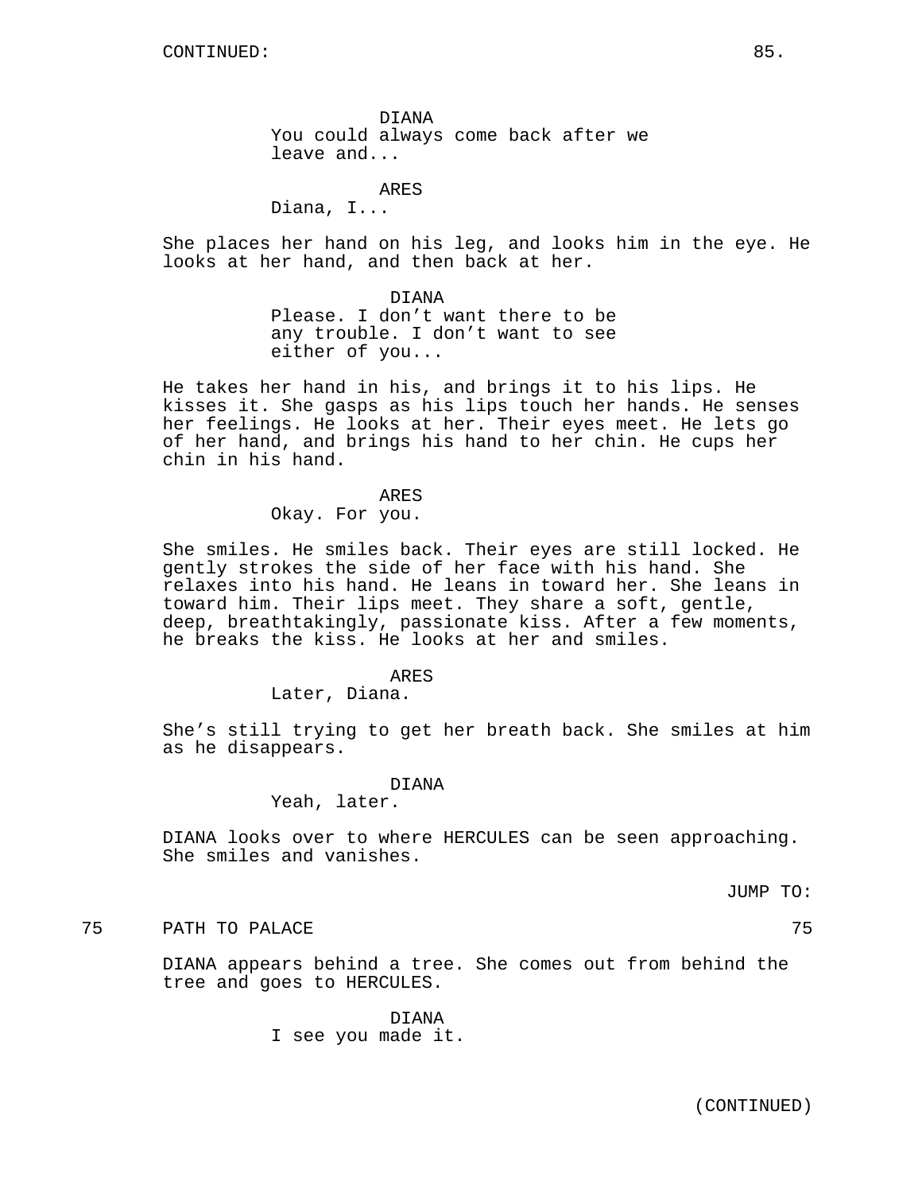DIANA
You could always come back after we leave and...

ARES
Diana, I...

She places her hand on his leg, and looks him in the eye. He looks at her hand, and then back at her.

DIANA
Please. I don't want there to be any trouble. I don't want to see either of you...

He takes her hand in his, and brings it to his lips. He kisses it. She gasps as his lips touch her hands. He senses her feelings. He looks at her. Their eyes meet. He lets go of her hand, and brings his hand to her chin. He cups her chin in his hand.

ARES
Okay. For you.

She smiles. He smiles back. Their eyes are still locked. He gently strokes the side of her face with his hand. She relaxes into his hand. He leans in toward her. She leans in toward him. Their lips meet. They share a soft, gentle, deep, breathtakingly, passionate kiss. After a few moments, he breaks the kiss. He looks at her and smiles.

ARES
Later, Diana.

She's still trying to get her breath back. She smiles at him as he disappears.

DIANA
Yeah, later.

DIANA looks over to where HERCULES can be seen approaching. She smiles and vanishes.

JUMP TO:

75 PATH TO PALACE 75

DIANA appears behind a tree. She comes out from behind the tree and goes to HERCULES.

DIANA
I see you made it.

(CONTINUED)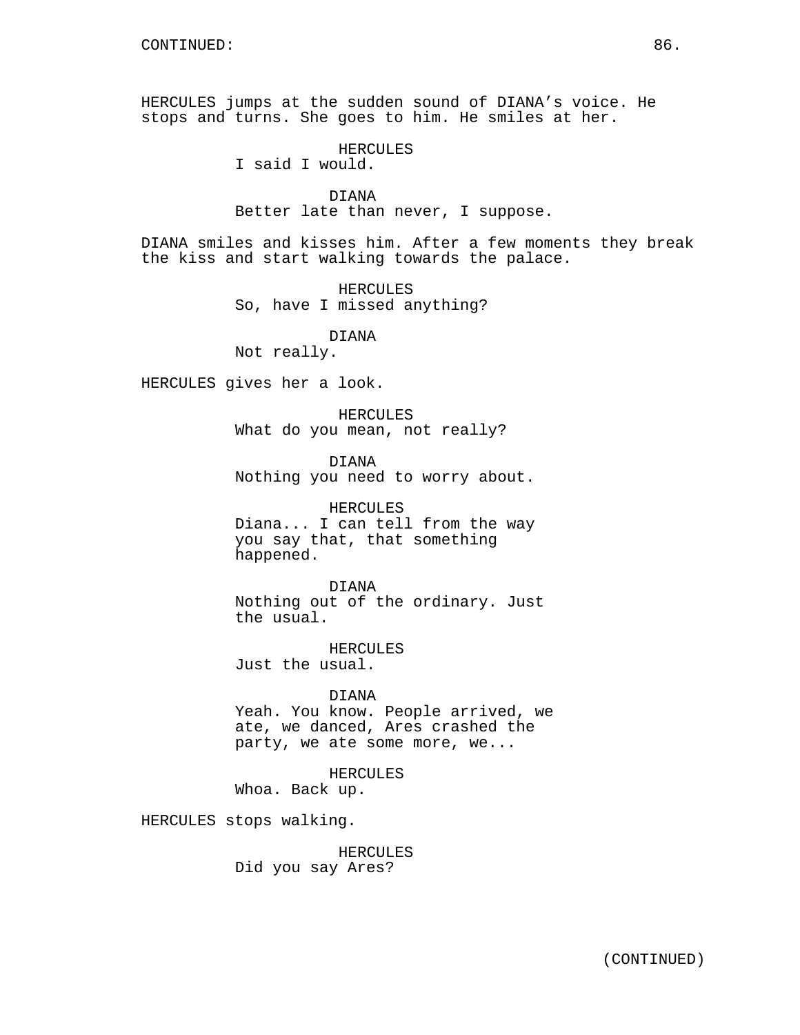CONTINUED:

HERCULES jumps at the sudden sound of DIANA's voice. He stops and turns. She goes to him. He smiles at her.

HERCULES
I said I would.

DIANA
Better late than never, I suppose.

DIANA smiles and kisses him. After a few moments they break the kiss and start walking towards the palace.

HERCULES
So, have I missed anything?

DIANA
Not really.

HERCULES gives her a look.

HERCULES
What do you mean, not really?

DIANA
Nothing you need to worry about.

HERCULES
Diana... I can tell from the way you say that, that something happened.

DIANA
Nothing out of the ordinary. Just the usual.

HERCULES
Just the usual.

DIANA
Yeah. You know. People arrived, we ate, we danced, Ares crashed the party, we ate some more, we...

HERCULES
Whoa. Back up.

HERCULES stops walking.

HERCULES
Did you say Ares?

(CONTINUED)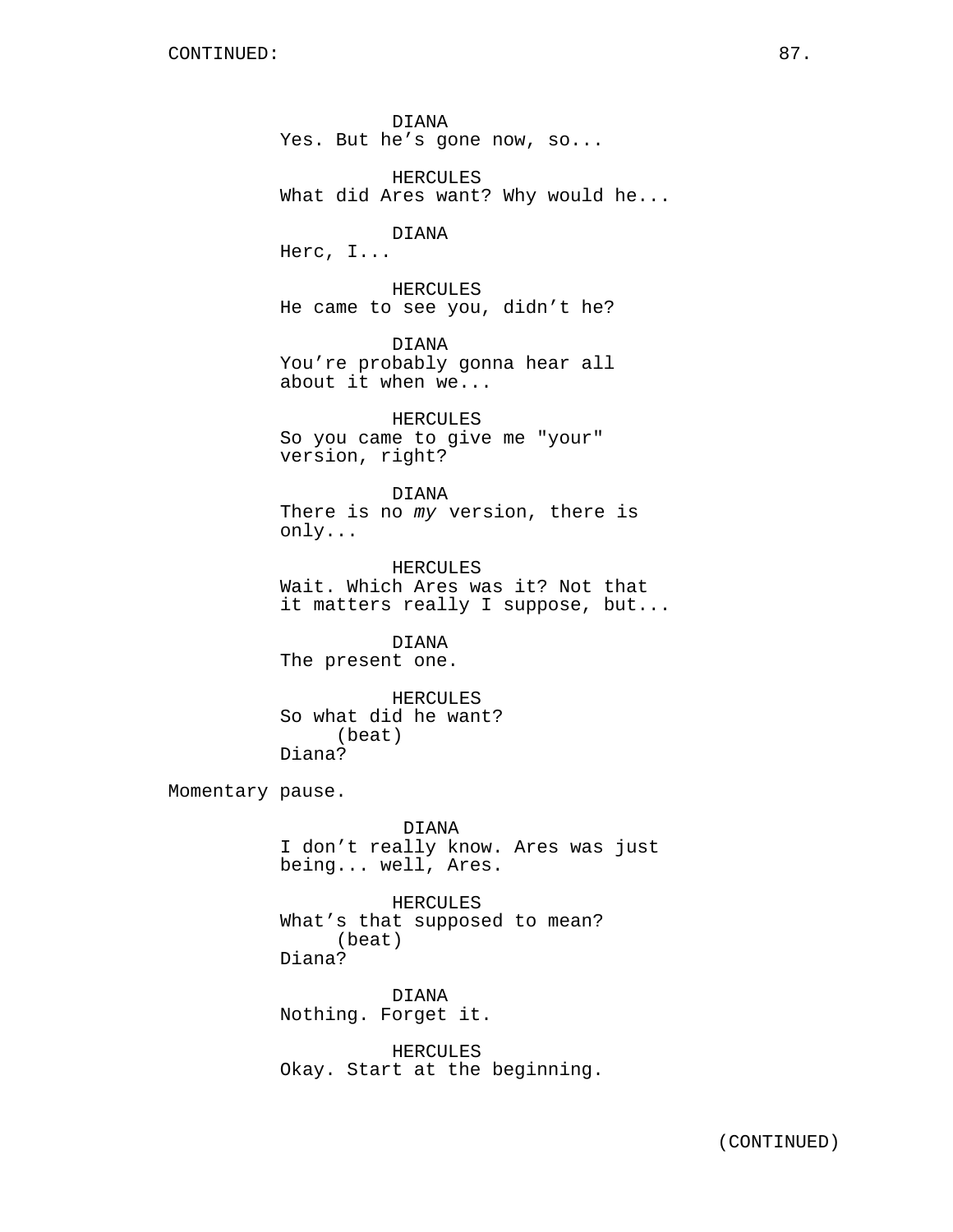DIANA
Yes. But he's gone now, so...

HERCULES
What did Ares want? Why would he...

DIANA
Herc, I...

HERCULES
He came to see you, didn't he?

DIANA
You're probably gonna hear all about it when we...

HERCULES
So you came to give me "your" version, right?

DIANA
There is no *my* version, there is only...

HERCULES
Wait. Which Ares was it? Not that it matters really I suppose, but...

DIANA
The present one.

HERCULES
So what did he want?
(beat)
Diana?

Momentary pause.

DIANA
I don't really know. Ares was just being... well, Ares.

HERCULES
What's that supposed to mean?
(beat)
Diana?

DIANA
Nothing. Forget it.

HERCULES
Okay. Start at the beginning.

(CONTINUED)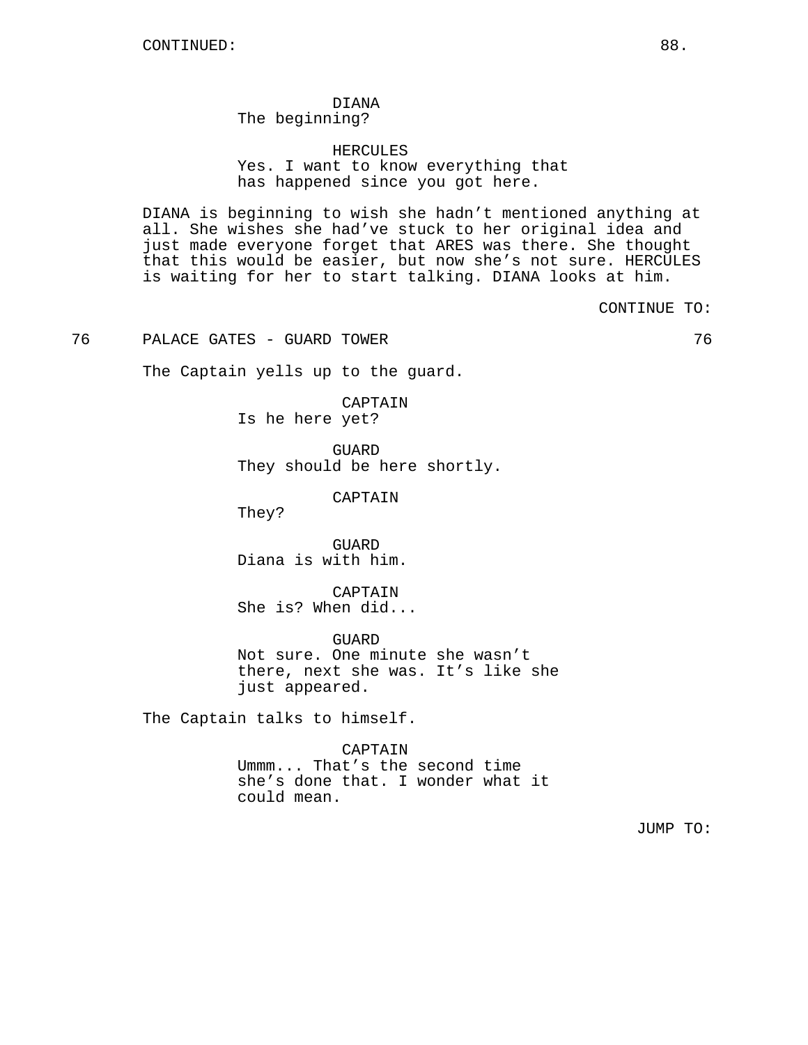CONTINUED:

DIANA
The beginning?

HERCULES
Yes. I want to know everything that has happened since you got here.

DIANA is beginning to wish she hadn't mentioned anything at all. She wishes she had've stuck to her original idea and just made everyone forget that ARES was there. She thought that this would be easier, but now she's not sure. HERCULES is waiting for her to start talking. DIANA looks at him.

CONTINUE TO:

76 PALACE GATES - GUARD TOWER 76

The Captain yells up to the guard.

CAPTAIN
Is he here yet?

GUARD
They should be here shortly.

CAPTAIN
They?

GUARD
Diana is with him.

CAPTAIN
She is? When did...

GUARD
Not sure. One minute she wasn't there, next she was. It's like she just appeared.

The Captain talks to himself.

CAPTAIN
Ummm... That's the second time she's done that. I wonder what it could mean.

JUMP TO: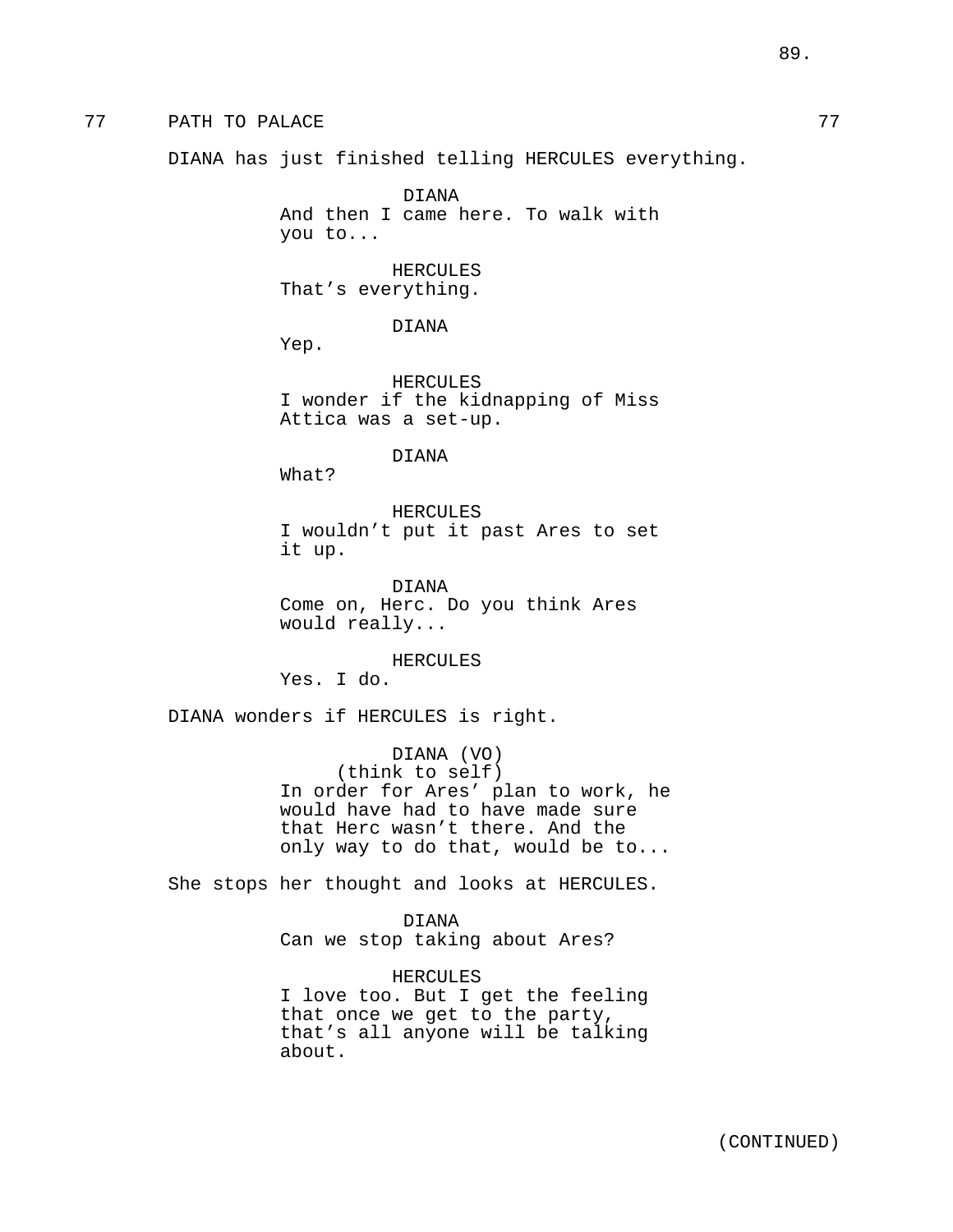77 PATH TO PALACE 77

DIANA has just finished telling HERCULES everything.

DIANA
And then I came here. To walk with you to...

HERCULES
That's everything.

DIANA
Yep.

HERCULES
I wonder if the kidnapping of Miss Attica was a set-up.

DIANA
What?

HERCULES
I wouldn't put it past Ares to set it up.

DIANA
Come on, Herc. Do you think Ares would really...

HERCULES
Yes. I do.

DIANA wonders if HERCULES is right.

DIANA (VO)
(think to self)
In order for Ares' plan to work, he would have had to have made sure that Herc wasn't there. And the only way to do that, would be to...

She stops her thought and looks at HERCULES.

DIANA
Can we stop taking about Ares?

HERCULES
I love too. But I get the feeling that once we get to the party, that's all anyone will be talking about.

(CONTINUED)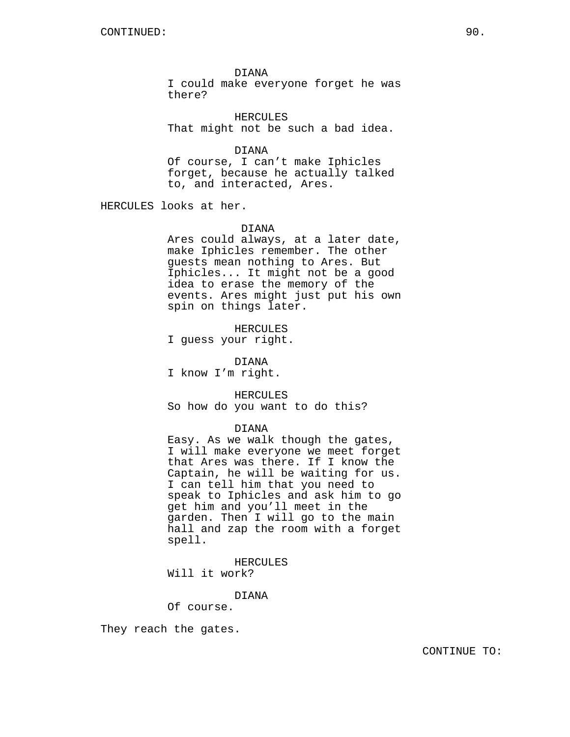CONTINUED:

DIANA
I could make everyone forget he was there?

HERCULES
That might not be such a bad idea.

DIANA
Of course, I can't make Iphicles forget, because he actually talked to, and interacted, Ares.

HERCULES looks at her.

DIANA
Ares could always, at a later date, make Iphicles remember. The other guests mean nothing to Ares. But Iphicles... It might not be a good idea to erase the memory of the events. Ares might just put his own spin on things later.

HERCULES
I guess your right.

DIANA
I know I'm right.

HERCULES
So how do you want to do this?

DIANA
Easy. As we walk though the gates, I will make everyone we meet forget that Ares was there. If I know the Captain, he will be waiting for us. I can tell him that you need to speak to Iphicles and ask him to go get him and you'll meet in the garden. Then I will go to the main hall and zap the room with a forget spell.

HERCULES
Will it work?

DIANA
Of course.

They reach the gates.

CONTINUE TO: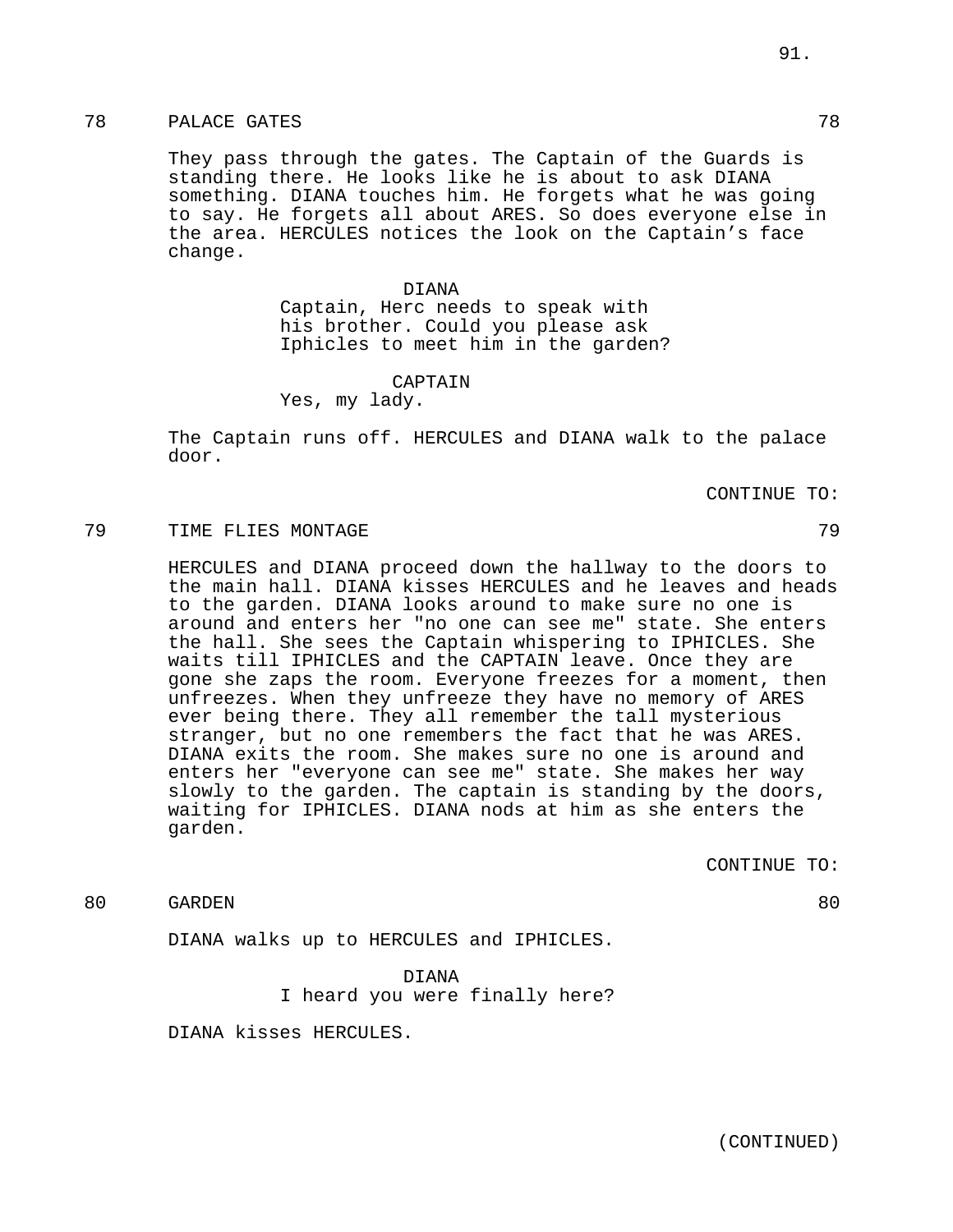78 PALACE GATES 78

They pass through the gates. The Captain of the Guards is standing there. He looks like he is about to ask DIANA something. DIANA touches him. He forgets what he was going to say. He forgets all about ARES. So does everyone else in the area. HERCULES notices the look on the Captain's face change.

DIANA
Captain, Herc needs to speak with his brother. Could you please ask Iphicles to meet him in the garden?

CAPTAIN
Yes, my lady.

The Captain runs off. HERCULES and DIANA walk to the palace door.

CONTINUE TO:

79 TIME FLIES MONTAGE 79

HERCULES and DIANA proceed down the hallway to the doors to the main hall. DIANA kisses HERCULES and he leaves and heads to the garden. DIANA looks around to make sure no one is around and enters her "no one can see me" state. She enters the hall. She sees the Captain whispering to IPHICLES. She waits till IPHICLES and the CAPTAIN leave. Once they are gone she zaps the room. Everyone freezes for a moment, then unfreezes. When they unfreeze they have no memory of ARES ever being there. They all remember the tall mysterious stranger, but no one remembers the fact that he was ARES. DIANA exits the room. She makes sure no one is around and enters her "everyone can see me" state. She makes her way slowly to the garden. The captain is standing by the doors, waiting for IPHICLES. DIANA nods at him as she enters the garden.

CONTINUE TO:

80 GARDEN 80

DIANA walks up to HERCULES and IPHICLES.

DIANA
I heard you were finally here?

DIANA kisses HERCULES.

(CONTINUED)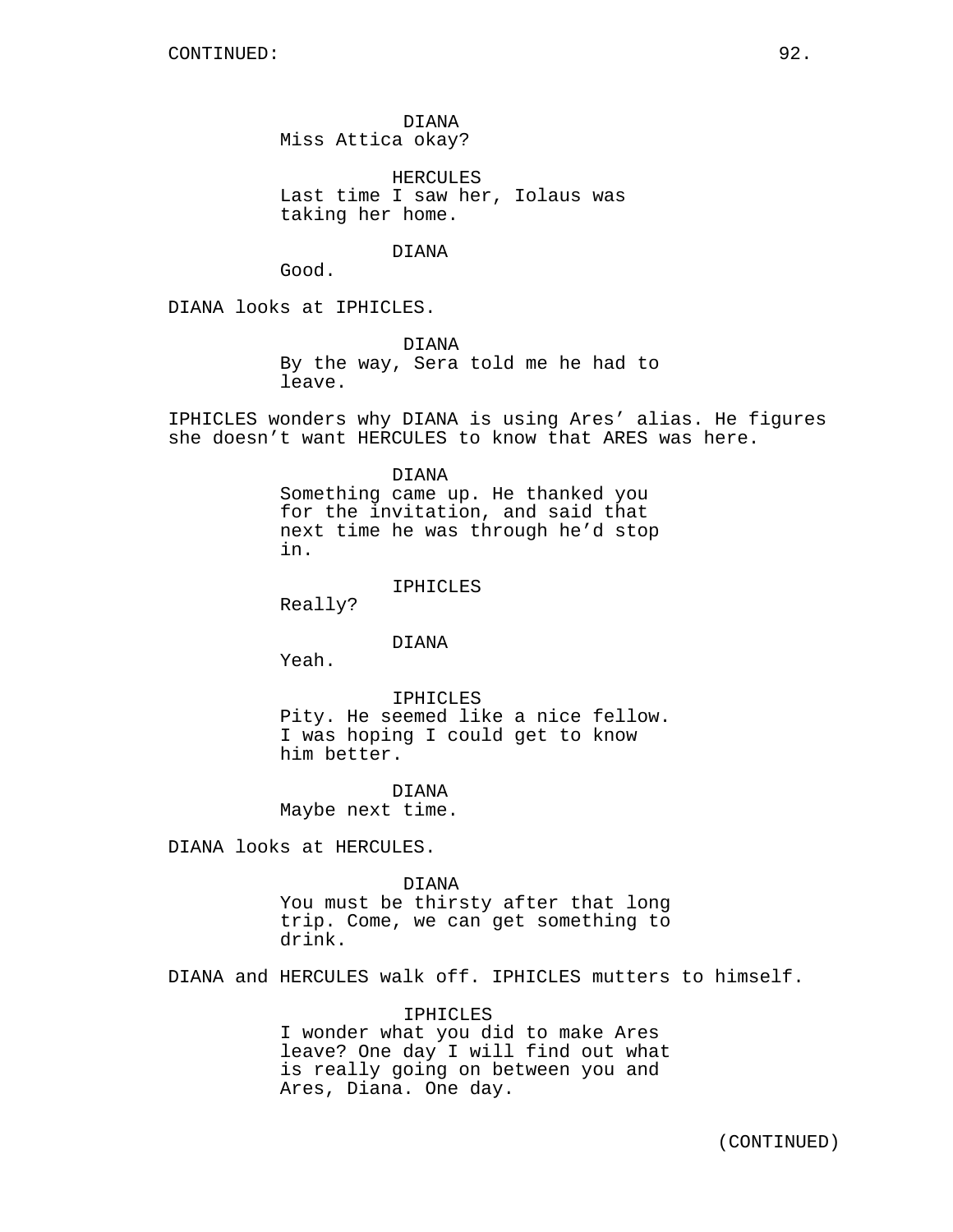CONTINUED:

DIANA
Miss Attica okay?

HERCULES
Last time I saw her, Iolaus was taking her home.

DIANA
Good.

DIANA looks at IPHICLES.

DIANA
By the way, Sera told me he had to leave.

IPHICLES wonders why DIANA is using Ares' alias. He figures she doesn't want HERCULES to know that ARES was here.

DIANA
Something came up. He thanked you for the invitation, and said that next time he was through he'd stop in.

IPHICLES
Really?

DIANA
Yeah.

IPHICLES
Pity. He seemed like a nice fellow. I was hoping I could get to know him better.

DIANA
Maybe next time.

DIANA looks at HERCULES.

DIANA
You must be thirsty after that long trip. Come, we can get something to drink.

DIANA and HERCULES walk off. IPHICLES mutters to himself.

IPHICLES
I wonder what you did to make Ares leave? One day I will find out what is really going on between you and Ares, Diana. One day.

(CONTINUED)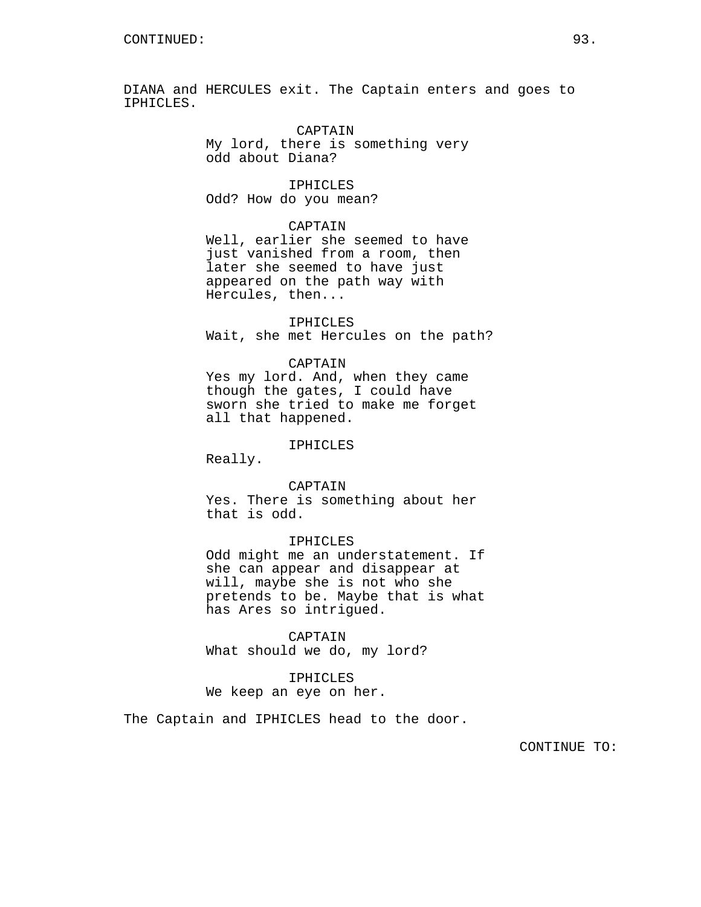CONTINUED:

DIANA and HERCULES exit. The Captain enters and goes to IPHICLES.

CAPTAIN
My lord, there is something very odd about Diana?

IPHICLES
Odd? How do you mean?

CAPTAIN
Well, earlier she seemed to have just vanished from a room, then later she seemed to have just appeared on the path way with Hercules, then...

IPHICLES
Wait, she met Hercules on the path?

CAPTAIN
Yes my lord. And, when they came though the gates, I could have sworn she tried to make me forget all that happened.

IPHICLES
Really.

CAPTAIN
Yes. There is something about her that is odd.

IPHICLES
Odd might me an understatement. If she can appear and disappear at will, maybe she is not who she pretends to be. Maybe that is what has Ares so intrigued.

CAPTAIN
What should we do, my lord?

IPHICLES
We keep an eye on her.

The Captain and IPHICLES head to the door.

CONTINUE TO: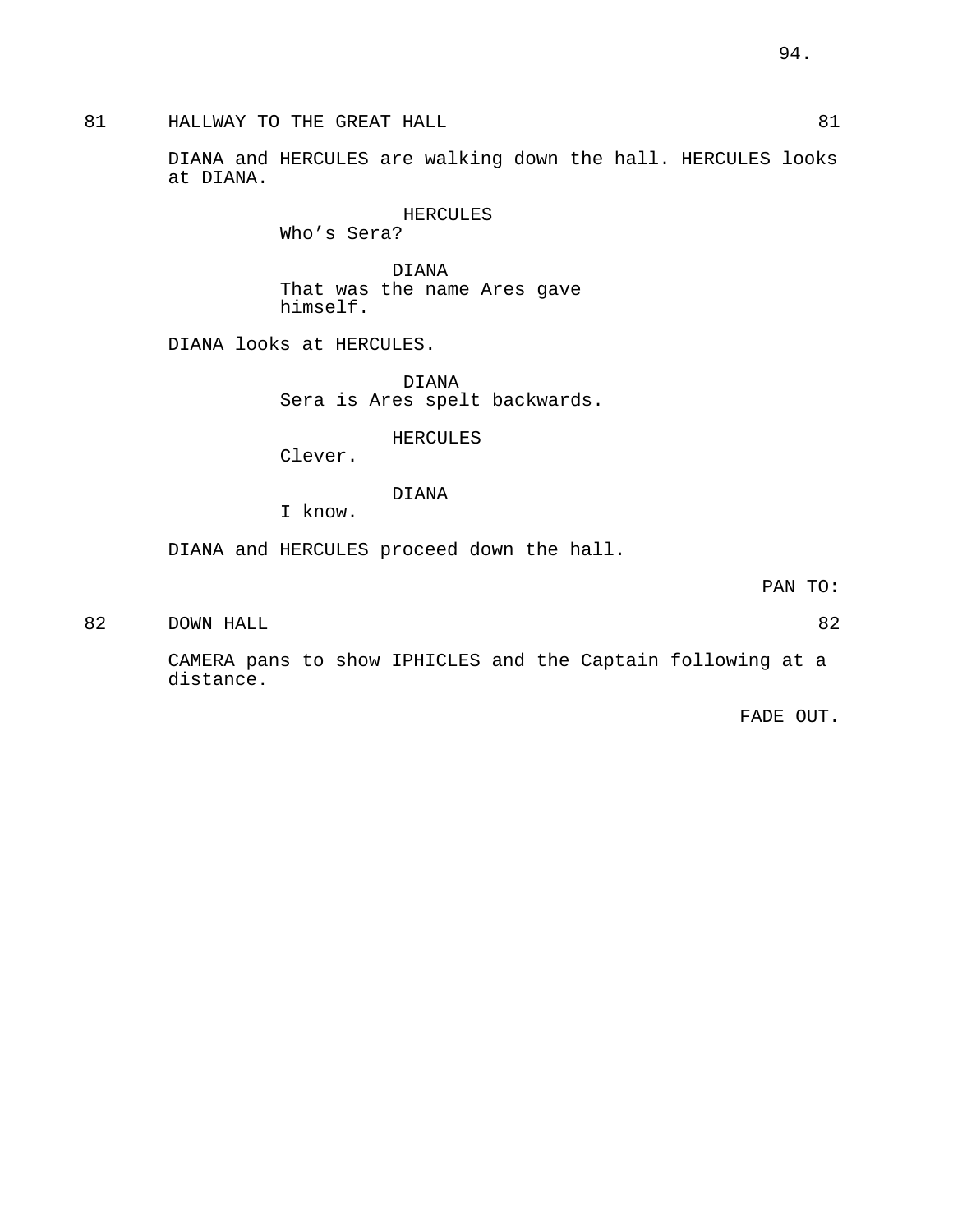81 HALLWAY TO THE GREAT HALL 81

DIANA and HERCULES are walking down the hall. HERCULES looks at DIANA.

HERCULES
Who's Sera?

DIANA
That was the name Ares gave himself.

DIANA looks at HERCULES.

DIANA
Sera is Ares spelt backwards.

HERCULES
Clever.

DIANA
I know.

DIANA and HERCULES proceed down the hall.

PAN TO:

82 DOWN HALL 82

CAMERA pans to show IPHICLES and the Captain following at a distance.

FADE OUT.